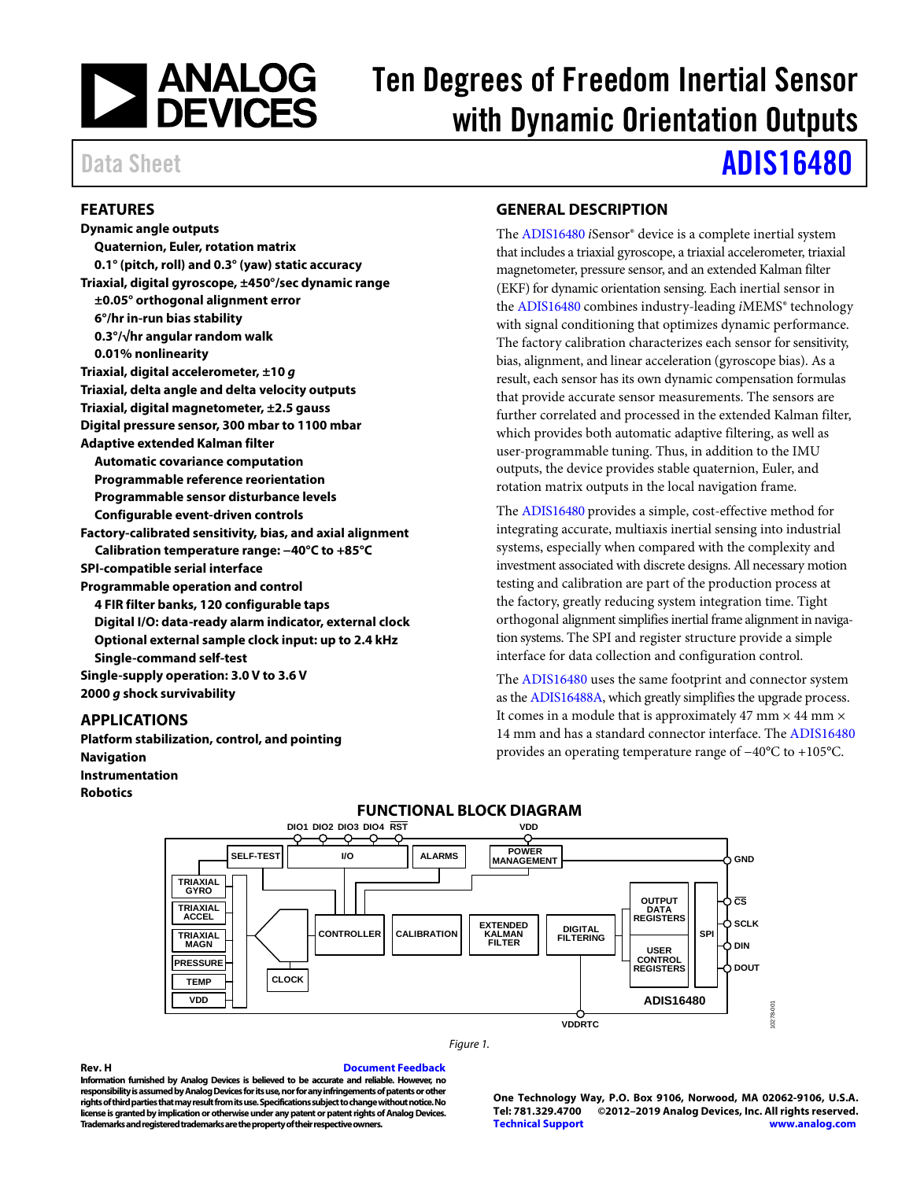# Ten Degrees of Freedom Inertial Sensor with Dynamic Orientation Outputs

Data Sheet **ADIS16480**

## FEATURES

**Dynamic angle outputs**
- **Quaternion, Euler, rotation matrix**
- **0.1° (pitch, roll) and 0.3° (yaw) static accuracy**

**Triaxial, digital gyroscope, ±450°/sec dynamic range**
- **±0.05° orthogonal alignment error**
- **6°/hr in-run bias stability**
- **0.3°/√hr angular random walk**
- **0.01% nonlinearity**

**Triaxial, digital accelerometer, ±10 *g***

**Triaxial, delta angle and delta velocity outputs**

**Triaxial, digital magnetometer, ±2.5 gauss**

**Digital pressure sensor, 300 mbar to 1100 mbar**

**Adaptive extended Kalman filter**
- **Automatic covariance computation**
- **Programmable reference reorientation**
- **Programmable sensor disturbance levels**
- **Configurable event-driven controls**

**Factory-calibrated sensitivity, bias, and axial alignment**
- **Calibration temperature range: −40°C to +85°C**

**SPI-compatible serial interface**

**Programmable operation and control**
- **4 FIR filter banks, 120 configurable taps**
- **Digital I/O: data-ready alarm indicator, external clock**
- **Optional external sample clock input: up to 2.4 kHz**
- **Single-command self-test**

**Single-supply operation: 3.0 V to 3.6 V**

**2000 *g* shock survivability**

## APPLICATIONS

**Platform stabilization, control, and pointing**
**Navigation**
**Instrumentation**
**Robotics**

## GENERAL DESCRIPTION

The ADIS16480 *i*Sensor® device is a complete inertial system that includes a triaxial gyroscope, a triaxial accelerometer, triaxial magnetometer, pressure sensor, and an extended Kalman filter (EKF) for dynamic orientation sensing. Each inertial sensor in the ADIS16480 combines industry-leading *i*MEMS® technology with signal conditioning that optimizes dynamic performance. The factory calibration characterizes each sensor for sensitivity, bias, alignment, and linear acceleration (gyroscope bias). As a result, each sensor has its own dynamic compensation formulas that provide accurate sensor measurements. The sensors are further correlated and processed in the extended Kalman filter, which provides both automatic adaptive filtering, as well as user-programmable tuning. Thus, in addition to the IMU outputs, the device provides stable quaternion, Euler, and rotation matrix outputs in the local navigation frame.

The ADIS16480 provides a simple, cost-effective method for integrating accurate, multiaxis inertial sensing into industrial systems, especially when compared with the complexity and investment associated with discrete designs. All necessary motion testing and calibration are part of the production process at the factory, greatly reducing system integration time. Tight orthogonal alignment simplifies inertial frame alignment in navigation systems. The SPI and register structure provide a simple interface for data collection and configuration control.

The ADIS16480 uses the same footprint and connector system as the ADIS16488A, which greatly simplifies the upgrade process. It comes in a module that is approximately 47 mm × 44 mm × 14 mm and has a standard connector interface. The ADIS16480 provides an operating temperature range of −40°C to +105°C.

## FUNCTIONAL BLOCK DIAGRAM

DIO1 DIO2 DIO3 DIO4 RST VDD GND CS SCLK DIN DOUT VDDRTC

SELF-TEST, I/O, ALARMS, POWER MANAGEMENT, TRIAXIAL GYRO, TRIAXIAL ACCEL, TRIAXIAL MAGN, PRESSURE, TEMP, VDD, CLOCK, CONTROLLER, CALIBRATION, EXTENDED KALMAN FILTER, DIGITAL FILTERING, OUTPUT DATA REGISTERS, USER CONTROL REGISTERS, SPI, ADIS16480

Figure 1.

**Rev. H** Document Feedback

**Information furnished by Analog Devices is believed to be accurate and reliable. However, no responsibility is assumed by Analog Devices for its use, nor for any infringements of patents or other rights of third parties that may result from its use. Specifications subject to change without notice. No license is granted by implication or otherwise under any patent or patent rights of Analog Devices. Trademarks and registered trademarks are the property of their respective owners.**

**One Technology Way, P.O. Box 9106, Norwood, MA 02062-9106, U.S.A.**
**Tel: 781.329.4700 ©2012–2019 Analog Devices, Inc. All rights reserved.**
**Technical Support www.analog.com**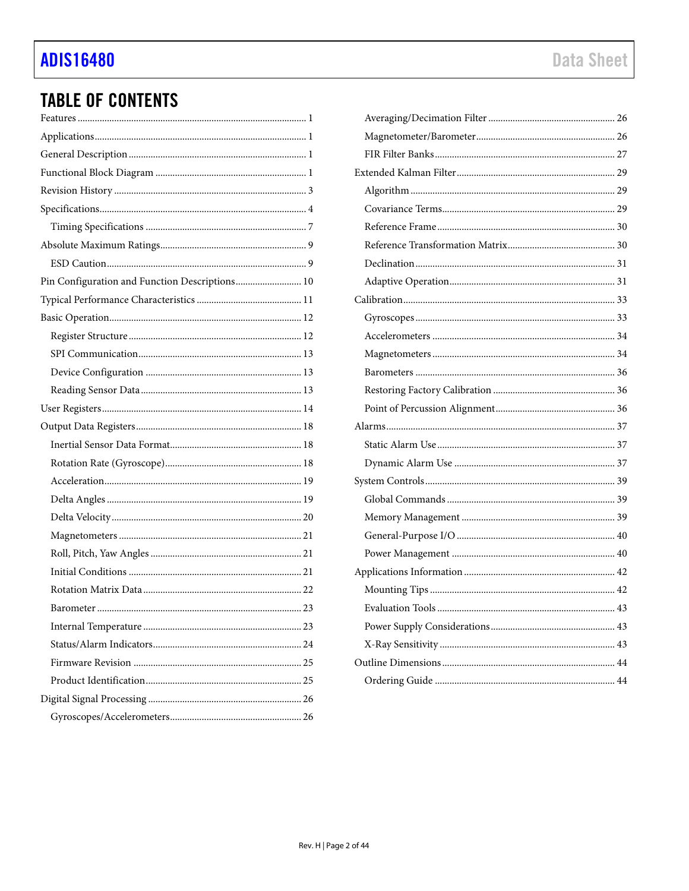## TABLE OF CONTENTS

Features ... 1
Applications ... 1
General Description ... 1
Functional Block Diagram ... 1
Revision History ... 3
Specifications ... 4
    Timing Specifications ... 7
Absolute Maximum Ratings ... 9
    ESD Caution ... 9
Pin Configuration and Function Descriptions ... 10
Typical Performance Characteristics ... 11
Basic Operation ... 12
    Register Structure ... 12
    SPI Communication ... 13
    Device Configuration ... 13
    Reading Sensor Data ... 13
User Registers ... 14
Output Data Registers ... 18
    Inertial Sensor Data Format ... 18
    Rotation Rate (Gyroscope) ... 18
    Acceleration ... 19
    Delta Angles ... 19
    Delta Velocity ... 20
    Magnetometers ... 21
    Roll, Pitch, Yaw Angles ... 21
    Initial Conditions ... 21
    Rotation Matrix Data ... 22
    Barometer ... 23
    Internal Temperature ... 23
    Status/Alarm Indicators ... 24
    Firmware Revision ... 25
    Product Identification ... 25
Digital Signal Processing ... 26
    Gyroscopes/Accelerometers ... 26
    Averaging/Decimation Filter ... 26
    Magnetometer/Barometer ... 26
    FIR Filter Banks ... 27
Extended Kalman Filter ... 29
    Algorithm ... 29
    Covariance Terms ... 29
    Reference Frame ... 30
    Reference Transformation Matrix ... 30
    Declination ... 31
    Adaptive Operation ... 31
Calibration ... 33
    Gyroscopes ... 33
    Accelerometers ... 34
    Magnetometers ... 34
    Barometers ... 36
    Restoring Factory Calibration ... 36
    Point of Percussion Alignment ... 36
Alarms ... 37
    Static Alarm Use ... 37
    Dynamic Alarm Use ... 37
System Controls ... 39
    Global Commands ... 39
    Memory Management ... 39
    General-Purpose I/O ... 40
    Power Management ... 40
Applications Information ... 42
    Mounting Tips ... 42
    Evaluation Tools ... 43
    Power Supply Considerations ... 43
    X-Ray Sensitivity ... 43
Outline Dimensions ... 44
    Ordering Guide ... 44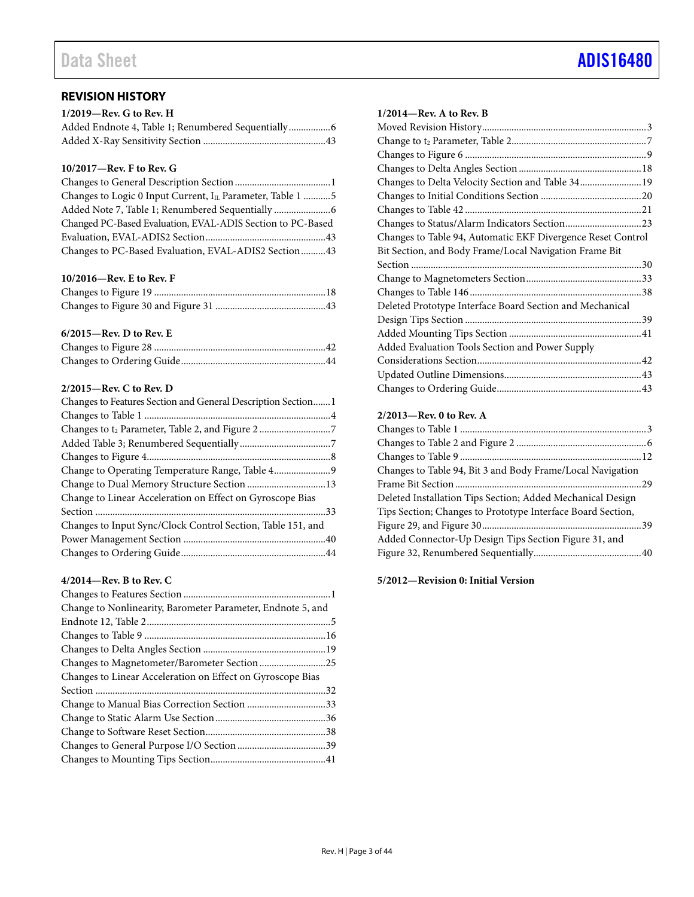## REVISION HISTORY

**1/2019—Rev. G to Rev. H**

Added Endnote 4, Table 1; Renumbered Sequentially ................6
Added X-Ray Sensitivity Section .................................................43

**10/2017—Rev. F to Rev. G**

Changes to General Description Section .......................................1
Changes to Logic 0 Input Current, $I_{IL}$ Parameter, Table 1 ...........5
Added Note 7, Table 1; Renumbered Sequentially .......................6
Changed PC-Based Evaluation, EVAL-ADIS Section to PC-Based Evaluation, EVAL-ADIS2 Section ................................................43
Changes to PC-Based Evaluation, EVAL-ADIS2 Section..........43

**10/2016—Rev. E to Rev. F**

Changes to Figure 19 .....................................................................18
Changes to Figure 30 and Figure 31 ............................................43

**6/2015—Rev. D to Rev. E**

Changes to Figure 28 .....................................................................42
Changes to Ordering Guide..........................................................44

**2/2015—Rev. C to Rev. D**

Changes to Features Section and General Description Section.......1
Changes to Table 1 ...........................................................................4
Changes to $t_2$ Parameter, Table 2, and Figure 2 .............................7
Added Table 3; Renumbered Sequentially .....................................7
Changes to Figure 4...........................................................................8
Change to Operating Temperature Range, Table 4.......................9
Change to Dual Memory Structure Section ................................13
Change to Linear Acceleration on Effect on Gyroscope Bias Section ............................................................................................33
Changes to Input Sync/Clock Control Section, Table 151, and Power Management Section ..........................................................40
Changes to Ordering Guide..........................................................44

**4/2014—Rev. B to Rev. C**

Changes to Features Section ...........................................................1
Change to Nonlinearity, Barometer Parameter, Endnote 5, and Endnote 12, Table 2..........................................................................5
Changes to Table 9 .........................................................................16
Changes to Delta Angles Section .................................................19
Changes to Magnetometer/Barometer Section ...........................25
Changes to Linear Acceleration on Effect on Gyroscope Bias Section .............................................................................................32
Change to Manual Bias Correction Section ................................33
Change to Static Alarm Use Section............................................36
Change to Software Reset Section.................................................38
Changes to General Purpose I/O Section ....................................39
Changes to Mounting Tips Section..............................................41

**1/2014—Rev. A to Rev. B**

Moved Revision History..................................................................3
Change to $t_2$ Parameter, Table 2.......................................................7
Changes to Figure 6 .........................................................................9
Changes to Delta Angles Section .................................................18
Changes to Delta Velocity Section and Table 34.........................19
Changes to Initial Conditions Section .........................................20
Changes to Table 42 .......................................................................21
Changes to Status/Alarm Indicators Section...............................23
Changes to Table 94, Automatic EKF Divergence Reset Control Bit Section, and Body Frame/Local Navigation Frame Bit Section .............................................................................................30
Change to Magnetometers Section...............................................33
Changes to Table 146 .....................................................................38
Deleted Prototype Interface Board Section and Mechanical Design Tips Section .......................................................................39
Added Mounting Tips Section ......................................................41
Added Evaluation Tools Section and Power Supply Considerations Section..................................................................42
Updated Outline Dimensions........................................................43
Changes to Ordering Guide...........................................................43

**2/2013—Rev. 0 to Rev. A**

Changes to Table 1 ...........................................................................3
Changes to Table 2 and Figure 2 ....................................................6
Changes to Table 9 .........................................................................12
Changes to Table 94, Bit 3 and Body Frame/Local Navigation Frame Bit Section ...........................................................................29
Deleted Installation Tips Section; Added Mechanical Design Tips Section; Changes to Prototype Interface Board Section, Figure 29, and Figure 30................................................................39
Added Connector-Up Design Tips Section Figure 31, and Figure 32, Renumbered Sequentially............................................40

**5/2012—Revision 0: Initial Version**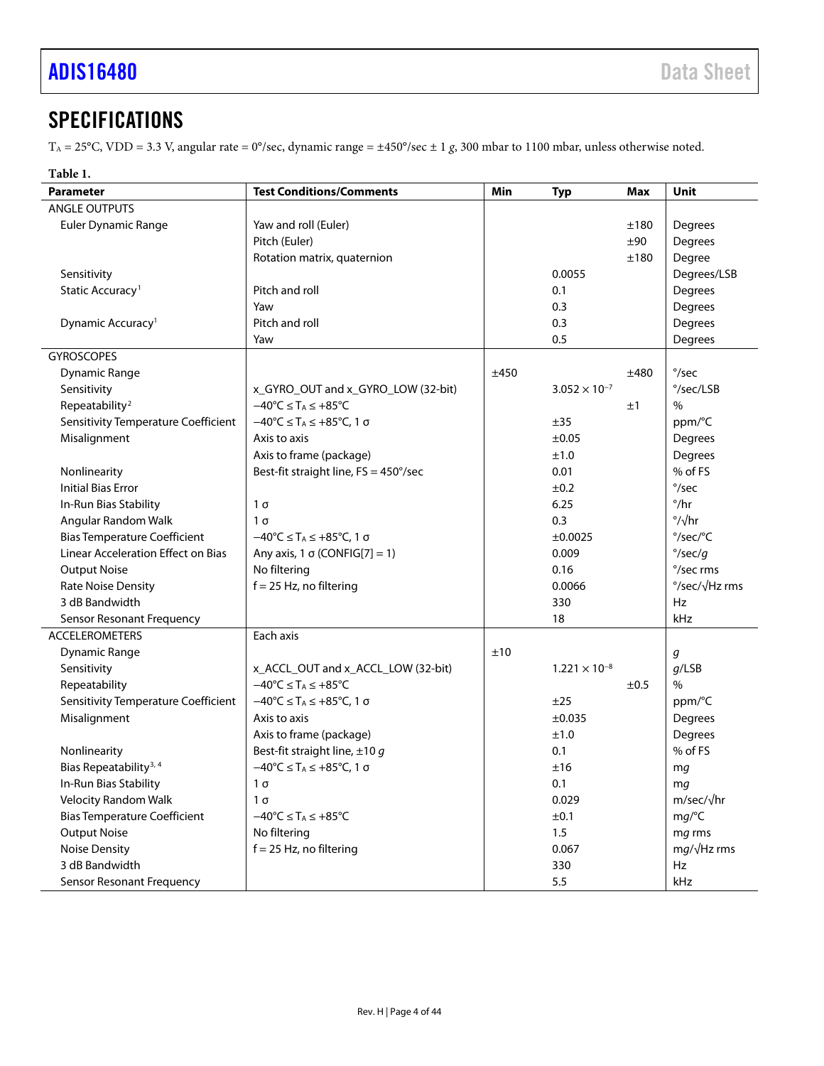## SPECIFICATIONS

$T_A$ = 25°C, VDD = 3.3 V, angular rate = 0°/sec, dynamic range = ±450°/sec ± 1 *g*, 300 mbar to 1100 mbar, unless otherwise noted.

**Table 1.**

| Parameter | Test Conditions/Comments | Min | Typ | Max | Unit |
|---|---|---|---|---|---|
| ANGLE OUTPUTS | | | | | |
| Euler Dynamic Range | Yaw and roll (Euler) | | | ±180 | Degrees |
| | Pitch (Euler) | | | ±90 | Degrees |
| | Rotation matrix, quaternion | | | ±180 | Degree |
| Sensitivity | | | 0.0055 | | Degrees/LSB |
| Static Accuracy[1] | Pitch and roll | | 0.1 | | Degrees |
| | Yaw | | 0.3 | | Degrees |
| Dynamic Accuracy[1] | Pitch and roll | | 0.3 | | Degrees |
| | Yaw | | 0.5 | | Degrees |
| GYROSCOPES | | | | | |
| Dynamic Range | | ±450 | | ±480 | °/sec |
| Sensitivity | x_GYRO_OUT and x_GYRO_LOW (32-bit) | | $3.052 \times 10^{-7}$ | | °/sec/LSB |
| Repeatability[2] | $-40°C \leq T_A \leq +85°C$ | | | ±1 | % |
| Sensitivity Temperature Coefficient | $-40°C \leq T_A \leq +85°C$, 1 σ | | ±35 | | ppm/°C |
| Misalignment | Axis to axis | | ±0.05 | | Degrees |
| | Axis to frame (package) | | ±1.0 | | Degrees |
| Nonlinearity | Best-fit straight line, FS = 450°/sec | | 0.01 | | % of FS |
| Initial Bias Error | | | ±0.2 | | °/sec |
| In-Run Bias Stability | 1 σ | | 6.25 | | °/hr |
| Angular Random Walk | 1 σ | | 0.3 | | °/√hr |
| Bias Temperature Coefficient | $-40°C \leq T_A \leq +85°C$, 1 σ | | ±0.0025 | | °/sec/°C |
| Linear Acceleration Effect on Bias | Any axis, 1 σ (CONFIG[7] = 1) | | 0.009 | | °/sec/*g* |
| Output Noise | No filtering | | 0.16 | | °/sec rms |
| Rate Noise Density | f = 25 Hz, no filtering | | 0.0066 | | °/sec/√Hz rms |
| 3 dB Bandwidth | | | 330 | | Hz |
| Sensor Resonant Frequency | | | 18 | | kHz |
| ACCELEROMETERS | Each axis | | | | |
| Dynamic Range | | ±10 | | | *g* |
| Sensitivity | x_ACCL_OUT and x_ACCL_LOW (32-bit) | | $1.221 \times 10^{-8}$ | | *g*/LSB |
| Repeatability | $-40°C \leq T_A \leq +85°C$ | | | ±0.5 | % |
| Sensitivity Temperature Coefficient | $-40°C \leq T_A \leq +85°C$, 1 σ | | ±25 | | ppm/°C |
| Misalignment | Axis to axis | | ±0.035 | | Degrees |
| | Axis to frame (package) | | ±1.0 | | Degrees |
| Nonlinearity | Best-fit straight line, ±10 *g* | | 0.1 | | % of FS |
| Bias Repeatability[3, 4] | $-40°C \leq T_A \leq +85°C$, 1 σ | | ±16 | | m*g* |
| In-Run Bias Stability | 1 σ | | 0.1 | | m*g* |
| Velocity Random Walk | 1 σ | | 0.029 | | m/sec/√hr |
| Bias Temperature Coefficient | $-40°C \leq T_A \leq +85°C$ | | ±0.1 | | m*g*/°C |
| Output Noise | No filtering | | 1.5 | | m*g* rms |
| Noise Density | f = 25 Hz, no filtering | | 0.067 | | m*g*/√Hz rms |
| 3 dB Bandwidth | | | 330 | | Hz |
| Sensor Resonant Frequency | | | 5.5 | | kHz |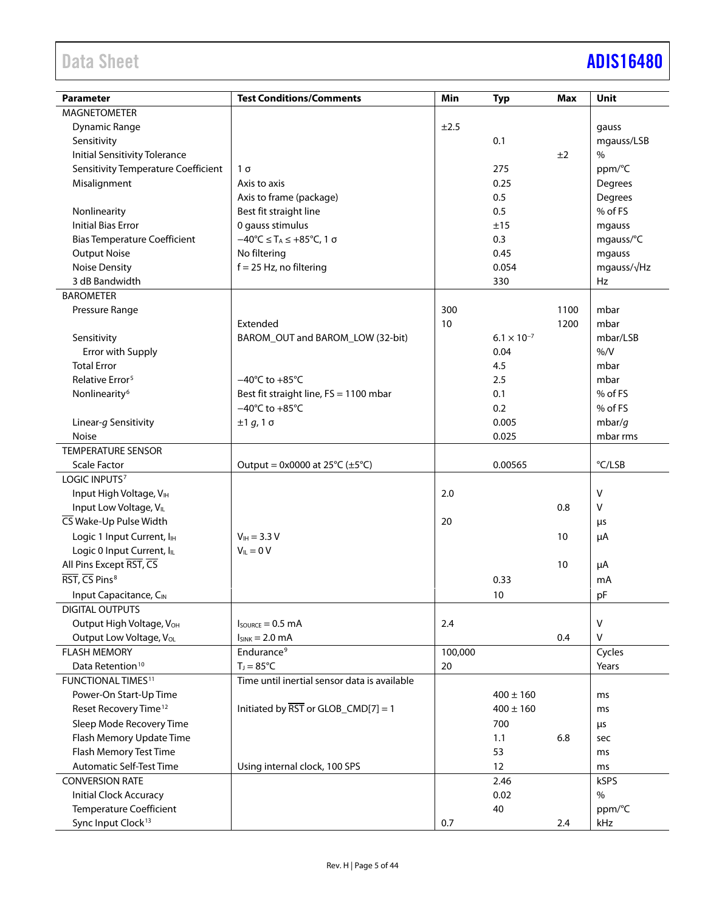| Parameter | Test Conditions/Comments | Min | Typ | Max | Unit |
|---|---|---|---|---|---|
| MAGNETOMETER | | | | | |
| Dynamic Range | | ±2.5 | | | gauss |
| Sensitivity | | | 0.1 | | mgauss/LSB |
| Initial Sensitivity Tolerance | | | | ±2 | % |
| Sensitivity Temperature Coefficient | 1 σ | | 275 | | ppm/°C |
| Misalignment | Axis to axis | | 0.25 | | Degrees |
| | Axis to frame (package) | | 0.5 | | Degrees |
| Nonlinearity | Best fit straight line | | 0.5 | | % of FS |
| Initial Bias Error | 0 gauss stimulus | | ±15 | | mgauss |
| Bias Temperature Coefficient | −40°C ≤ $T_A$ ≤ +85°C, 1 σ | | 0.3 | | mgauss/°C |
| Output Noise | No filtering | | 0.45 | | mgauss |
| Noise Density | f = 25 Hz, no filtering | | 0.054 | | mgauss/√Hz |
| 3 dB Bandwidth | | | 330 | | Hz |
| BAROMETER | | | | | |
| Pressure Range | | 300 | | 1100 | mbar |
| | Extended | 10 | | 1200 | mbar |
| Sensitivity | BAROM_OUT and BAROM_LOW (32-bit) | | $6.1 \times 10^{-7}$ | | mbar/LSB |
| Error with Supply | | | 0.04 | | %/V |
| Total Error | | | 4.5 | | mbar |
| Relative Error[5] | −40°C to +85°C | | 2.5 | | mbar |
| Nonlinearity[6] | Best fit straight line, FS = 1100 mbar | | 0.1 | | % of FS |
| | −40°C to +85°C | | 0.2 | | % of FS |
| Linear-*g* Sensitivity | ±1 *g*, 1 σ | | 0.005 | | mbar/*g* |
| Noise | | | 0.025 | | mbar rms |
| TEMPERATURE SENSOR | | | | | |
| Scale Factor | Output = 0x0000 at 25°C (±5°C) | | 0.00565 | | °C/LSB |
| LOGIC INPUTS[7] | | | | | |
| Input High Voltage, $V_{IH}$ | | 2.0 | | | V |
| Input Low Voltage, $V_{IL}$ | | | | 0.8 | V |
| $\overline{CS}$ Wake-Up Pulse Width | | 20 | | | µs |
| Logic 1 Input Current, $I_{IH}$ | $V_{IH}$ = 3.3 V | | | 10 | µA |
| Logic 0 Input Current, $I_{IL}$ | $V_{IL}$ = 0 V | | | | |
| All Pins Except $\overline{RST}$, $\overline{CS}$ | | | | 10 | µA |
| $\overline{RST}$, $\overline{CS}$ Pins[8] | | | 0.33 | | mA |
| Input Capacitance, $C_{IN}$ | | | 10 | | pF |
| DIGITAL OUTPUTS | | | | | |
| Output High Voltage, $V_{OH}$ | $I_{SOURCE}$ = 0.5 mA | 2.4 | | | V |
| Output Low Voltage, $V_{OL}$ | $I_{SINK}$ = 2.0 mA | | | 0.4 | V |
| FLASH MEMORY | Endurance[9] | 100,000 | | | Cycles |
| Data Retention[10] | $T_J$ = 85°C | 20 | | | Years |
| FUNCTIONAL TIMES[11] | Time until inertial sensor data is available | | | | |
| Power-On Start-Up Time | | | 400 ± 160 | | ms |
| Reset Recovery Time[12] | Initiated by $\overline{RST}$ or GLOB_CMD[7] = 1 | | 400 ± 160 | | ms |
| Sleep Mode Recovery Time | | | 700 | | µs |
| Flash Memory Update Time | | | 1.1 | 6.8 | sec |
| Flash Memory Test Time | | | 53 | | ms |
| Automatic Self-Test Time | Using internal clock, 100 SPS | | 12 | | ms |
| CONVERSION RATE | | | 2.46 | | kSPS |
| Initial Clock Accuracy | | | 0.02 | | % |
| Temperature Coefficient | | | 40 | | ppm/°C |
| Sync Input Clock[13] | | 0.7 | | 2.4 | kHz |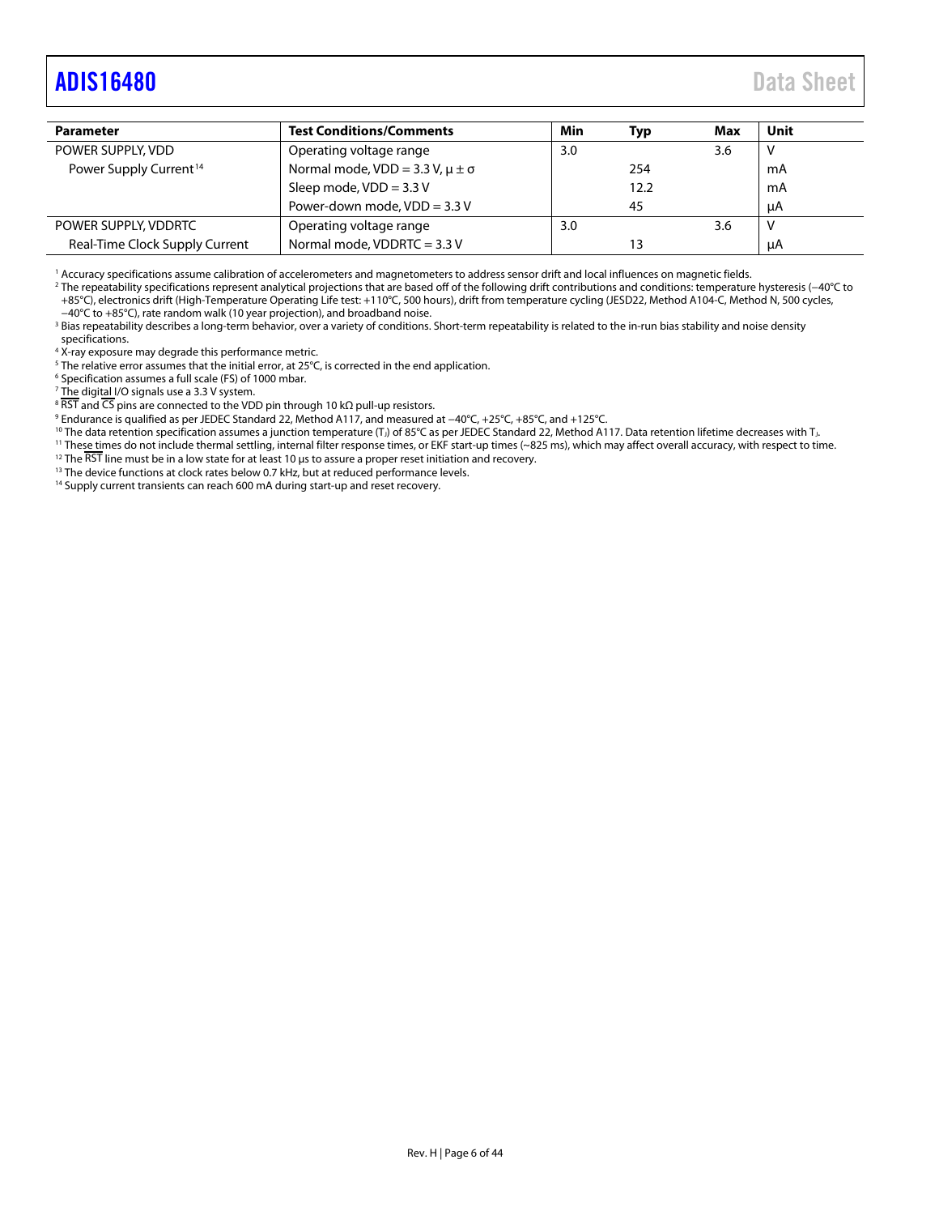| Parameter | Test Conditions/Comments | Min | Typ | Max | Unit |
|---|---|---|---|---|---|
| POWER SUPPLY, VDD | Operating voltage range | 3.0 | | 3.6 | V |
| Power Supply Current[14] | Normal mode, VDD = 3.3 V, μ ± σ | | 254 | | mA |
| | Sleep mode, VDD = 3.3 V | | 12.2 | | mA |
| | Power-down mode, VDD = 3.3 V | | 45 | | μA |
| POWER SUPPLY, VDDRTC | Operating voltage range | 3.0 | | 3.6 | V |
| Real-Time Clock Supply Current | Normal mode, VDDRTC = 3.3 V | | 13 | | μA |

[1] Accuracy specifications assume calibration of accelerometers and magnetometers to address sensor drift and local influences on magnetic fields.

[2] The repeatability specifications represent analytical projections that are based off of the following drift contributions and conditions: temperature hysteresis (−40°C to +85°C), electronics drift (High-Temperature Operating Life test: +110°C, 500 hours), drift from temperature cycling (JESD22, Method A104-C, Method N, 500 cycles, −40°C to +85°C), rate random walk (10 year projection), and broadband noise.

[3] Bias repeatability describes a long-term behavior, over a variety of conditions. Short-term repeatability is related to the in-run bias stability and noise density specifications.

[4] X-ray exposure may degrade this performance metric.

[5] The relative error assumes that the initial error, at 25°C, is corrected in the end application.

[6] Specification assumes a full scale (FS) of 1000 mbar.

[7] The digital I/O signals use a 3.3 V system.

[8] $\overline{RST}$ and $\overline{CS}$ pins are connected to the VDD pin through 10 kΩ pull-up resistors.

[9] Endurance is qualified as per JEDEC Standard 22, Method A117, and measured at −40°C, +25°C, +85°C, and +125°C.

[10] The data retention specification assumes a junction temperature ($T_J$) of 85°C as per JEDEC Standard 22, Method A117. Data retention lifetime decreases with $T_J$.

[11] These times do not include thermal settling, internal filter response times, or EKF start-up times (~825 ms), which may affect overall accuracy, with respect to time.

[12] The $\overline{RST}$ line must be in a low state for at least 10 μs to assure a proper reset initiation and recovery.

[13] The device functions at clock rates below 0.7 kHz, but at reduced performance levels.

[14] Supply current transients can reach 600 mA during start-up and reset recovery.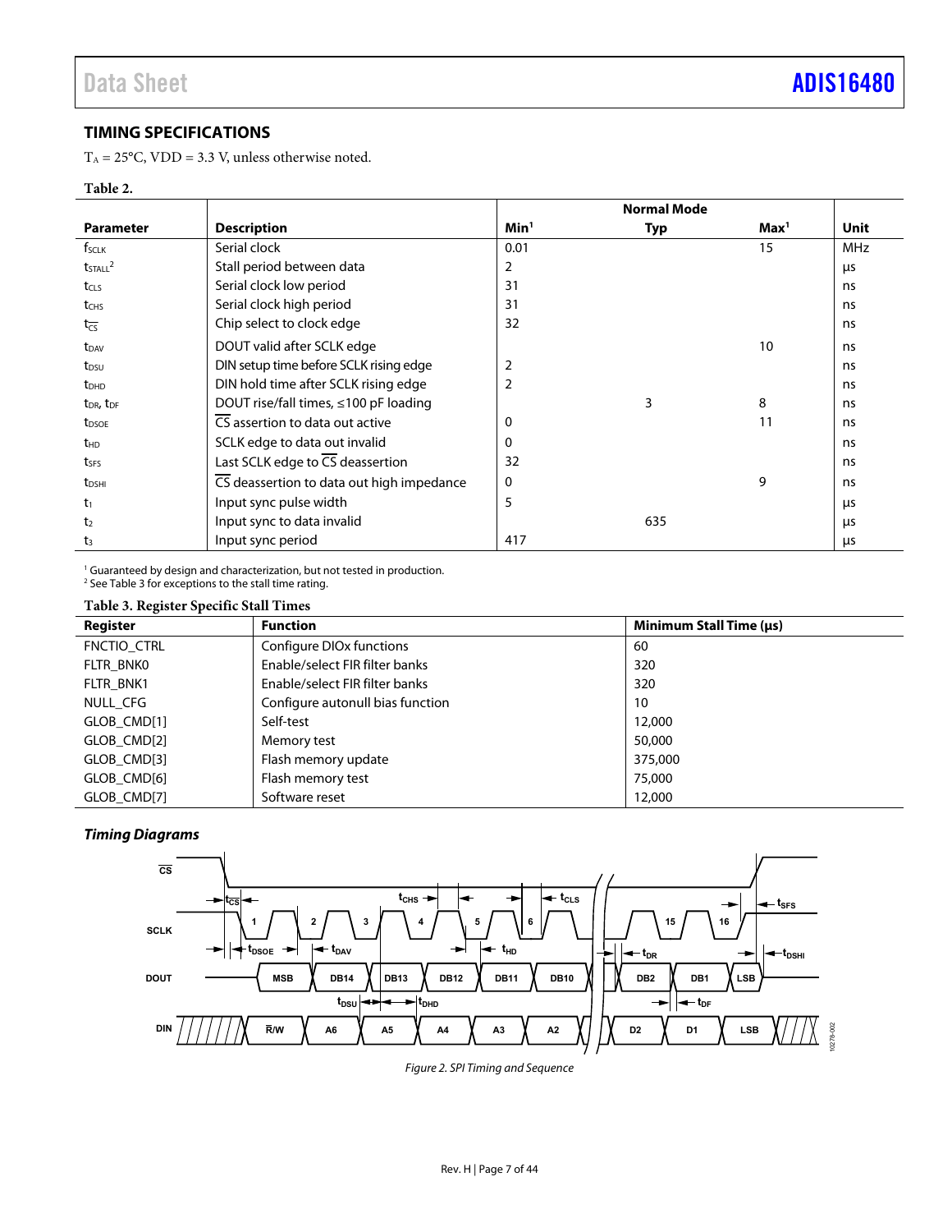## TIMING SPECIFICATIONS

$T_A$ = 25°C, VDD = 3.3 V, unless otherwise noted.

**Table 2.**

| Parameter | Description | Normal Mode | | | Unit |
|---|---|---|---|---|---|
| | | Min[1] | Typ | Max[1] | |
| $f_{SCLK}$ | Serial clock | 0.01 | | 15 | MHz |
| $t_{STALL}$[2] | Stall period between data | 2 | | | μs |
| $t_{CLS}$ | Serial clock low period | 31 | | | ns |
| $t_{CHS}$ | Serial clock high period | 31 | | | ns |
| $t_{\overline{CS}}$ | Chip select to clock edge | 32 | | | ns |
| $t_{DAV}$ | DOUT valid after SCLK edge | | | 10 | ns |
| $t_{DSU}$ | DIN setup time before SCLK rising edge | 2 | | | ns |
| $t_{DHD}$ | DIN hold time after SCLK rising edge | 2 | | | ns |
| $t_{DR}$, $t_{DF}$ | DOUT rise/fall times, ≤100 pF loading | | 3 | 8 | ns |
| $t_{DSOE}$ | $\overline{CS}$ assertion to data out active | 0 | | 11 | ns |
| $t_{HD}$ | SCLK edge to data out invalid | 0 | | | ns |
| $t_{SFS}$ | Last SCLK edge to $\overline{CS}$ deassertion | 32 | | | ns |
| $t_{DSHI}$ | $\overline{CS}$ deassertion to data out high impedance | 0 | | 9 | ns |
| $t_1$ | Input sync pulse width | 5 | | | μs |
| $t_2$ | Input sync to data invalid | | 635 | | μs |
| $t_3$ | Input sync period | 417 | | | μs |

[1] Guaranteed by design and characterization, but not tested in production.
[2] See Table 3 for exceptions to the stall time rating.

**Table 3. Register Specific Stall Times**

| Register | Function | Minimum Stall Time (μs) |
|---|---|---|
| FNCTIO_CTRL | Configure DIOx functions | 60 |
| FLTR_BNK0 | Enable/select FIR filter banks | 320 |
| FLTR_BNK1 | Enable/select FIR filter banks | 320 |
| NULL_CFG | Configure autonull bias function | 10 |
| GLOB_CMD[1] | Self-test | 12,000 |
| GLOB_CMD[2] | Memory test | 50,000 |
| GLOB_CMD[3] | Flash memory update | 375,000 |
| GLOB_CMD[6] | Flash memory test | 75,000 |
| GLOB_CMD[7] | Software reset | 12,000 |

### *Timing Diagrams*

*Figure 2. SPI Timing and Sequence*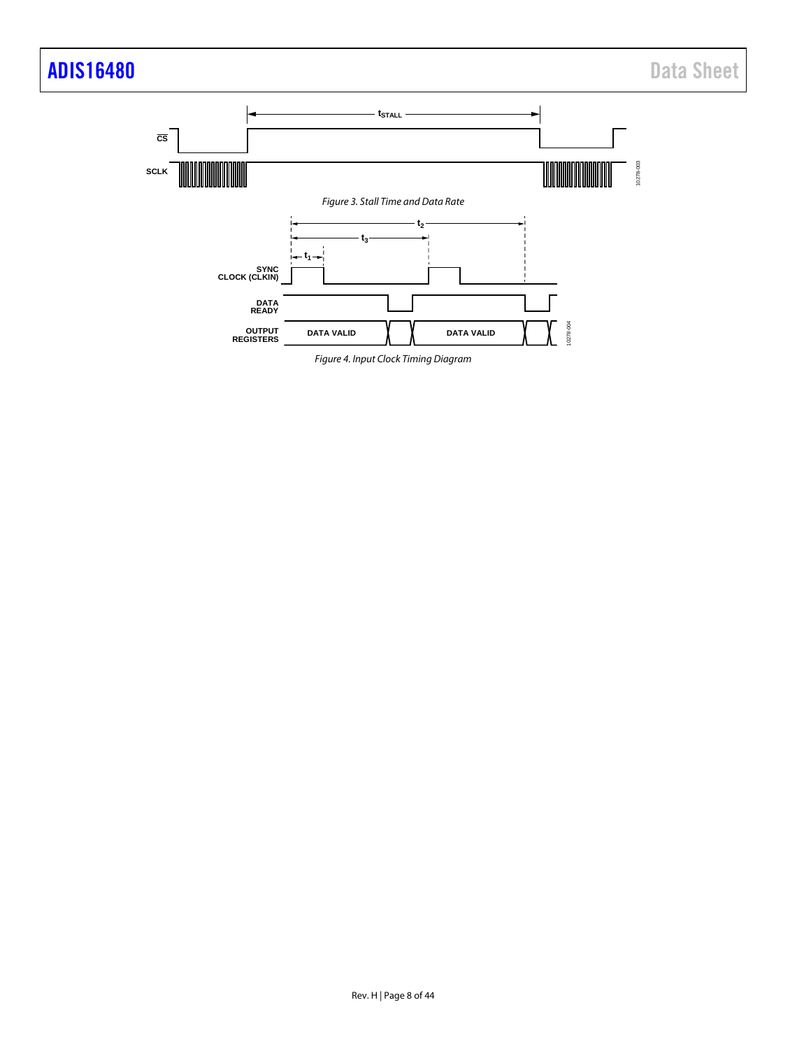Figure 3. Stall Time and Data Rate

Figure 4. Input Clock Timing Diagram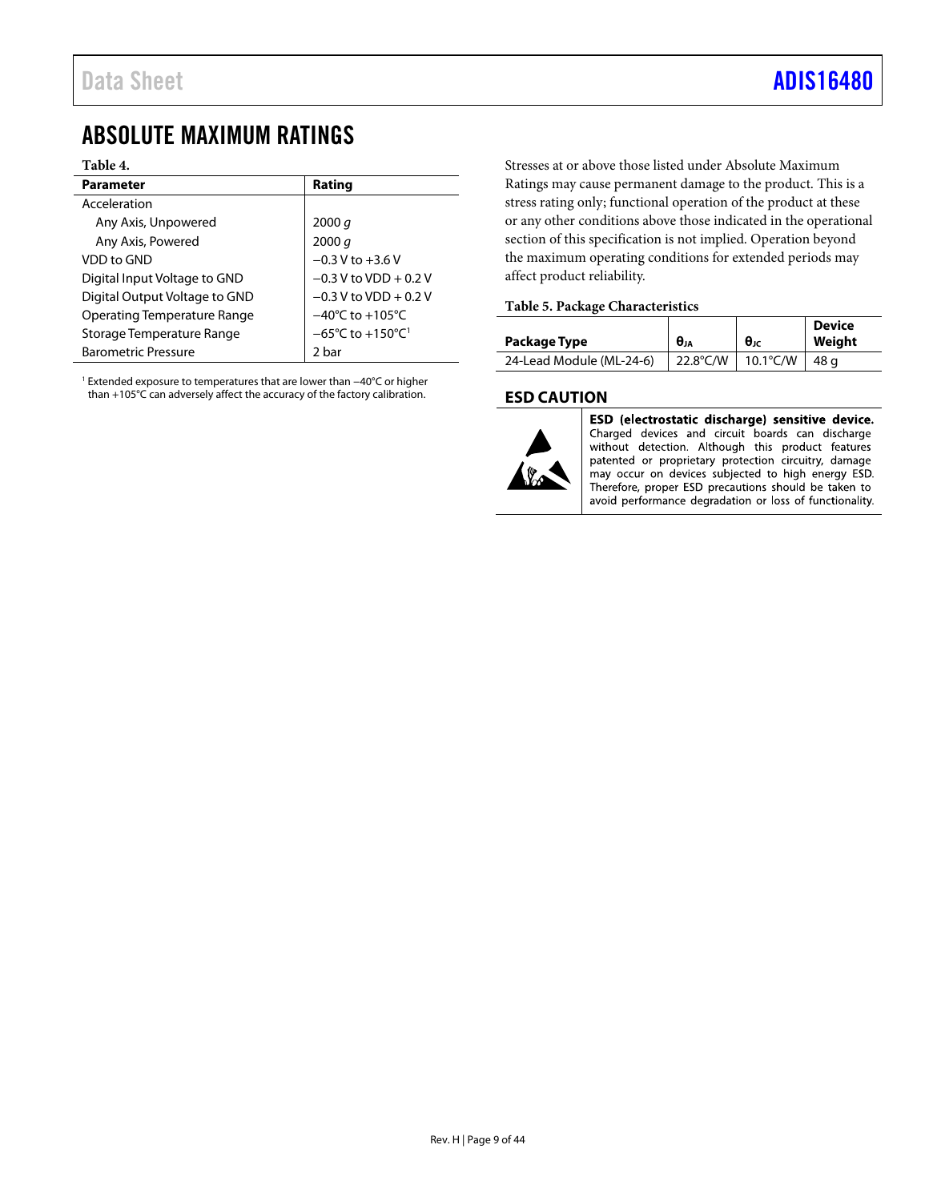# ABSOLUTE MAXIMUM RATINGS

**Table 4.**

| Parameter | Rating |
|---|---|
| Acceleration | |
| Any Axis, Unpowered | 2000 *g* |
| Any Axis, Powered | 2000 *g* |
| VDD to GND | −0.3 V to +3.6 V |
| Digital Input Voltage to GND | −0.3 V to VDD + 0.2 V |
| Digital Output Voltage to GND | −0.3 V to VDD + 0.2 V |
| Operating Temperature Range | −40°C to +105°C |
| Storage Temperature Range | −65°C to +150°C[1] |
| Barometric Pressure | 2 bar |

[1] Extended exposure to temperatures that are lower than −40°C or higher than +105°C can adversely affect the accuracy of the factory calibration.

Stresses at or above those listed under Absolute Maximum Ratings may cause permanent damage to the product. This is a stress rating only; functional operation of the product at these or any other conditions above those indicated in the operational section of this specification is not implied. Operation beyond the maximum operating conditions for extended periods may affect product reliability.

**Table 5. Package Characteristics**

| Package Type | $\theta_{JA}$ | $\theta_{JC}$ | Device Weight |
|---|---|---|---|
| 24-Lead Module (ML-24-6) | 22.8°C/W | 10.1°C/W | 48 g |

## ESD CAUTION

**ESD (electrostatic discharge) sensitive device.** Charged devices and circuit boards can discharge without detection. Although this product features patented or proprietary protection circuitry, damage may occur on devices subjected to high energy ESD. Therefore, proper ESD precautions should be taken to avoid performance degradation or loss of functionality.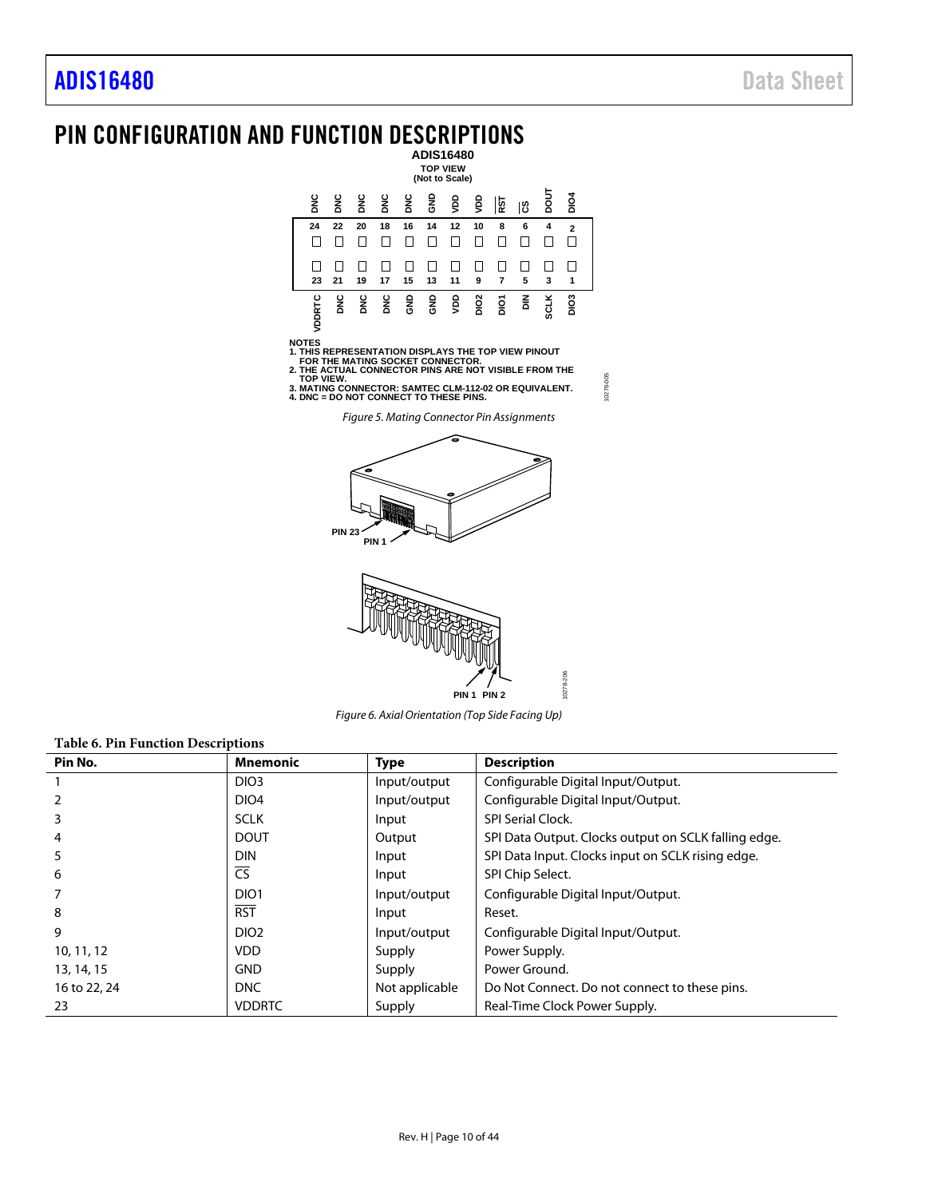# PIN CONFIGURATION AND FUNCTION DESCRIPTIONS

ADIS16480

TOP VIEW
(Not to Scale)

NOTES
1. THIS REPRESENTATION DISPLAYS THE TOP VIEW PINOUT FOR THE MATING SOCKET CONNECTOR.
2. THE ACTUAL CONNECTOR PINS ARE NOT VISIBLE FROM THE TOP VIEW.
3. MATING CONNECTOR: SAMTEC CLM-112-02 OR EQUIVALENT.
4. DNC = DO NOT CONNECT TO THESE PINS.

*Figure 5. Mating Connector Pin Assignments*

*Figure 6. Axial Orientation (Top Side Facing Up)*

**Table 6. Pin Function Descriptions**

| Pin No. | Mnemonic | Type | Description |
|---|---|---|---|
| 1 | DIO3 | Input/output | Configurable Digital Input/Output. |
| 2 | DIO4 | Input/output | Configurable Digital Input/Output. |
| 3 | SCLK | Input | SPI Serial Clock. |
| 4 | DOUT | Output | SPI Data Output. Clocks output on SCLK falling edge. |
| 5 | DIN | Input | SPI Data Input. Clocks input on SCLK rising edge. |
| 6 | $\overline{CS}$ | Input | SPI Chip Select. |
| 7 | DIO1 | Input/output | Configurable Digital Input/Output. |
| 8 | $\overline{RST}$ | Input | Reset. |
| 9 | DIO2 | Input/output | Configurable Digital Input/Output. |
| 10, 11, 12 | VDD | Supply | Power Supply. |
| 13, 14, 15 | GND | Supply | Power Ground. |
| 16 to 22, 24 | DNC | Not applicable | Do Not Connect. Do not connect to these pins. |
| 23 | VDDRTC | Supply | Real-Time Clock Power Supply. |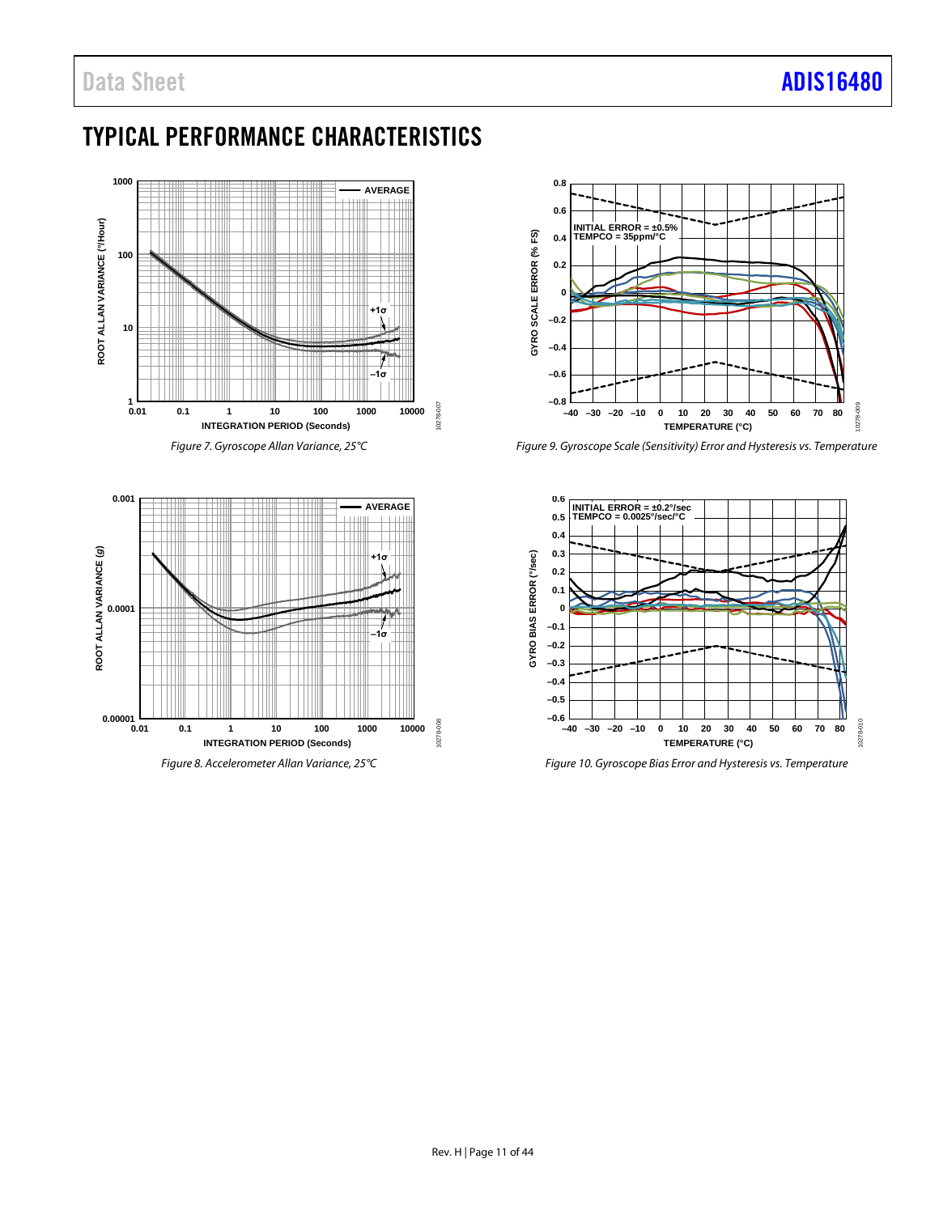# TYPICAL PERFORMANCE CHARACTERISTICS

*Figure 7. Gyroscope Allan Variance, 25°C*

*Figure 8. Accelerometer Allan Variance, 25°C*

*Figure 9. Gyroscope Scale (Sensitivity) Error and Hysteresis vs. Temperature*

*Figure 10. Gyroscope Bias Error and Hysteresis vs. Temperature*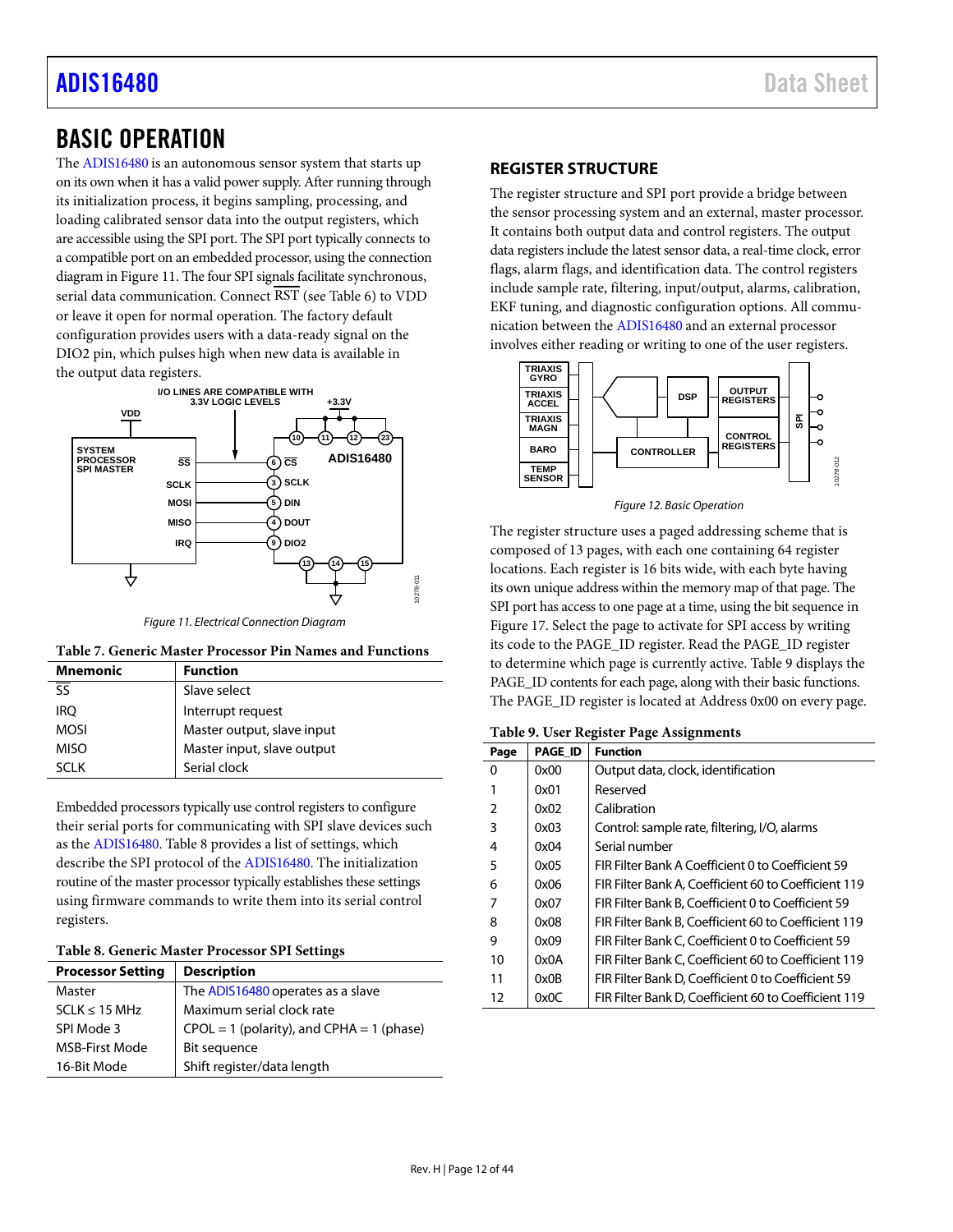# BASIC OPERATION

The ADIS16480 is an autonomous sensor system that starts up on its own when it has a valid power supply. After running through its initialization process, it begins sampling, processing, and loading calibrated sensor data into the output registers, which are accessible using the SPI port. The SPI port typically connects to a compatible port on an embedded processor, using the connection diagram in Figure 11. The four SPI signals facilitate synchronous, serial data communication. Connect RST (see Table 6) to VDD or leave it open for normal operation. The factory default configuration provides users with a data-ready signal on the DIO2 pin, which pulses high when new data is available in the output data registers.

Figure 11. Electrical Connection Diagram

**Table 7. Generic Master Processor Pin Names and Functions**

| Mnemonic | Function |
|---|---|
| SS | Slave select |
| IRQ | Interrupt request |
| MOSI | Master output, slave input |
| MISO | Master input, slave output |
| SCLK | Serial clock |

Embedded processors typically use control registers to configure their serial ports for communicating with SPI slave devices such as the ADIS16480. Table 8 provides a list of settings, which describe the SPI protocol of the ADIS16480. The initialization routine of the master processor typically establishes these settings using firmware commands to write them into its serial control registers.

**Table 8. Generic Master Processor SPI Settings**

| Processor Setting | Description |
|---|---|
| Master | The ADIS16480 operates as a slave |
| SCLK ≤ 15 MHz | Maximum serial clock rate |
| SPI Mode 3 | CPOL = 1 (polarity), and CPHA = 1 (phase) |
| MSB-First Mode | Bit sequence |
| 16-Bit Mode | Shift register/data length |

## REGISTER STRUCTURE

The register structure and SPI port provide a bridge between the sensor processing system and an external, master processor. It contains both output data and control registers. The output data registers include the latest sensor data, a real-time clock, error flags, alarm flags, and identification data. The control registers include sample rate, filtering, input/output, alarms, calibration, EKF tuning, and diagnostic configuration options. All communication between the ADIS16480 and an external processor involves either reading or writing to one of the user registers.

Figure 12. Basic Operation

The register structure uses a paged addressing scheme that is composed of 13 pages, with each one containing 64 register locations. Each register is 16 bits wide, with each byte having its own unique address within the memory map of that page. The SPI port has access to one page at a time, using the bit sequence in Figure 17. Select the page to activate for SPI access by writing its code to the PAGE_ID register. Read the PAGE_ID register to determine which page is currently active. Table 9 displays the PAGE_ID contents for each page, along with their basic functions. The PAGE_ID register is located at Address 0x00 on every page.

**Table 9. User Register Page Assignments**

| Page | PAGE_ID | Function |
|---|---|---|
| 0 | 0x00 | Output data, clock, identification |
| 1 | 0x01 | Reserved |
| 2 | 0x02 | Calibration |
| 3 | 0x03 | Control: sample rate, filtering, I/O, alarms |
| 4 | 0x04 | Serial number |
| 5 | 0x05 | FIR Filter Bank A Coefficient 0 to Coefficient 59 |
| 6 | 0x06 | FIR Filter Bank A, Coefficient 60 to Coefficient 119 |
| 7 | 0x07 | FIR Filter Bank B, Coefficient 0 to Coefficient 59 |
| 8 | 0x08 | FIR Filter Bank B, Coefficient 60 to Coefficient 119 |
| 9 | 0x09 | FIR Filter Bank C, Coefficient 0 to Coefficient 59 |
| 10 | 0x0A | FIR Filter Bank C, Coefficient 60 to Coefficient 119 |
| 11 | 0x0B | FIR Filter Bank D, Coefficient 0 to Coefficient 59 |
| 12 | 0x0C | FIR Filter Bank D, Coefficient 60 to Coefficient 119 |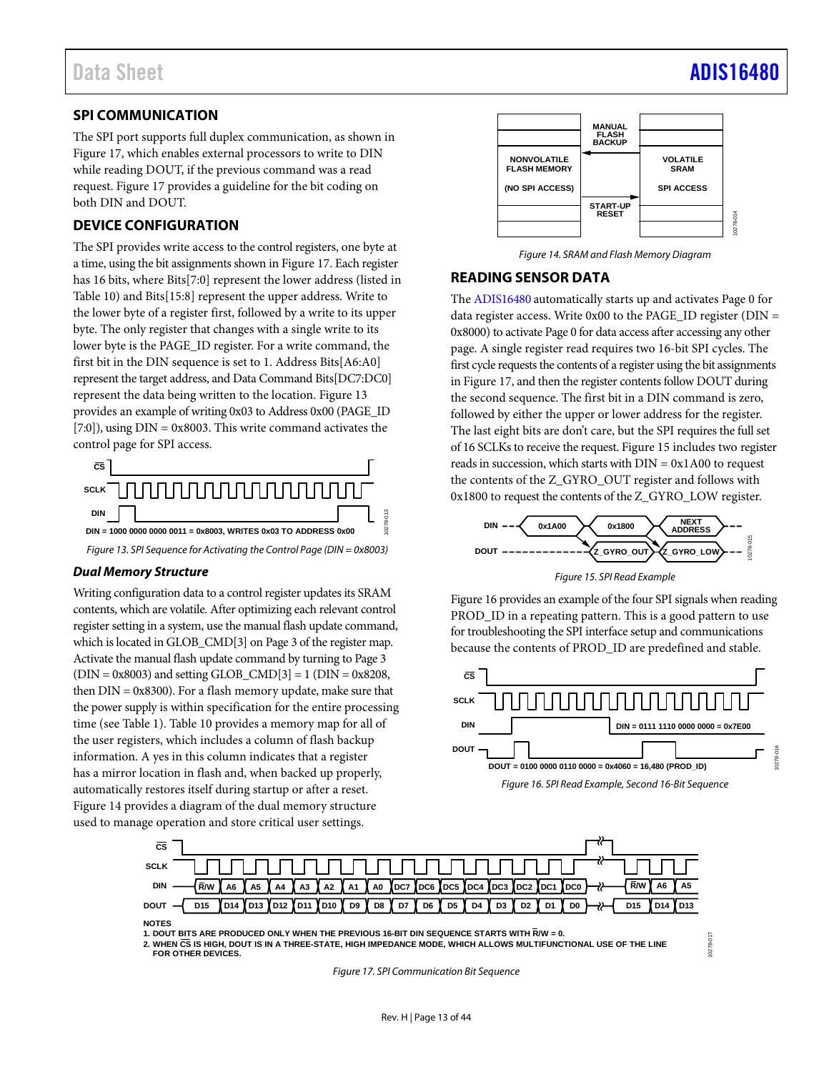## SPI COMMUNICATION

The SPI port supports full duplex communication, as shown in Figure 17, which enables external processors to write to DIN while reading DOUT, if the previous command was a read request. Figure 17 provides a guideline for the bit coding on both DIN and DOUT.

## DEVICE CONFIGURATION

The SPI provides write access to the control registers, one byte at a time, using the bit assignments shown in Figure 17. Each register has 16 bits, where Bits[7:0] represent the lower address (listed in Table 10) and Bits[15:8] represent the upper address. Write to the lower byte of a register first, followed by a write to its upper byte. The only register that changes with a single write to its lower byte is the PAGE_ID register. For a write command, the first bit in the DIN sequence is set to 1. Address Bits[A6:A0] represent the target address, and Data Command Bits[DC7:DC0] represent the data being written to the location. Figure 13 provides an example of writing 0x03 to Address 0x00 (PAGE_ID [7:0]), using DIN = 0x8003. This write command activates the control page for SPI access.

DIN = 1000 0000 0000 0011 = 0x8003, WRITES 0x03 TO ADDRESS 0x00

Figure 13. SPI Sequence for Activating the Control Page (DIN = 0x8003)

### Dual Memory Structure

Writing configuration data to a control register updates its SRAM contents, which are volatile. After optimizing each relevant control register setting in a system, use the manual flash update command, which is located in GLOB_CMD[3] on Page 3 of the register map. Activate the manual flash update command by turning to Page 3 (DIN = 0x8003) and setting GLOB_CMD[3] = 1 (DIN = 0x8208, then DIN = 0x8300). For a flash memory update, make sure that the power supply is within specification for the entire processing time (see Table 1). Table 10 provides a memory map for all of the user registers, which includes a column of flash backup information. A yes in this column indicates that a register has a mirror location in flash and, when backed up properly, automatically restores itself during startup or after a reset. Figure 14 provides a diagram of the dual memory structure used to manage operation and store critical user settings.

Figure 14. SRAM and Flash Memory Diagram

## READING SENSOR DATA

The ADIS16480 automatically starts up and activates Page 0 for data register access. Write 0x00 to the PAGE_ID register (DIN = 0x8000) to activate Page 0 for data access after accessing any other page. A single register read requires two 16-bit SPI cycles. The first cycle requests the contents of a register using the bit assignments in Figure 17, and then the register contents follow DOUT during the second sequence. The first bit in a DIN command is zero, followed by either the upper or lower address for the register. The last eight bits are don't care, but the SPI requires the full set of 16 SCLKs to receive the request. Figure 15 includes two register reads in succession, which starts with DIN = 0x1A00 to request the contents of the Z_GYRO_OUT register and follows with 0x1800 to request the contents of the Z_GYRO_LOW register.

Figure 15. SPI Read Example

Figure 16 provides an example of the four SPI signals when reading PROD_ID in a repeating pattern. This is a good pattern to use for troubleshooting the SPI interface setup and communications because the contents of PROD_ID are predefined and stable.

DIN = 0111 1110 0000 0000 = 0x7E00

DOUT = 0100 0000 0110 0000 = 0x4060 = 16,480 (PROD_ID)

Figure 16. SPI Read Example, Second 16-Bit Sequence

NOTES
1. DOUT BITS ARE PRODUCED ONLY WHEN THE PREVIOUS 16-BIT DIN SEQUENCE STARTS WITH R/W = 0.
2. WHEN CS IS HIGH, DOUT IS IN A THREE-STATE, HIGH IMPEDANCE MODE, WHICH ALLOWS MULTIFUNCTIONAL USE OF THE LINE FOR OTHER DEVICES.

Figure 17. SPI Communication Bit Sequence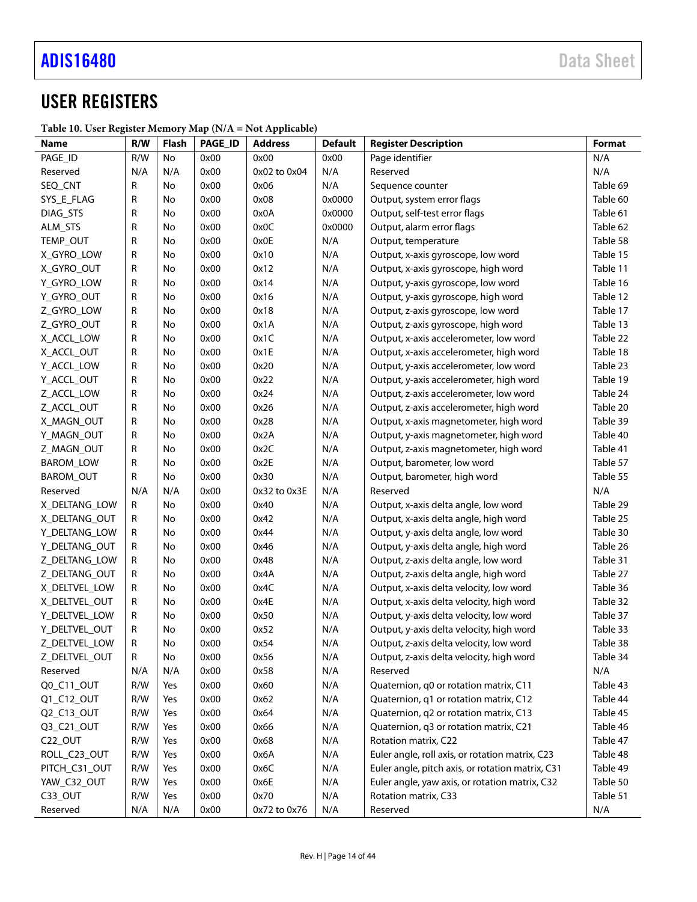# USER REGISTERS

**Table 10. User Register Memory Map (N/A = Not Applicable)**

| Name | R/W | Flash | PAGE_ID | Address | Default | Register Description | Format |
|---|---|---|---|---|---|---|---|
| PAGE_ID | R/W | No | 0x00 | 0x00 | 0x00 | Page identifier | N/A |
| Reserved | N/A | N/A | 0x00 | 0x02 to 0x04 | N/A | Reserved | N/A |
| SEQ_CNT | R | No | 0x00 | 0x06 | N/A | Sequence counter | Table 69 |
| SYS_E_FLAG | R | No | 0x00 | 0x08 | 0x0000 | Output, system error flags | Table 60 |
| DIAG_STS | R | No | 0x00 | 0x0A | 0x0000 | Output, self-test error flags | Table 61 |
| ALM_STS | R | No | 0x00 | 0x0C | 0x0000 | Output, alarm error flags | Table 62 |
| TEMP_OUT | R | No | 0x00 | 0x0E | N/A | Output, temperature | Table 58 |
| X_GYRO_LOW | R | No | 0x00 | 0x10 | N/A | Output, x-axis gyroscope, low word | Table 15 |
| X_GYRO_OUT | R | No | 0x00 | 0x12 | N/A | Output, x-axis gyroscope, high word | Table 11 |
| Y_GYRO_LOW | R | No | 0x00 | 0x14 | N/A | Output, y-axis gyroscope, low word | Table 16 |
| Y_GYRO_OUT | R | No | 0x00 | 0x16 | N/A | Output, y-axis gyroscope, high word | Table 12 |
| Z_GYRO_LOW | R | No | 0x00 | 0x18 | N/A | Output, z-axis gyroscope, low word | Table 17 |
| Z_GYRO_OUT | R | No | 0x00 | 0x1A | N/A | Output, z-axis gyroscope, high word | Table 13 |
| X_ACCL_LOW | R | No | 0x00 | 0x1C | N/A | Output, x-axis accelerometer, low word | Table 22 |
| X_ACCL_OUT | R | No | 0x00 | 0x1E | N/A | Output, x-axis accelerometer, high word | Table 18 |
| Y_ACCL_LOW | R | No | 0x00 | 0x20 | N/A | Output, y-axis accelerometer, low word | Table 23 |
| Y_ACCL_OUT | R | No | 0x00 | 0x22 | N/A | Output, y-axis accelerometer, high word | Table 19 |
| Z_ACCL_LOW | R | No | 0x00 | 0x24 | N/A | Output, z-axis accelerometer, low word | Table 24 |
| Z_ACCL_OUT | R | No | 0x00 | 0x26 | N/A | Output, z-axis accelerometer, high word | Table 20 |
| X_MAGN_OUT | R | No | 0x00 | 0x28 | N/A | Output, x-axis magnetometer, high word | Table 39 |
| Y_MAGN_OUT | R | No | 0x00 | 0x2A | N/A | Output, y-axis magnetometer, high word | Table 40 |
| Z_MAGN_OUT | R | No | 0x00 | 0x2C | N/A | Output, z-axis magnetometer, high word | Table 41 |
| BAROM_LOW | R | No | 0x00 | 0x2E | N/A | Output, barometer, low word | Table 57 |
| BAROM_OUT | R | No | 0x00 | 0x30 | N/A | Output, barometer, high word | Table 55 |
| Reserved | N/A | N/A | 0x00 | 0x32 to 0x3E | N/A | Reserved | N/A |
| X_DELTANG_LOW | R | No | 0x00 | 0x40 | N/A | Output, x-axis delta angle, low word | Table 29 |
| X_DELTANG_OUT | R | No | 0x00 | 0x42 | N/A | Output, x-axis delta angle, high word | Table 25 |
| Y_DELTANG_LOW | R | No | 0x00 | 0x44 | N/A | Output, y-axis delta angle, low word | Table 30 |
| Y_DELTANG_OUT | R | No | 0x00 | 0x46 | N/A | Output, y-axis delta angle, high word | Table 26 |
| Z_DELTANG_LOW | R | No | 0x00 | 0x48 | N/A | Output, z-axis delta angle, low word | Table 31 |
| Z_DELTANG_OUT | R | No | 0x00 | 0x4A | N/A | Output, z-axis delta angle, high word | Table 27 |
| X_DELTVEL_LOW | R | No | 0x00 | 0x4C | N/A | Output, x-axis delta velocity, low word | Table 36 |
| X_DELTVEL_OUT | R | No | 0x00 | 0x4E | N/A | Output, x-axis delta velocity, high word | Table 32 |
| Y_DELTVEL_LOW | R | No | 0x00 | 0x50 | N/A | Output, y-axis delta velocity, low word | Table 37 |
| Y_DELTVEL_OUT | R | No | 0x00 | 0x52 | N/A | Output, y-axis delta velocity, high word | Table 33 |
| Z_DELTVEL_LOW | R | No | 0x00 | 0x54 | N/A | Output, z-axis delta velocity, low word | Table 38 |
| Z_DELTVEL_OUT | R | No | 0x00 | 0x56 | N/A | Output, z-axis delta velocity, high word | Table 34 |
| Reserved | N/A | N/A | 0x00 | 0x58 | N/A | Reserved | N/A |
| Q0_C11_OUT | R/W | Yes | 0x00 | 0x60 | N/A | Quaternion, q0 or rotation matrix, C11 | Table 43 |
| Q1_C12_OUT | R/W | Yes | 0x00 | 0x62 | N/A | Quaternion, q1 or rotation matrix, C12 | Table 44 |
| Q2_C13_OUT | R/W | Yes | 0x00 | 0x64 | N/A | Quaternion, q2 or rotation matrix, C13 | Table 45 |
| Q3_C21_OUT | R/W | Yes | 0x00 | 0x66 | N/A | Quaternion, q3 or rotation matrix, C21 | Table 46 |
| C22_OUT | R/W | Yes | 0x00 | 0x68 | N/A | Rotation matrix, C22 | Table 47 |
| ROLL_C23_OUT | R/W | Yes | 0x00 | 0x6A | N/A | Euler angle, roll axis, or rotation matrix, C23 | Table 48 |
| PITCH_C31_OUT | R/W | Yes | 0x00 | 0x6C | N/A | Euler angle, pitch axis, or rotation matrix, C31 | Table 49 |
| YAW_C32_OUT | R/W | Yes | 0x00 | 0x6E | N/A | Euler angle, yaw axis, or rotation matrix, C32 | Table 50 |
| C33_OUT | R/W | Yes | 0x00 | 0x70 | N/A | Rotation matrix, C33 | Table 51 |
| Reserved | N/A | N/A | 0x00 | 0x72 to 0x76 | N/A | Reserved | N/A |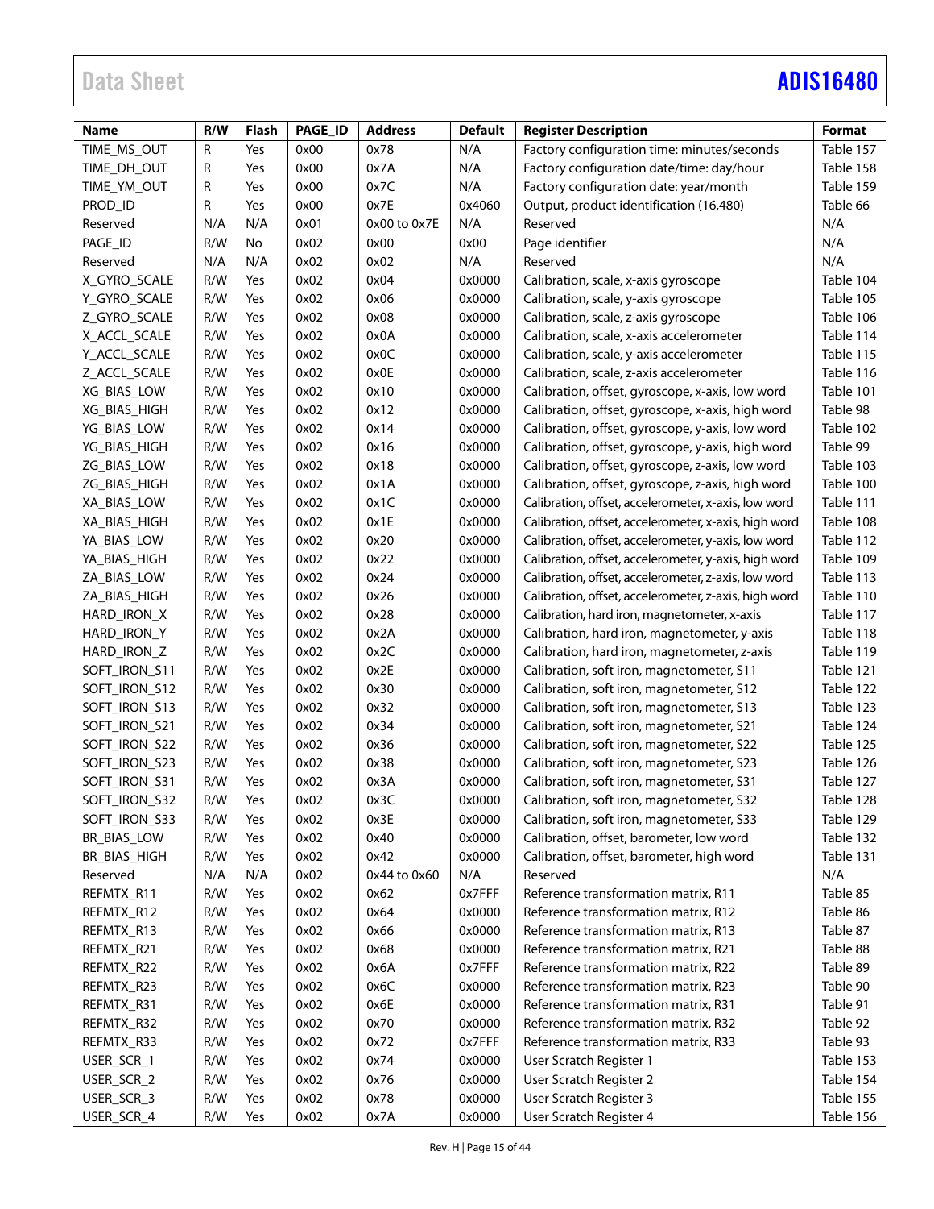| Name | R/W | Flash | PAGE_ID | Address | Default | Register Description | Format |
|---|---|---|---|---|---|---|---|
| TIME_MS_OUT | R | Yes | 0x00 | 0x78 | N/A | Factory configuration time: minutes/seconds | Table 157 |
| TIME_DH_OUT | R | Yes | 0x00 | 0x7A | N/A | Factory configuration date/time: day/hour | Table 158 |
| TIME_YM_OUT | R | Yes | 0x00 | 0x7C | N/A | Factory configuration date: year/month | Table 159 |
| PROD_ID | R | Yes | 0x00 | 0x7E | 0x4060 | Output, product identification (16,480) | Table 66 |
| Reserved | N/A | N/A | 0x01 | 0x00 to 0x7E | N/A | Reserved | N/A |
| PAGE_ID | R/W | No | 0x02 | 0x00 | 0x00 | Page identifier | N/A |
| Reserved | N/A | N/A | 0x02 | 0x02 | N/A | Reserved | N/A |
| X_GYRO_SCALE | R/W | Yes | 0x02 | 0x04 | 0x0000 | Calibration, scale, x-axis gyroscope | Table 104 |
| Y_GYRO_SCALE | R/W | Yes | 0x02 | 0x06 | 0x0000 | Calibration, scale, y-axis gyroscope | Table 105 |
| Z_GYRO_SCALE | R/W | Yes | 0x02 | 0x08 | 0x0000 | Calibration, scale, z-axis gyroscope | Table 106 |
| X_ACCL_SCALE | R/W | Yes | 0x02 | 0x0A | 0x0000 | Calibration, scale, x-axis accelerometer | Table 114 |
| Y_ACCL_SCALE | R/W | Yes | 0x02 | 0x0C | 0x0000 | Calibration, scale, y-axis accelerometer | Table 115 |
| Z_ACCL_SCALE | R/W | Yes | 0x02 | 0x0E | 0x0000 | Calibration, scale, z-axis accelerometer | Table 116 |
| XG_BIAS_LOW | R/W | Yes | 0x02 | 0x10 | 0x0000 | Calibration, offset, gyroscope, x-axis, low word | Table 101 |
| XG_BIAS_HIGH | R/W | Yes | 0x02 | 0x12 | 0x0000 | Calibration, offset, gyroscope, x-axis, high word | Table 98 |
| YG_BIAS_LOW | R/W | Yes | 0x02 | 0x14 | 0x0000 | Calibration, offset, gyroscope, y-axis, low word | Table 102 |
| YG_BIAS_HIGH | R/W | Yes | 0x02 | 0x16 | 0x0000 | Calibration, offset, gyroscope, y-axis, high word | Table 99 |
| ZG_BIAS_LOW | R/W | Yes | 0x02 | 0x18 | 0x0000 | Calibration, offset, gyroscope, z-axis, low word | Table 103 |
| ZG_BIAS_HIGH | R/W | Yes | 0x02 | 0x1A | 0x0000 | Calibration, offset, gyroscope, z-axis, high word | Table 100 |
| XA_BIAS_LOW | R/W | Yes | 0x02 | 0x1C | 0x0000 | Calibration, offset, accelerometer, x-axis, low word | Table 111 |
| XA_BIAS_HIGH | R/W | Yes | 0x02 | 0x1E | 0x0000 | Calibration, offset, accelerometer, x-axis, high word | Table 108 |
| YA_BIAS_LOW | R/W | Yes | 0x02 | 0x20 | 0x0000 | Calibration, offset, accelerometer, y-axis, low word | Table 112 |
| YA_BIAS_HIGH | R/W | Yes | 0x02 | 0x22 | 0x0000 | Calibration, offset, accelerometer, y-axis, high word | Table 109 |
| ZA_BIAS_LOW | R/W | Yes | 0x02 | 0x24 | 0x0000 | Calibration, offset, accelerometer, z-axis, low word | Table 113 |
| ZA_BIAS_HIGH | R/W | Yes | 0x02 | 0x26 | 0x0000 | Calibration, offset, accelerometer, z-axis, high word | Table 110 |
| HARD_IRON_X | R/W | Yes | 0x02 | 0x28 | 0x0000 | Calibration, hard iron, magnetometer, x-axis | Table 117 |
| HARD_IRON_Y | R/W | Yes | 0x02 | 0x2A | 0x0000 | Calibration, hard iron, magnetometer, y-axis | Table 118 |
| HARD_IRON_Z | R/W | Yes | 0x02 | 0x2C | 0x0000 | Calibration, hard iron, magnetometer, z-axis | Table 119 |
| SOFT_IRON_S11 | R/W | Yes | 0x02 | 0x2E | 0x0000 | Calibration, soft iron, magnetometer, S11 | Table 121 |
| SOFT_IRON_S12 | R/W | Yes | 0x02 | 0x30 | 0x0000 | Calibration, soft iron, magnetometer, S12 | Table 122 |
| SOFT_IRON_S13 | R/W | Yes | 0x02 | 0x32 | 0x0000 | Calibration, soft iron, magnetometer, S13 | Table 123 |
| SOFT_IRON_S21 | R/W | Yes | 0x02 | 0x34 | 0x0000 | Calibration, soft iron, magnetometer, S21 | Table 124 |
| SOFT_IRON_S22 | R/W | Yes | 0x02 | 0x36 | 0x0000 | Calibration, soft iron, magnetometer, S22 | Table 125 |
| SOFT_IRON_S23 | R/W | Yes | 0x02 | 0x38 | 0x0000 | Calibration, soft iron, magnetometer, S23 | Table 126 |
| SOFT_IRON_S31 | R/W | Yes | 0x02 | 0x3A | 0x0000 | Calibration, soft iron, magnetometer, S31 | Table 127 |
| SOFT_IRON_S32 | R/W | Yes | 0x02 | 0x3C | 0x0000 | Calibration, soft iron, magnetometer, S32 | Table 128 |
| SOFT_IRON_S33 | R/W | Yes | 0x02 | 0x3E | 0x0000 | Calibration, soft iron, magnetometer, S33 | Table 129 |
| BR_BIAS_LOW | R/W | Yes | 0x02 | 0x40 | 0x0000 | Calibration, offset, barometer, low word | Table 132 |
| BR_BIAS_HIGH | R/W | Yes | 0x02 | 0x42 | 0x0000 | Calibration, offset, barometer, high word | Table 131 |
| Reserved | N/A | N/A | 0x02 | 0x44 to 0x60 | N/A | Reserved | N/A |
| REFMTX_R11 | R/W | Yes | 0x02 | 0x62 | 0x7FFF | Reference transformation matrix, R11 | Table 85 |
| REFMTX_R12 | R/W | Yes | 0x02 | 0x64 | 0x0000 | Reference transformation matrix, R12 | Table 86 |
| REFMTX_R13 | R/W | Yes | 0x02 | 0x66 | 0x0000 | Reference transformation matrix, R13 | Table 87 |
| REFMTX_R21 | R/W | Yes | 0x02 | 0x68 | 0x0000 | Reference transformation matrix, R21 | Table 88 |
| REFMTX_R22 | R/W | Yes | 0x02 | 0x6A | 0x7FFF | Reference transformation matrix, R22 | Table 89 |
| REFMTX_R23 | R/W | Yes | 0x02 | 0x6C | 0x0000 | Reference transformation matrix, R23 | Table 90 |
| REFMTX_R31 | R/W | Yes | 0x02 | 0x6E | 0x0000 | Reference transformation matrix, R31 | Table 91 |
| REFMTX_R32 | R/W | Yes | 0x02 | 0x70 | 0x0000 | Reference transformation matrix, R32 | Table 92 |
| REFMTX_R33 | R/W | Yes | 0x02 | 0x72 | 0x7FFF | Reference transformation matrix, R33 | Table 93 |
| USER_SCR_1 | R/W | Yes | 0x02 | 0x74 | 0x0000 | User Scratch Register 1 | Table 153 |
| USER_SCR_2 | R/W | Yes | 0x02 | 0x76 | 0x0000 | User Scratch Register 2 | Table 154 |
| USER_SCR_3 | R/W | Yes | 0x02 | 0x78 | 0x0000 | User Scratch Register 3 | Table 155 |
| USER_SCR_4 | R/W | Yes | 0x02 | 0x7A | 0x0000 | User Scratch Register 4 | Table 156 |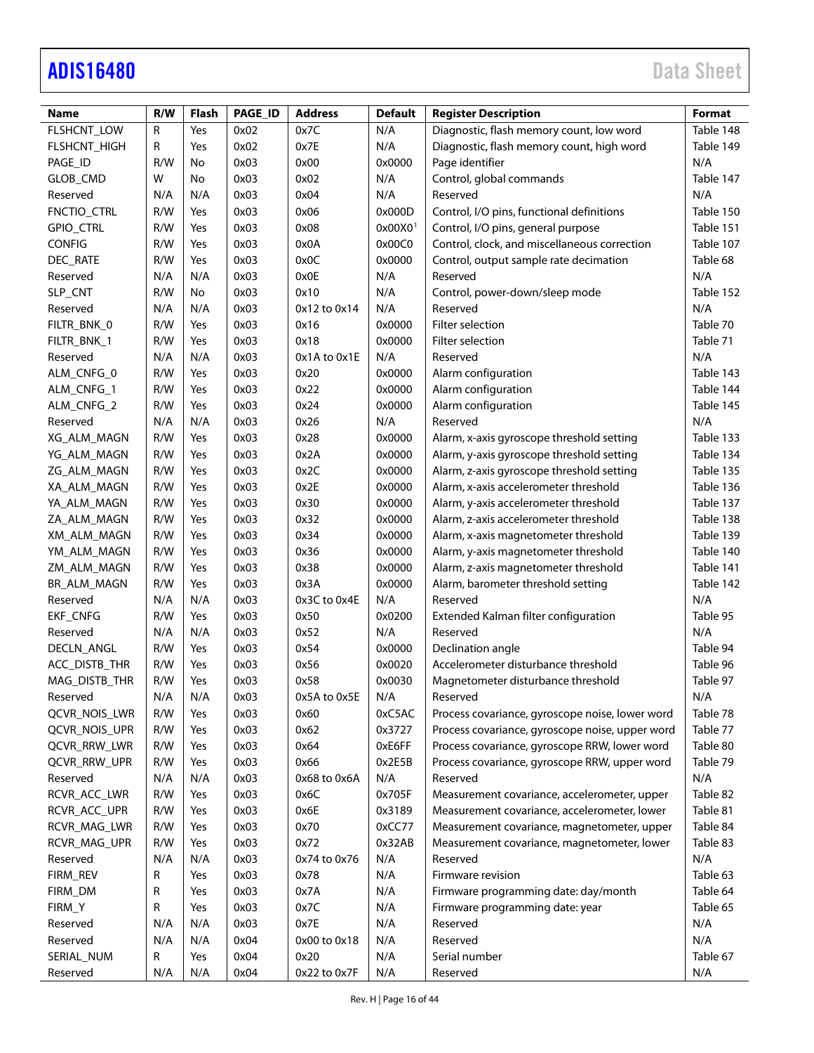| Name | R/W | Flash | PAGE_ID | Address | Default | Register Description | Format |
|---|---|---|---|---|---|---|---|
| FLSHCNT_LOW | R | Yes | 0x02 | 0x7C | N/A | Diagnostic, flash memory count, low word | Table 148 |
| FLSHCNT_HIGH | R | Yes | 0x02 | 0x7E | N/A | Diagnostic, flash memory count, high word | Table 149 |
| PAGE_ID | R/W | No | 0x03 | 0x00 | 0x0000 | Page identifier | N/A |
| GLOB_CMD | W | No | 0x03 | 0x02 | N/A | Control, global commands | Table 147 |
| Reserved | N/A | N/A | 0x03 | 0x04 | N/A | Reserved | N/A |
| FNCTIO_CTRL | R/W | Yes | 0x03 | 0x06 | 0x000D | Control, I/O pins, functional definitions | Table 150 |
| GPIO_CTRL | R/W | Yes | 0x03 | 0x08 | 0x00X0[1] | Control, I/O pins, general purpose | Table 151 |
| CONFIG | R/W | Yes | 0x03 | 0x0A | 0x00C0 | Control, clock, and miscellaneous correction | Table 107 |
| DEC_RATE | R/W | Yes | 0x03 | 0x0C | 0x0000 | Control, output sample rate decimation | Table 68 |
| Reserved | N/A | N/A | 0x03 | 0x0E | N/A | Reserved | N/A |
| SLP_CNT | R/W | No | 0x03 | 0x10 | N/A | Control, power-down/sleep mode | Table 152 |
| Reserved | N/A | N/A | 0x03 | 0x12 to 0x14 | N/A | Reserved | N/A |
| FILTR_BNK_0 | R/W | Yes | 0x03 | 0x16 | 0x0000 | Filter selection | Table 70 |
| FILTR_BNK_1 | R/W | Yes | 0x03 | 0x18 | 0x0000 | Filter selection | Table 71 |
| Reserved | N/A | N/A | 0x03 | 0x1A to 0x1E | N/A | Reserved | N/A |
| ALM_CNFG_0 | R/W | Yes | 0x03 | 0x20 | 0x0000 | Alarm configuration | Table 143 |
| ALM_CNFG_1 | R/W | Yes | 0x03 | 0x22 | 0x0000 | Alarm configuration | Table 144 |
| ALM_CNFG_2 | R/W | Yes | 0x03 | 0x24 | 0x0000 | Alarm configuration | Table 145 |
| Reserved | N/A | N/A | 0x03 | 0x26 | N/A | Reserved | N/A |
| XG_ALM_MAGN | R/W | Yes | 0x03 | 0x28 | 0x0000 | Alarm, x-axis gyroscope threshold setting | Table 133 |
| YG_ALM_MAGN | R/W | Yes | 0x03 | 0x2A | 0x0000 | Alarm, y-axis gyroscope threshold setting | Table 134 |
| ZG_ALM_MAGN | R/W | Yes | 0x03 | 0x2C | 0x0000 | Alarm, z-axis gyroscope threshold setting | Table 135 |
| XA_ALM_MAGN | R/W | Yes | 0x03 | 0x2E | 0x0000 | Alarm, x-axis accelerometer threshold | Table 136 |
| YA_ALM_MAGN | R/W | Yes | 0x03 | 0x30 | 0x0000 | Alarm, y-axis accelerometer threshold | Table 137 |
| ZA_ALM_MAGN | R/W | Yes | 0x03 | 0x32 | 0x0000 | Alarm, z-axis accelerometer threshold | Table 138 |
| XM_ALM_MAGN | R/W | Yes | 0x03 | 0x34 | 0x0000 | Alarm, x-axis magnetometer threshold | Table 139 |
| YM_ALM_MAGN | R/W | Yes | 0x03 | 0x36 | 0x0000 | Alarm, y-axis magnetometer threshold | Table 140 |
| ZM_ALM_MAGN | R/W | Yes | 0x03 | 0x38 | 0x0000 | Alarm, z-axis magnetometer threshold | Table 141 |
| BR_ALM_MAGN | R/W | Yes | 0x03 | 0x3A | 0x0000 | Alarm, barometer threshold setting | Table 142 |
| Reserved | N/A | N/A | 0x03 | 0x3C to 0x4E | N/A | Reserved | N/A |
| EKF_CNFG | R/W | Yes | 0x03 | 0x50 | 0x0200 | Extended Kalman filter configuration | Table 95 |
| Reserved | N/A | N/A | 0x03 | 0x52 | N/A | Reserved | N/A |
| DECLN_ANGL | R/W | Yes | 0x03 | 0x54 | 0x0000 | Declination angle | Table 94 |
| ACC_DISTB_THR | R/W | Yes | 0x03 | 0x56 | 0x0020 | Accelerometer disturbance threshold | Table 96 |
| MAG_DISTB_THR | R/W | Yes | 0x03 | 0x58 | 0x0030 | Magnetometer disturbance threshold | Table 97 |
| Reserved | N/A | N/A | 0x03 | 0x5A to 0x5E | N/A | Reserved | N/A |
| QCVR_NOIS_LWR | R/W | Yes | 0x03 | 0x60 | 0xC5AC | Process covariance, gyroscope noise, lower word | Table 78 |
| QCVR_NOIS_UPR | R/W | Yes | 0x03 | 0x62 | 0x3727 | Process covariance, gyroscope noise, upper word | Table 77 |
| QCVR_RRW_LWR | R/W | Yes | 0x03 | 0x64 | 0xE6FF | Process covariance, gyroscope RRW, lower word | Table 80 |
| QCVR_RRW_UPR | R/W | Yes | 0x03 | 0x66 | 0x2E5B | Process covariance, gyroscope RRW, upper word | Table 79 |
| Reserved | N/A | N/A | 0x03 | 0x68 to 0x6A | N/A | Reserved | N/A |
| RCVR_ACC_LWR | R/W | Yes | 0x03 | 0x6C | 0x705F | Measurement covariance, accelerometer, upper | Table 82 |
| RCVR_ACC_UPR | R/W | Yes | 0x03 | 0x6E | 0x3189 | Measurement covariance, accelerometer, lower | Table 81 |
| RCVR_MAG_LWR | R/W | Yes | 0x03 | 0x70 | 0xCC77 | Measurement covariance, magnetometer, upper | Table 84 |
| RCVR_MAG_UPR | R/W | Yes | 0x03 | 0x72 | 0x32AB | Measurement covariance, magnetometer, lower | Table 83 |
| Reserved | N/A | N/A | 0x03 | 0x74 to 0x76 | N/A | Reserved | N/A |
| FIRM_REV | R | Yes | 0x03 | 0x78 | N/A | Firmware revision | Table 63 |
| FIRM_DM | R | Yes | 0x03 | 0x7A | N/A | Firmware programming date: day/month | Table 64 |
| FIRM_Y | R | Yes | 0x03 | 0x7C | N/A | Firmware programming date: year | Table 65 |
| Reserved | N/A | N/A | 0x03 | 0x7E | N/A | Reserved | N/A |
| Reserved | N/A | N/A | 0x04 | 0x00 to 0x18 | N/A | Reserved | N/A |
| SERIAL_NUM | R | Yes | 0x04 | 0x20 | N/A | Serial number | Table 67 |
| Reserved | N/A | N/A | 0x04 | 0x22 to 0x7F | N/A | Reserved | N/A |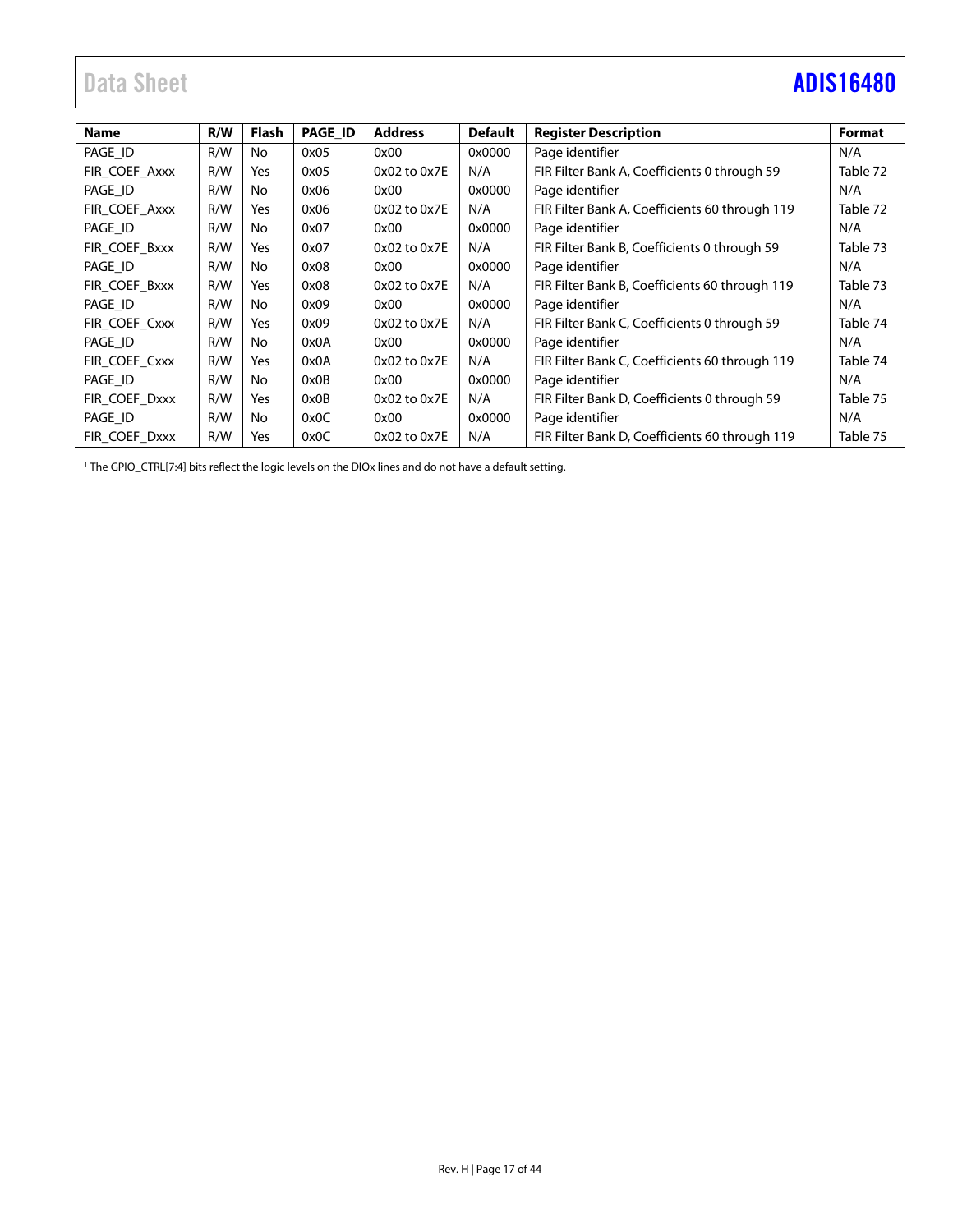| Name | R/W | Flash | PAGE_ID | Address | Default | Register Description | Format |
|---|---|---|---|---|---|---|---|
| PAGE_ID | R/W | No | 0x05 | 0x00 | 0x0000 | Page identifier | N/A |
| FIR_COEF_Axxx | R/W | Yes | 0x05 | 0x02 to 0x7E | N/A | FIR Filter Bank A, Coefficients 0 through 59 | Table 72 |
| PAGE_ID | R/W | No | 0x06 | 0x00 | 0x0000 | Page identifier | N/A |
| FIR_COEF_Axxx | R/W | Yes | 0x06 | 0x02 to 0x7E | N/A | FIR Filter Bank A, Coefficients 60 through 119 | Table 72 |
| PAGE_ID | R/W | No | 0x07 | 0x00 | 0x0000 | Page identifier | N/A |
| FIR_COEF_Bxxx | R/W | Yes | 0x07 | 0x02 to 0x7E | N/A | FIR Filter Bank B, Coefficients 0 through 59 | Table 73 |
| PAGE_ID | R/W | No | 0x08 | 0x00 | 0x0000 | Page identifier | N/A |
| FIR_COEF_Bxxx | R/W | Yes | 0x08 | 0x02 to 0x7E | N/A | FIR Filter Bank B, Coefficients 60 through 119 | Table 73 |
| PAGE_ID | R/W | No | 0x09 | 0x00 | 0x0000 | Page identifier | N/A |
| FIR_COEF_Cxxx | R/W | Yes | 0x09 | 0x02 to 0x7E | N/A | FIR Filter Bank C, Coefficients 0 through 59 | Table 74 |
| PAGE_ID | R/W | No | 0x0A | 0x00 | 0x0000 | Page identifier | N/A |
| FIR_COEF_Cxxx | R/W | Yes | 0x0A | 0x02 to 0x7E | N/A | FIR Filter Bank C, Coefficients 60 through 119 | Table 74 |
| PAGE_ID | R/W | No | 0x0B | 0x00 | 0x0000 | Page identifier | N/A |
| FIR_COEF_Dxxx | R/W | Yes | 0x0B | 0x02 to 0x7E | N/A | FIR Filter Bank D, Coefficients 0 through 59 | Table 75 |
| PAGE_ID | R/W | No | 0x0C | 0x00 | 0x0000 | Page identifier | N/A |
| FIR_COEF_Dxxx | R/W | Yes | 0x0C | 0x02 to 0x7E | N/A | FIR Filter Bank D, Coefficients 60 through 119 | Table 75 |

[1] The GPIO_CTRL[7:4] bits reflect the logic levels on the DIOx lines and do not have a default setting.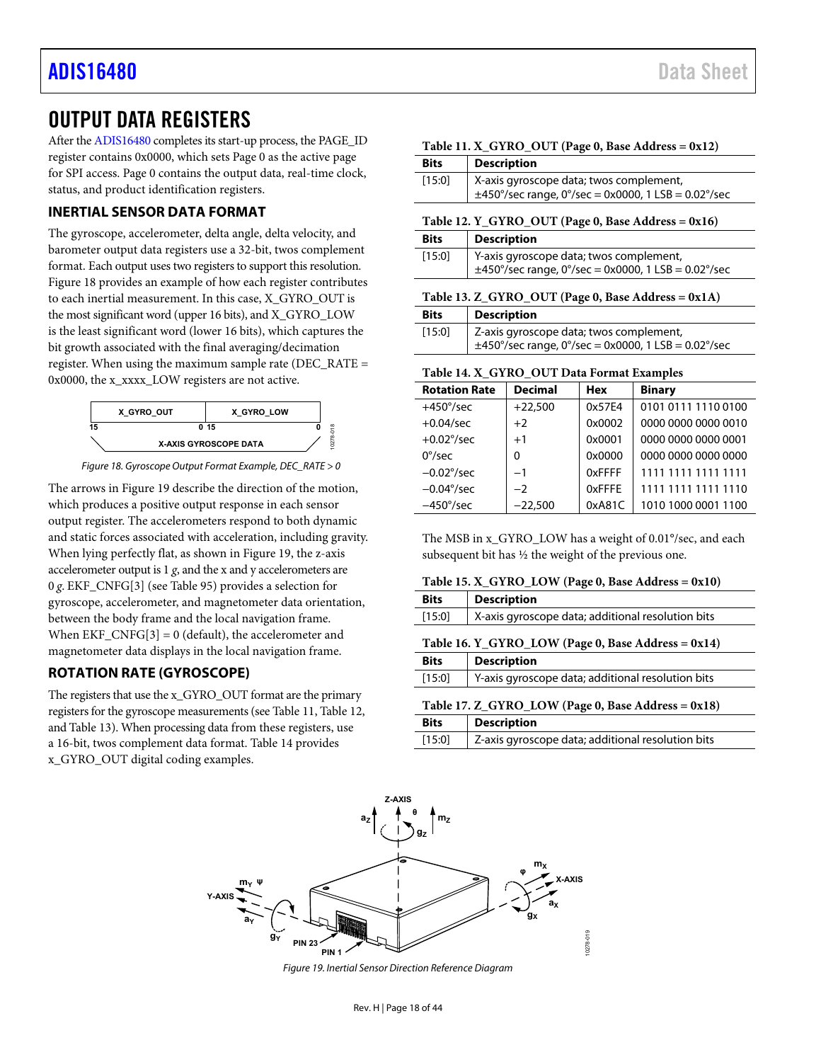# OUTPUT DATA REGISTERS

After the ADIS16480 completes its start-up process, the PAGE_ID register contains 0x0000, which sets Page 0 as the active page for SPI access. Page 0 contains the output data, real-time clock, status, and product identification registers.

## INERTIAL SENSOR DATA FORMAT

The gyroscope, accelerometer, delta angle, delta velocity, and barometer output data registers use a 32-bit, twos complement format. Each output uses two registers to support this resolution. Figure 18 provides an example of how each register contributes to each inertial measurement. In this case, X_GYRO_OUT is the most significant word (upper 16 bits), and X_GYRO_LOW is the least significant word (lower 16 bits), which captures the bit growth associated with the final averaging/decimation register. When using the maximum sample rate (DEC_RATE = 0x0000, the x_xxxx_LOW registers are not active.

*Figure 18. Gyroscope Output Format Example, DEC_RATE > 0*

The arrows in Figure 19 describe the direction of the motion, which produces a positive output response in each sensor output register. The accelerometers respond to both dynamic and static forces associated with acceleration, including gravity. When lying perfectly flat, as shown in Figure 19, the z-axis accelerometer output is 1 *g*, and the x and y accelerometers are 0 *g*. EKF_CNFG[3] (see Table 95) provides a selection for gyroscope, accelerometer, and magnetometer data orientation, between the body frame and the local navigation frame. When EKF_CNFG[3] = 0 (default), the accelerometer and magnetometer data displays in the local navigation frame.

## ROTATION RATE (GYROSCOPE)

The registers that use the x_GYRO_OUT format are the primary registers for the gyroscope measurements (see Table 11, Table 12, and Table 13). When processing data from these registers, use a 16-bit, twos complement data format. Table 14 provides x_GYRO_OUT digital coding examples.

**Table 11. X_GYRO_OUT (Page 0, Base Address = 0x12)**

| Bits | Description |
|---|---|
| [15:0] | X-axis gyroscope data; twos complement, ±450°/sec range, 0°/sec = 0x0000, 1 LSB = 0.02°/sec |

**Table 12. Y_GYRO_OUT (Page 0, Base Address = 0x16)**

| Bits | Description |
|---|---|
| [15:0] | Y-axis gyroscope data; twos complement, ±450°/sec range, 0°/sec = 0x0000, 1 LSB = 0.02°/sec |

**Table 13. Z_GYRO_OUT (Page 0, Base Address = 0x1A)**

| Bits | Description |
|---|---|
| [15:0] | Z-axis gyroscope data; twos complement, ±450°/sec range, 0°/sec = 0x0000, 1 LSB = 0.02°/sec |

**Table 14. X_GYRO_OUT Data Format Examples**

| Rotation Rate | Decimal | Hex | Binary |
|---|---|---|---|
| +450°/sec | +22,500 | 0x57E4 | 0101 0111 1110 0100 |
| +0.04/sec | +2 | 0x0002 | 0000 0000 0000 0010 |
| +0.02°/sec | +1 | 0x0001 | 0000 0000 0000 0001 |
| 0°/sec | 0 | 0x0000 | 0000 0000 0000 0000 |
| −0.02°/sec | −1 | 0xFFFF | 1111 1111 1111 1111 |
| −0.04°/sec | −2 | 0xFFFE | 1111 1111 1111 1110 |
| −450°/sec | −22,500 | 0xA81C | 1010 1000 0001 1100 |

The MSB in x_GYRO_LOW has a weight of 0.01°/sec, and each subsequent bit has ½ the weight of the previous one.

**Table 15. X_GYRO_LOW (Page 0, Base Address = 0x10)**

| Bits | Description |
|---|---|
| [15:0] | X-axis gyroscope data; additional resolution bits |

**Table 16. Y_GYRO_LOW (Page 0, Base Address = 0x14)**

| Bits | Description |
|---|---|
| [15:0] | Y-axis gyroscope data; additional resolution bits |

**Table 17. Z_GYRO_LOW (Page 0, Base Address = 0x18)**

| Bits | Description |
|---|---|
| [15:0] | Z-axis gyroscope data; additional resolution bits |

*Figure 19. Inertial Sensor Direction Reference Diagram*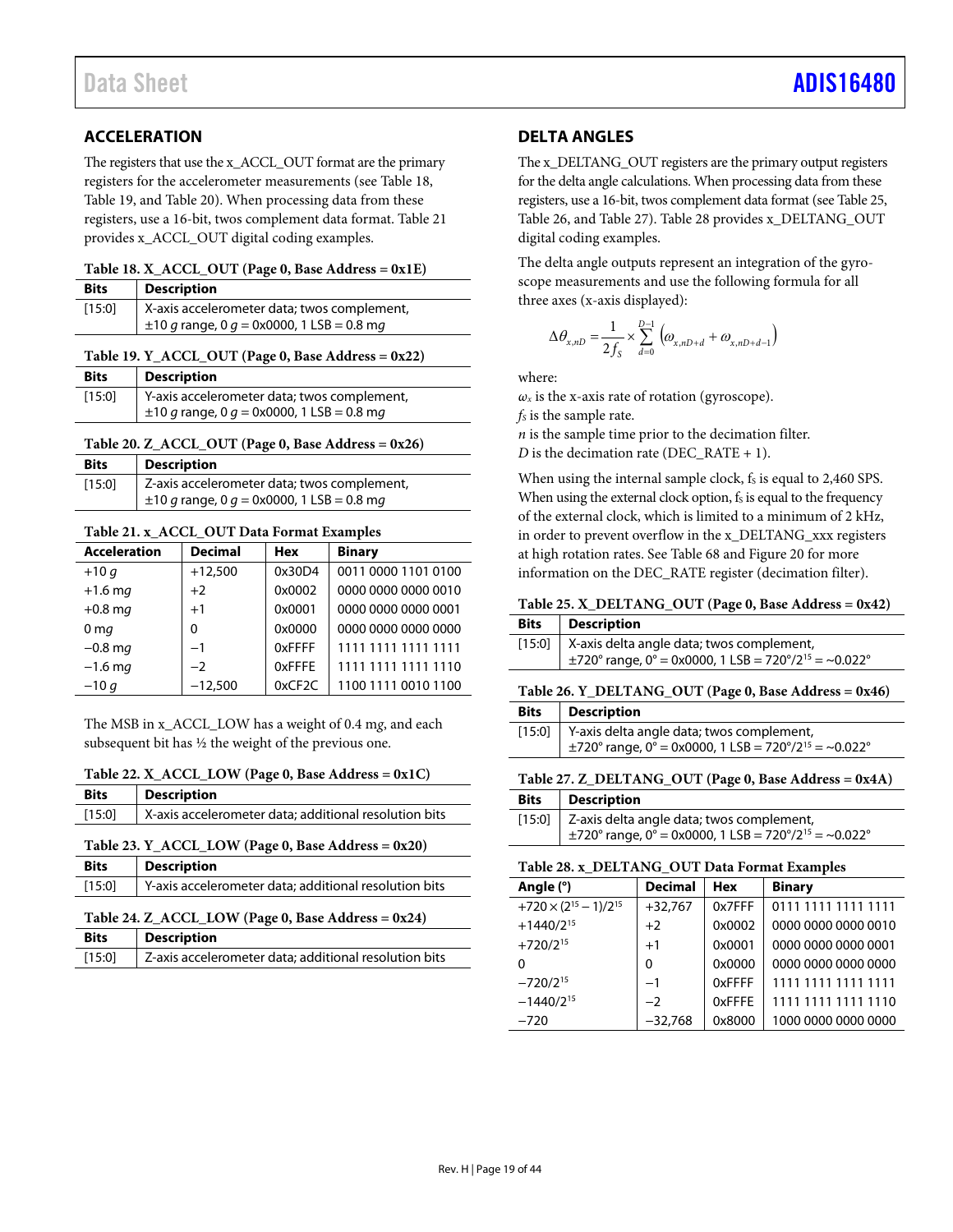## ACCELERATION

The registers that use the x_ACCL_OUT format are the primary registers for the accelerometer measurements (see Table 18, Table 19, and Table 20). When processing data from these registers, use a 16-bit, twos complement data format. Table 21 provides x_ACCL_OUT digital coding examples.

**Table 18. X_ACCL_OUT (Page 0, Base Address = 0x1E)**

| Bits | Description |
|---|---|
| [15:0] | X-axis accelerometer data; twos complement, ±10 *g* range, 0 *g* = 0x0000, 1 LSB = 0.8 m*g* |

**Table 19. Y_ACCL_OUT (Page 0, Base Address = 0x22)**

| Bits | Description |
|---|---|
| [15:0] | Y-axis accelerometer data; twos complement, ±10 *g* range, 0 *g* = 0x0000, 1 LSB = 0.8 m*g* |

**Table 20. Z_ACCL_OUT (Page 0, Base Address = 0x26)**

| Bits | Description |
|---|---|
| [15:0] | Z-axis accelerometer data; twos complement, ±10 *g* range, 0 *g* = 0x0000, 1 LSB = 0.8 m*g* |

**Table 21. x_ACCL_OUT Data Format Examples**

| Acceleration | Decimal | Hex | Binary |
|---|---|---|---|
| +10 *g* | +12,500 | 0x30D4 | 0011 0000 1101 0100 |
| +1.6 m*g* | +2 | 0x0002 | 0000 0000 0000 0010 |
| +0.8 m*g* | +1 | 0x0001 | 0000 0000 0000 0001 |
| 0 m*g* | 0 | 0x0000 | 0000 0000 0000 0000 |
| −0.8 m*g* | −1 | 0xFFFF | 1111 1111 1111 1111 |
| −1.6 m*g* | −2 | 0xFFFE | 1111 1111 1111 1110 |
| −10 *g* | −12,500 | 0xCF2C | 1100 1111 0010 1100 |

The MSB in x_ACCL_LOW has a weight of 0.4 m*g*, and each subsequent bit has ½ the weight of the previous one.

**Table 22. X_ACCL_LOW (Page 0, Base Address = 0x1C)**

| Bits | Description |
|---|---|
| [15:0] | X-axis accelerometer data; additional resolution bits |

**Table 23. Y_ACCL_LOW (Page 0, Base Address = 0x20)**

| Bits | Description |
|---|---|
| [15:0] | Y-axis accelerometer data; additional resolution bits |

**Table 24. Z_ACCL_LOW (Page 0, Base Address = 0x24)**

| Bits | Description |
|---|---|
| [15:0] | Z-axis accelerometer data; additional resolution bits |

## DELTA ANGLES

The x_DELTANG_OUT registers are the primary output registers for the delta angle calculations. When processing data from these registers, use a 16-bit, twos complement data format (see Table 25, Table 26, and Table 27). Table 28 provides x_DELTANG_OUT digital coding examples.

The delta angle outputs represent an integration of the gyroscope measurements and use the following formula for all three axes (x-axis displayed):

$$\Delta\theta_{x,nD} = \frac{1}{2f_S} \times \sum_{d=0}^{D-1} \left(\omega_{x,nD+d} + \omega_{x,nD+d-1}\right)$$

where:
$\omega_x$ is the x-axis rate of rotation (gyroscope).
$f_S$ is the sample rate.
*n* is the sample time prior to the decimation filter.
*D* is the decimation rate (DEC_RATE + 1).

When using the internal sample clock, $f_S$ is equal to 2,460 SPS. When using the external clock option, $f_S$ is equal to the frequency of the external clock, which is limited to a minimum of 2 kHz, in order to prevent overflow in the x_DELTANG_xxx registers at high rotation rates. See Table 68 and Figure 20 for more information on the DEC_RATE register (decimation filter).

**Table 25. X_DELTANG_OUT (Page 0, Base Address = 0x42)**

| Bits | Description |
|---|---|
| [15:0] | X-axis delta angle data; twos complement, ±720° range, 0° = 0x0000, 1 LSB = 720°/$2^{15}$ = ~0.022° |

**Table 26. Y_DELTANG_OUT (Page 0, Base Address = 0x46)**

| Bits | Description |
|---|---|
| [15:0] | Y-axis delta angle data; twos complement, ±720° range, 0° = 0x0000, 1 LSB = 720°/$2^{15}$ = ~0.022° |

**Table 27. Z_DELTANG_OUT (Page 0, Base Address = 0x4A)**

| Bits | Description |
|---|---|
| [15:0] | Z-axis delta angle data; twos complement, ±720° range, 0° = 0x0000, 1 LSB = 720°/$2^{15}$ = ~0.022° |

**Table 28. x_DELTANG_OUT Data Format Examples**

| Angle (°) | Decimal | Hex | Binary |
|---|---|---|---|
| $+720 \times (2^{15} - 1)/2^{15}$ | +32,767 | 0x7FFF | 0111 1111 1111 1111 |
| $+1440/2^{15}$ | +2 | 0x0002 | 0000 0000 0000 0010 |
| $+720/2^{15}$ | +1 | 0x0001 | 0000 0000 0000 0001 |
| 0 | 0 | 0x0000 | 0000 0000 0000 0000 |
| $-720/2^{15}$ | −1 | 0xFFFF | 1111 1111 1111 1111 |
| $-1440/2^{15}$ | −2 | 0xFFFE | 1111 1111 1111 1110 |
| −720 | −32,768 | 0x8000 | 1000 0000 0000 0000 |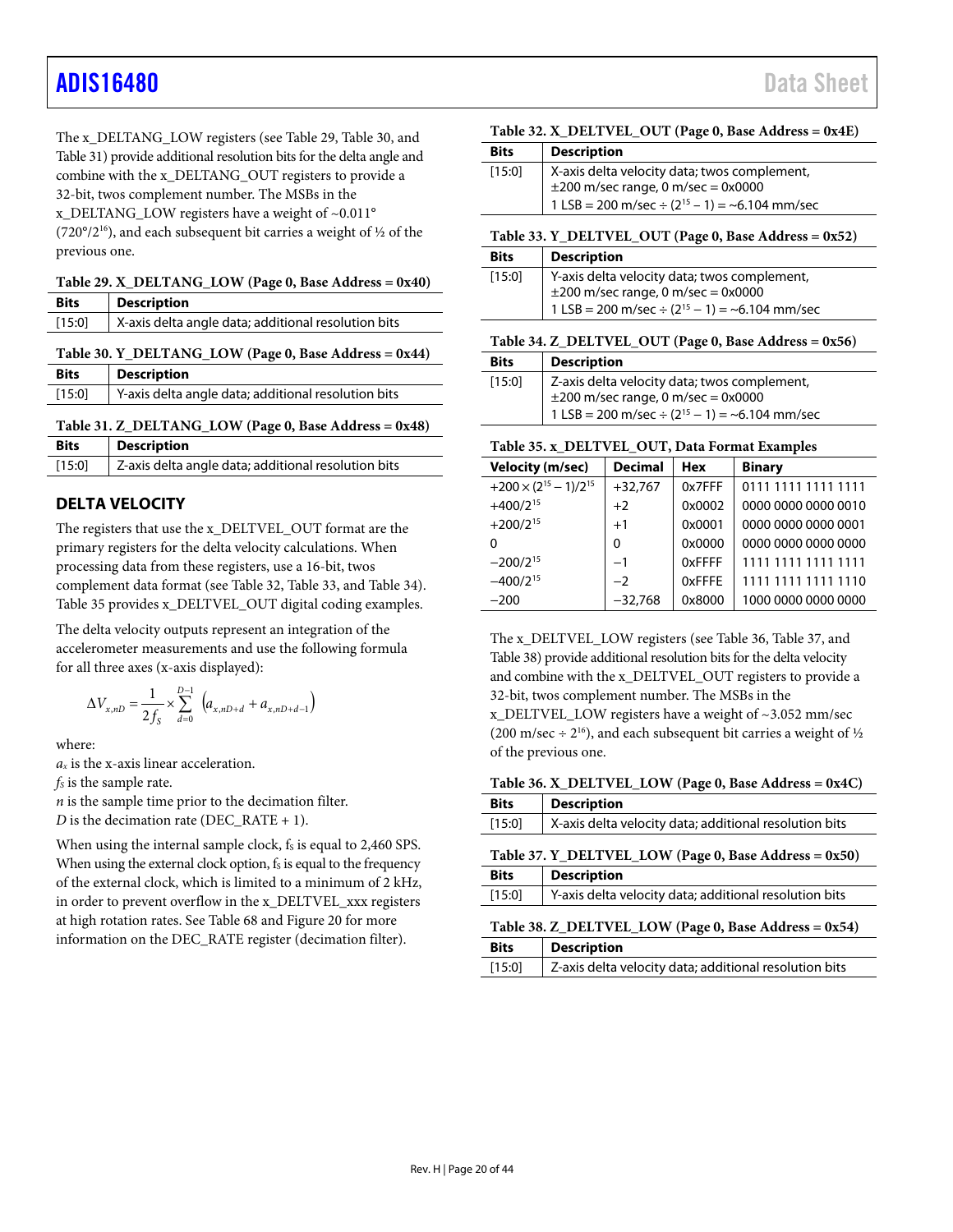The x_DELTANG_LOW registers (see Table 29, Table 30, and Table 31) provide additional resolution bits for the delta angle and combine with the x_DELTANG_OUT registers to provide a 32-bit, twos complement number. The MSBs in the x_DELTANG_LOW registers have a weight of ~0.011° (720°/$2^{16}$), and each subsequent bit carries a weight of ½ of the previous one.

**Table 29. X_DELTANG_LOW (Page 0, Base Address = 0x40)**

| Bits | Description |
|---|---|
| [15:0] | X-axis delta angle data; additional resolution bits |

**Table 30. Y_DELTANG_LOW (Page 0, Base Address = 0x44)**

| Bits | Description |
|---|---|
| [15:0] | Y-axis delta angle data; additional resolution bits |

**Table 31. Z_DELTANG_LOW (Page 0, Base Address = 0x48)**

| Bits | Description |
|---|---|
| [15:0] | Z-axis delta angle data; additional resolution bits |

## DELTA VELOCITY

The registers that use the x_DELTVEL_OUT format are the primary registers for the delta velocity calculations. When processing data from these registers, use a 16-bit, twos complement data format (see Table 32, Table 33, and Table 34). Table 35 provides x_DELTVEL_OUT digital coding examples.

The delta velocity outputs represent an integration of the accelerometer measurements and use the following formula for all three axes (x-axis displayed):

$$\Delta V_{x,nD} = \frac{1}{2f_S} \times \sum_{d=0}^{D-1} \left(a_{x,nD+d} + a_{x,nD+d-1}\right)$$

where:
$a_x$ is the x-axis linear acceleration.
$f_S$ is the sample rate.
$n$ is the sample time prior to the decimation filter.
$D$ is the decimation rate (DEC_RATE + 1).

When using the internal sample clock, $f_S$ is equal to 2,460 SPS. When using the external clock option, $f_S$ is equal to the frequency of the external clock, which is limited to a minimum of 2 kHz, in order to prevent overflow in the x_DELTVEL_xxx registers at high rotation rates. See Table 68 and Figure 20 for more information on the DEC_RATE register (decimation filter).

**Table 32. X_DELTVEL_OUT (Page 0, Base Address = 0x4E)**

| Bits | Description |
|---|---|
| [15:0] | X-axis delta velocity data; twos complement, ±200 m/sec range, 0 m/sec = 0x0000 1 LSB = 200 m/sec ÷ ($2^{15}$ − 1) = ~6.104 mm/sec |

**Table 33. Y_DELTVEL_OUT (Page 0, Base Address = 0x52)**

| Bits | Description |
|---|---|
| [15:0] | Y-axis delta velocity data; twos complement, ±200 m/sec range, 0 m/sec = 0x0000 1 LSB = 200 m/sec ÷ ($2^{15}$ − 1) = ~6.104 mm/sec |

**Table 34. Z_DELTVEL_OUT (Page 0, Base Address = 0x56)**

| Bits | Description |
|---|---|
| [15:0] | Z-axis delta velocity data; twos complement, ±200 m/sec range, 0 m/sec = 0x0000 1 LSB = 200 m/sec ÷ ($2^{15}$ − 1) = ~6.104 mm/sec |

**Table 35. x_DELTVEL_OUT, Data Format Examples**

| Velocity (m/sec) | Decimal | Hex | Binary |
|---|---|---|---|
| $+200 \times (2^{15} - 1)/2^{15}$ | +32,767 | 0x7FFF | 0111 1111 1111 1111 |
| $+400/2^{15}$ | +2 | 0x0002 | 0000 0000 0000 0010 |
| $+200/2^{15}$ | +1 | 0x0001 | 0000 0000 0000 0001 |
| 0 | 0 | 0x0000 | 0000 0000 0000 0000 |
| $-200/2^{15}$ | −1 | 0xFFFF | 1111 1111 1111 1111 |
| $-400/2^{15}$ | −2 | 0xFFFE | 1111 1111 1111 1110 |
| −200 | −32,768 | 0x8000 | 1000 0000 0000 0000 |

The x_DELTVEL_LOW registers (see Table 36, Table 37, and Table 38) provide additional resolution bits for the delta velocity and combine with the x_DELTVEL_OUT registers to provide a 32-bit, twos complement number. The MSBs in the x_DELTVEL_LOW registers have a weight of ~3.052 mm/sec (200 m/sec ÷ $2^{16}$), and each subsequent bit carries a weight of ½ of the previous one.

**Table 36. X_DELTVEL_LOW (Page 0, Base Address = 0x4C)**

| Bits | Description |
|---|---|
| [15:0] | X-axis delta velocity data; additional resolution bits |

**Table 37. Y_DELTVEL_LOW (Page 0, Base Address = 0x50)**

| Bits | Description |
|---|---|
| [15:0] | Y-axis delta velocity data; additional resolution bits |

**Table 38. Z_DELTVEL_LOW (Page 0, Base Address = 0x54)**

| Bits | Description |
|---|---|
| [15:0] | Z-axis delta velocity data; additional resolution bits |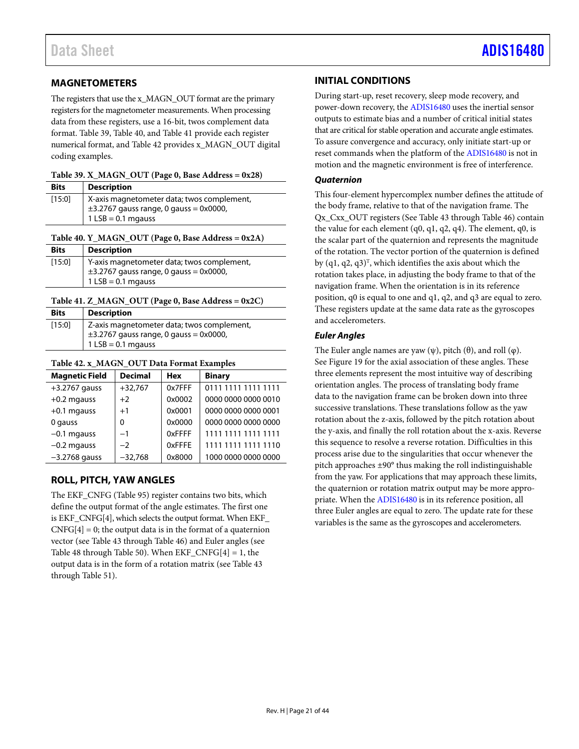## MAGNETOMETERS

The registers that use the x_MAGN_OUT format are the primary registers for the magnetometer measurements. When processing data from these registers, use a 16-bit, twos complement data format. Table 39, Table 40, and Table 41 provide each register numerical format, and Table 42 provides x_MAGN_OUT digital coding examples.

**Table 39. X_MAGN_OUT (Page 0, Base Address = 0x28)**

| Bits | Description |
|---|---|
| [15:0] | X-axis magnetometer data; twos complement, ±3.2767 gauss range, 0 gauss = 0x0000, 1 LSB = 0.1 mgauss |

**Table 40. Y_MAGN_OUT (Page 0, Base Address = 0x2A)**

| Bits | Description |
|---|---|
| [15:0] | Y-axis magnetometer data; twos complement, ±3.2767 gauss range, 0 gauss = 0x0000, 1 LSB = 0.1 mgauss |

**Table 41. Z_MAGN_OUT (Page 0, Base Address = 0x2C)**

| Bits | Description |
|---|---|
| [15:0] | Z-axis magnetometer data; twos complement, ±3.2767 gauss range, 0 gauss = 0x0000, 1 LSB = 0.1 mgauss |

**Table 42. x_MAGN_OUT Data Format Examples**

| Magnetic Field | Decimal | Hex | Binary |
|---|---|---|---|
| +3.2767 gauss | +32,767 | 0x7FFF | 0111 1111 1111 1111 |
| +0.2 mgauss | +2 | 0x0002 | 0000 0000 0000 0010 |
| +0.1 mgauss | +1 | 0x0001 | 0000 0000 0000 0001 |
| 0 gauss | 0 | 0x0000 | 0000 0000 0000 0000 |
| −0.1 mgauss | −1 | 0xFFFF | 1111 1111 1111 1111 |
| −0.2 mgauss | −2 | 0xFFFE | 1111 1111 1111 1110 |
| −3.2768 gauss | −32,768 | 0x8000 | 1000 0000 0000 0000 |

## ROLL, PITCH, YAW ANGLES

The EKF_CNFG (Table 95) register contains two bits, which define the output format of the angle estimates. The first one is EKF_CNFG[4], which selects the output format. When EKF_CNFG[4] = 0; the output data is in the format of a quaternion vector (see Table 43 through Table 46) and Euler angles (see Table 48 through Table 50). When EKF_CNFG[4] = 1, the output data is in the form of a rotation matrix (see Table 43 through Table 51).

## INITIAL CONDITIONS

During start-up, reset recovery, sleep mode recovery, and power-down recovery, the ADIS16480 uses the inertial sensor outputs to estimate bias and a number of critical initial states that are critical for stable operation and accurate angle estimates. To assure convergence and accuracy, only initiate start-up or reset commands when the platform of the ADIS16480 is not in motion and the magnetic environment is free of interference.

### *Quaternion*

This four-element hypercomplex number defines the attitude of the body frame, relative to that of the navigation frame. The Qx_Cxx_OUT registers (See Table 43 through Table 46) contain the value for each element (q0, q1, q2, q4). The element, q0, is the scalar part of the quaternion and represents the magnitude of the rotation. The vector portion of the quaternion is defined by $(q1, q2, q3)^T$, which identifies the axis about which the rotation takes place, in adjusting the body frame to that of the navigation frame. When the orientation is in its reference position, q0 is equal to one and q1, q2, and q3 are equal to zero. These registers update at the same data rate as the gyroscopes and accelerometers.

### *Euler Angles*

The Euler angle names are yaw (ψ), pitch (θ), and roll (φ). See Figure 19 for the axial association of these angles. These three elements represent the most intuitive way of describing orientation angles. The process of translating body frame data to the navigation frame can be broken down into three successive translations. These translations follow as the yaw rotation about the z-axis, followed by the pitch rotation about the y-axis, and finally the roll rotation about the x-axis. Reverse this sequence to resolve a reverse rotation. Difficulties in this process arise due to the singularities that occur whenever the pitch approaches ±90° thus making the roll indistinguishable from the yaw. For applications that may approach these limits, the quaternion or rotation matrix output may be more appropriate. When the ADIS16480 is in its reference position, all three Euler angles are equal to zero. The update rate for these variables is the same as the gyroscopes and accelerometers.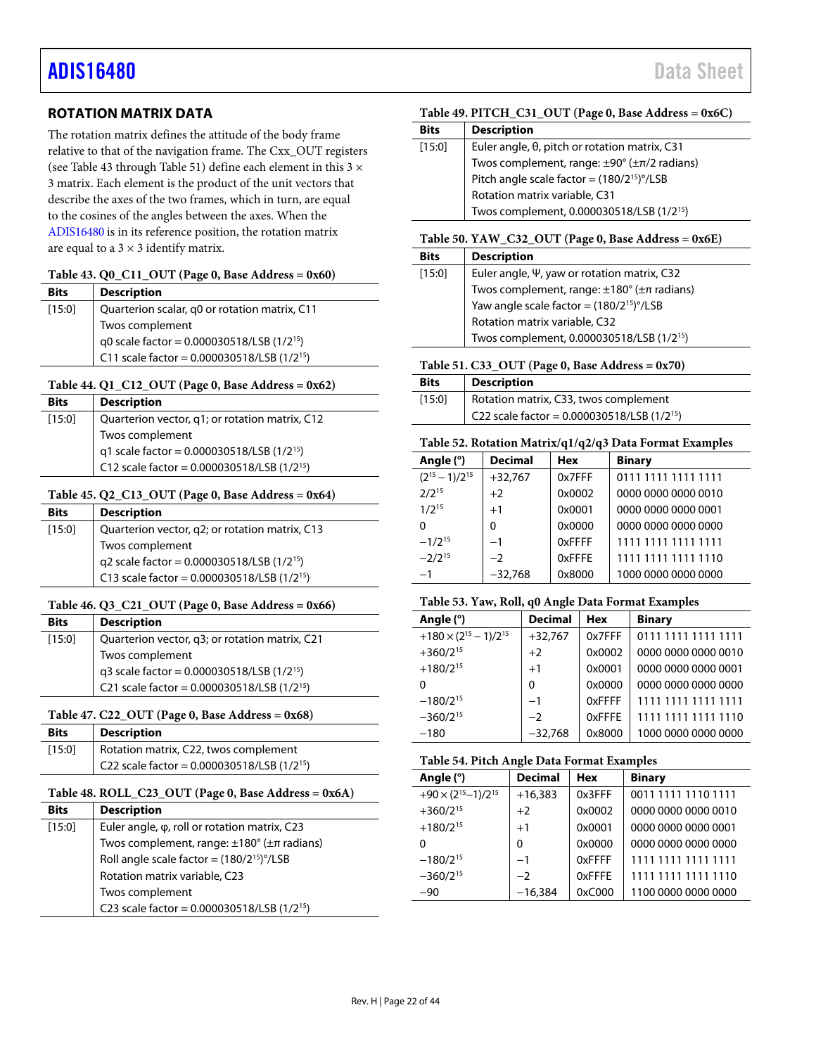## ROTATION MATRIX DATA

The rotation matrix defines the attitude of the body frame relative to that of the navigation frame. The Cxx_OUT registers (see Table 43 through Table 51) define each element in this 3 × 3 matrix. Each element is the product of the unit vectors that describe the axes of the two frames, which in turn, are equal to the cosines of the angles between the axes. When the ADIS16480 is in its reference position, the rotation matrix are equal to a 3 × 3 identify matrix.

**Table 43. Q0_C11_OUT (Page 0, Base Address = 0x60)**

| Bits | Description |
|---|---|
| [15:0] | Quarterion scalar, q0 or rotation matrix, C11 |
| | Twos complement |
| | q0 scale factor = 0.000030518/LSB ($1/2^{15}$) |
| | C11 scale factor = 0.000030518/LSB ($1/2^{15}$) |

**Table 44. Q1_C12_OUT (Page 0, Base Address = 0x62)**

| Bits | Description |
|---|---|
| [15:0] | Quarterion vector, q1; or rotation matrix, C12 |
| | Twos complement |
| | q1 scale factor = 0.000030518/LSB ($1/2^{15}$) |
| | C12 scale factor = 0.000030518/LSB ($1/2^{15}$) |

**Table 45. Q2_C13_OUT (Page 0, Base Address = 0x64)**

| Bits | Description |
|---|---|
| [15:0] | Quarterion vector, q2; or rotation matrix, C13 |
| | Twos complement |
| | q2 scale factor = 0.000030518/LSB ($1/2^{15}$) |
| | C13 scale factor = 0.000030518/LSB ($1/2^{15}$) |

**Table 46. Q3_C21_OUT (Page 0, Base Address = 0x66)**

| Bits | Description |
|---|---|
| [15:0] | Quarterion vector, q3; or rotation matrix, C21 |
| | Twos complement |
| | q3 scale factor = 0.000030518/LSB ($1/2^{15}$) |
| | C21 scale factor = 0.000030518/LSB ($1/2^{15}$) |

**Table 47. C22_OUT (Page 0, Base Address = 0x68)**

| Bits | Description |
|---|---|
| [15:0] | Rotation matrix, C22, twos complement |
| | C22 scale factor = 0.000030518/LSB ($1/2^{15}$) |

**Table 48. ROLL_C23_OUT (Page 0, Base Address = 0x6A)**

| Bits | Description |
|---|---|
| [15:0] | Euler angle, φ, roll or rotation matrix, C23 |
| | Twos complement, range: ±180° (±π radians) |
| | Roll angle scale factor = $(180/2^{15})$°/LSB |
| | Rotation matrix variable, C23 |
| | Twos complement |
| | C23 scale factor = 0.000030518/LSB ($1/2^{15}$) |

**Table 49. PITCH_C31_OUT (Page 0, Base Address = 0x6C)**

| Bits | Description |
|---|---|
| [15:0] | Euler angle, θ, pitch or rotation matrix, C31 |
| | Twos complement, range: ±90° (±π/2 radians) |
| | Pitch angle scale factor = $(180/2^{15})$°/LSB |
| | Rotation matrix variable, C31 |
| | Twos complement, 0.000030518/LSB ($1/2^{15}$) |

**Table 50. YAW_C32_OUT (Page 0, Base Address = 0x6E)**

| Bits | Description |
|---|---|
| [15:0] | Euler angle, Ψ, yaw or rotation matrix, C32 |
| | Twos complement, range: ±180° (±π radians) |
| | Yaw angle scale factor = $(180/2^{15})$°/LSB |
| | Rotation matrix variable, C32 |
| | Twos complement, 0.000030518/LSB ($1/2^{15}$) |

**Table 51. C33_OUT (Page 0, Base Address = 0x70)**

| Bits | Description |
|---|---|
| [15:0] | Rotation matrix, C33, twos complement |
| | C22 scale factor = 0.000030518/LSB ($1/2^{15}$) |

**Table 52. Rotation Matrix/q1/q2/q3 Data Format Examples**

| Angle (°) | Decimal | Hex | Binary |
|---|---|---|---|
| $(2^{15} - 1)/2^{15}$ | +32,767 | 0x7FFF | 0111 1111 1111 1111 |
| $2/2^{15}$ | +2 | 0x0002 | 0000 0000 0000 0010 |
| $1/2^{15}$ | +1 | 0x0001 | 0000 0000 0000 0001 |
| 0 | 0 | 0x0000 | 0000 0000 0000 0000 |
| $-1/2^{15}$ | −1 | 0xFFFF | 1111 1111 1111 1111 |
| $-2/2^{15}$ | −2 | 0xFFFE | 1111 1111 1111 1110 |
| −1 | −32,768 | 0x8000 | 1000 0000 0000 0000 |

**Table 53. Yaw, Roll, q0 Angle Data Format Examples**

| Angle (°) | Decimal | Hex | Binary |
|---|---|---|---|
| $+180 \times (2^{15} - 1)/2^{15}$ | +32,767 | 0x7FFF | 0111 1111 1111 1111 |
| $+360/2^{15}$ | +2 | 0x0002 | 0000 0000 0000 0010 |
| $+180/2^{15}$ | +1 | 0x0001 | 0000 0000 0000 0001 |
| 0 | 0 | 0x0000 | 0000 0000 0000 0000 |
| $-180/2^{15}$ | −1 | 0xFFFF | 1111 1111 1111 1111 |
| $-360/2^{15}$ | −2 | 0xFFFE | 1111 1111 1111 1110 |
| −180 | −32,768 | 0x8000 | 1000 0000 0000 0000 |

**Table 54. Pitch Angle Data Format Examples**

| Angle (°) | Decimal | Hex | Binary |
|---|---|---|---|
| $+90 \times (2^{15}-1)/2^{15}$ | +16,383 | 0x3FFF | 0011 1111 1110 1111 |
| $+360/2^{15}$ | +2 | 0x0002 | 0000 0000 0000 0010 |
| $+180/2^{15}$ | +1 | 0x0001 | 0000 0000 0000 0001 |
| 0 | 0 | 0x0000 | 0000 0000 0000 0000 |
| $-180/2^{15}$ | −1 | 0xFFFF | 1111 1111 1111 1111 |
| $-360/2^{15}$ | −2 | 0xFFFE | 1111 1111 1111 1110 |
| −90 | −16,384 | 0xC000 | 1100 0000 0000 0000 |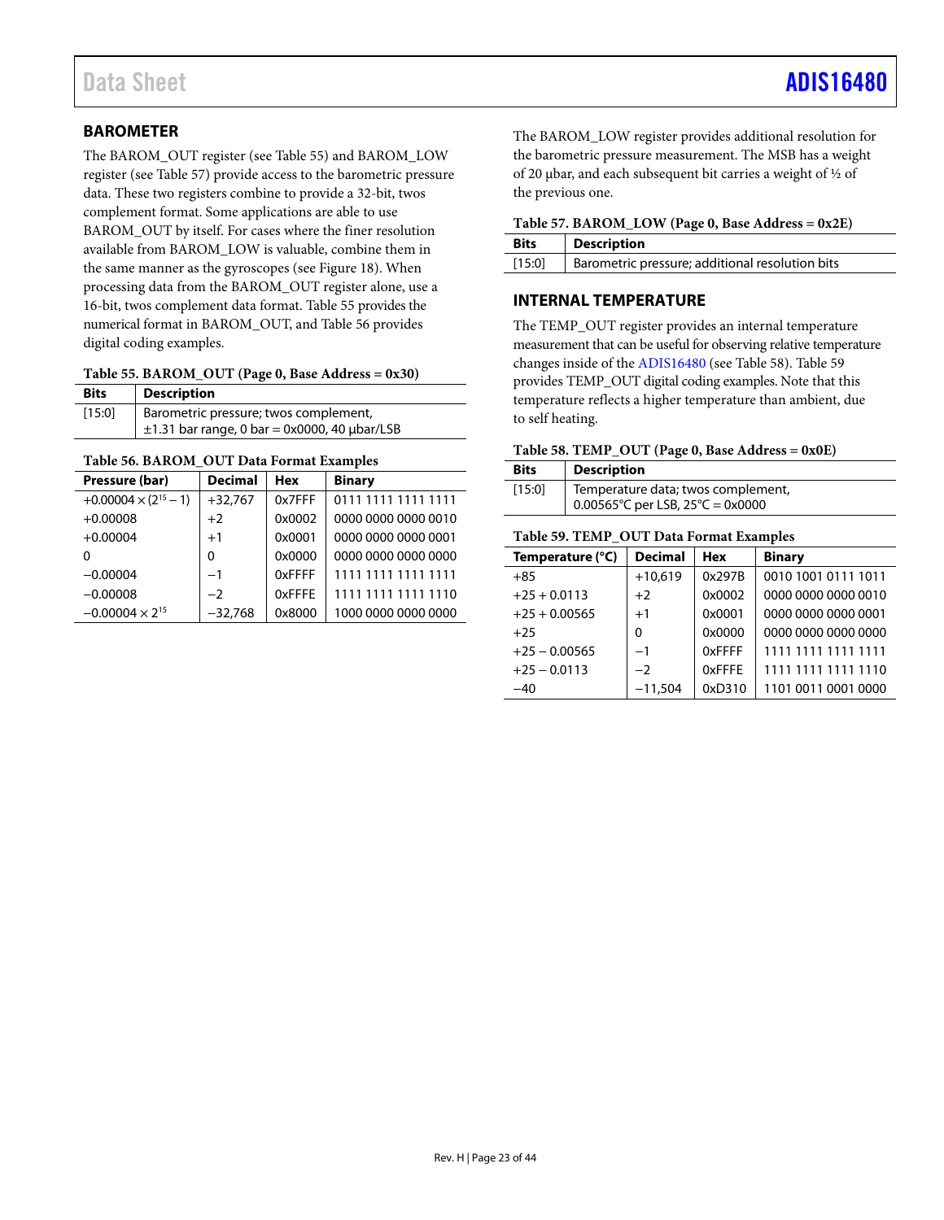## BAROMETER

The BAROM_OUT register (see Table 55) and BAROM_LOW register (see Table 57) provide access to the barometric pressure data. These two registers combine to provide a 32-bit, twos complement format. Some applications are able to use BAROM_OUT by itself. For cases where the finer resolution available from BAROM_LOW is valuable, combine them in the same manner as the gyroscopes (see Figure 18). When processing data from the BAROM_OUT register alone, use a 16-bit, twos complement data format. Table 55 provides the numerical format in BAROM_OUT, and Table 56 provides digital coding examples.

**Table 55. BAROM_OUT (Page 0, Base Address = 0x30)**

| Bits | Description |
|---|---|
| [15:0] | Barometric pressure; twos complement, ±1.31 bar range, 0 bar = 0x0000, 40 μbar/LSB |

**Table 56. BAROM_OUT Data Format Examples**

| Pressure (bar) | Decimal | Hex | Binary |
|---|---|---|---|
| $+0.00004 \times (2^{15} - 1)$ | +32,767 | 0x7FFF | 0111 1111 1111 1111 |
| +0.00008 | +2 | 0x0002 | 0000 0000 0000 0010 |
| +0.00004 | +1 | 0x0001 | 0000 0000 0000 0001 |
| 0 | 0 | 0x0000 | 0000 0000 0000 0000 |
| −0.00004 | −1 | 0xFFFF | 1111 1111 1111 1111 |
| −0.00008 | −2 | 0xFFFE | 1111 1111 1111 1110 |
| $-0.00004 \times 2^{15}$ | −32,768 | 0x8000 | 1000 0000 0000 0000 |

The BAROM_LOW register provides additional resolution for the barometric pressure measurement. The MSB has a weight of 20 μbar, and each subsequent bit carries a weight of ½ of the previous one.

**Table 57. BAROM_LOW (Page 0, Base Address = 0x2E)**

| Bits | Description |
|---|---|
| [15:0] | Barometric pressure; additional resolution bits |

## INTERNAL TEMPERATURE

The TEMP_OUT register provides an internal temperature measurement that can be useful for observing relative temperature changes inside of the ADIS16480 (see Table 58). Table 59 provides TEMP_OUT digital coding examples. Note that this temperature reflects a higher temperature than ambient, due to self heating.

**Table 58. TEMP_OUT (Page 0, Base Address = 0x0E)**

| Bits | Description |
|---|---|
| [15:0] | Temperature data; twos complement, 0.00565°C per LSB, 25°C = 0x0000 |

**Table 59. TEMP_OUT Data Format Examples**

| Temperature (°C) | Decimal | Hex | Binary |
|---|---|---|---|
| +85 | +10,619 | 0x297B | 0010 1001 0111 1011 |
| +25 + 0.0113 | +2 | 0x0002 | 0000 0000 0000 0010 |
| +25 + 0.00565 | +1 | 0x0001 | 0000 0000 0000 0001 |
| +25 | 0 | 0x0000 | 0000 0000 0000 0000 |
| +25 − 0.00565 | −1 | 0xFFFF | 1111 1111 1111 1111 |
| +25 − 0.0113 | −2 | 0xFFFE | 1111 1111 1111 1110 |
| −40 | −11,504 | 0xD310 | 1101 0011 0001 0000 |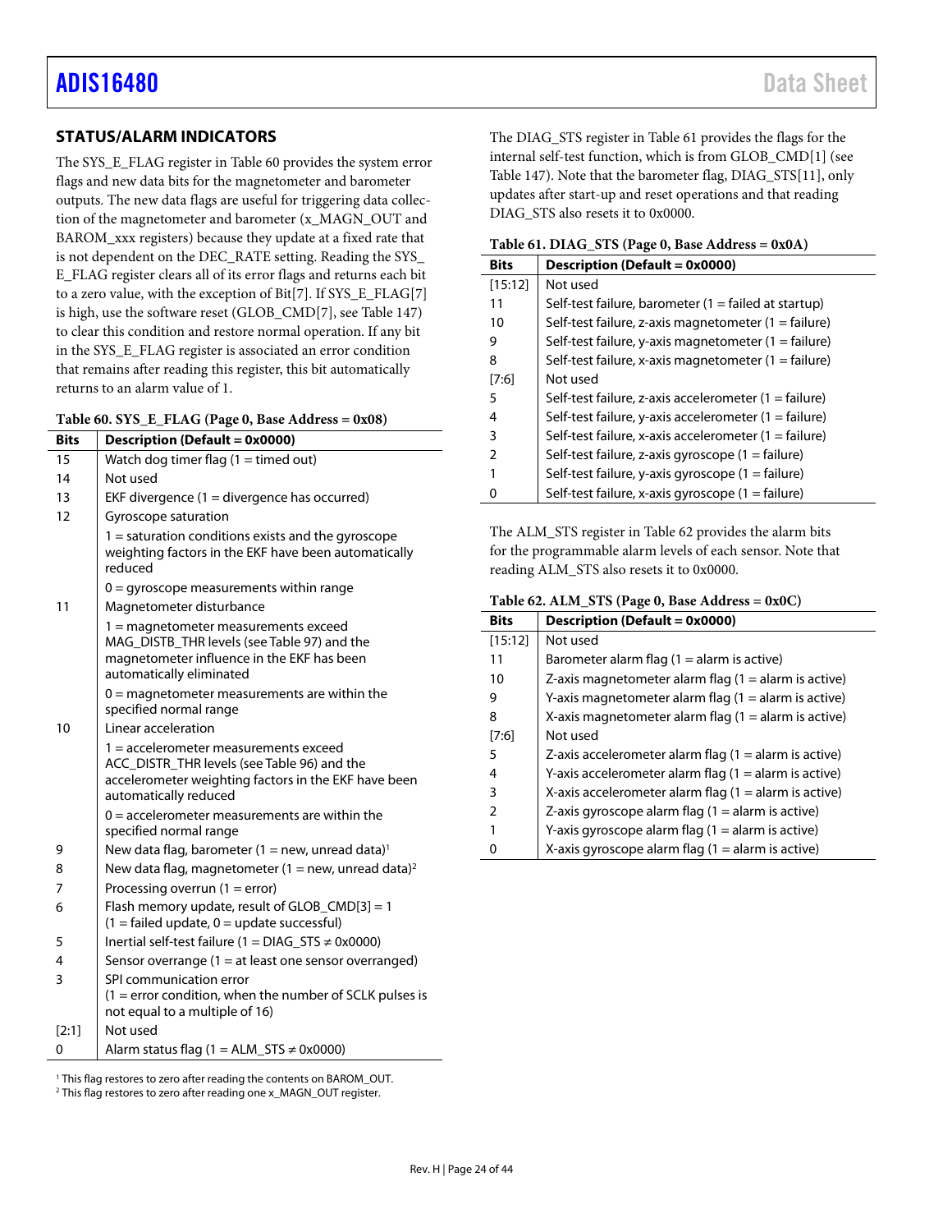## STATUS/ALARM INDICATORS

The SYS_E_FLAG register in Table 60 provides the system error flags and new data bits for the magnetometer and barometer outputs. The new data flags are useful for triggering data collection of the magnetometer and barometer (x_MAGN_OUT and BAROM_xxx registers) because they update at a fixed rate that is not dependent on the DEC_RATE setting. Reading the SYS_E_FLAG register clears all of its error flags and returns each bit to a zero value, with the exception of Bit[7]. If SYS_E_FLAG[7] is high, use the software reset (GLOB_CMD[7], see Table 147) to clear this condition and restore normal operation. If any bit in the SYS_E_FLAG register is associated an error condition that remains after reading this register, this bit automatically returns to an alarm value of 1.

**Table 60. SYS_E_FLAG (Page 0, Base Address = 0x08)**

| Bits | Description (Default = 0x0000) |
|---|---|
| 15 | Watch dog timer flag (1 = timed out) |
| 14 | Not used |
| 13 | EKF divergence (1 = divergence has occurred) |
| 12 | Gyroscope saturation |
| | 1 = saturation conditions exists and the gyroscope weighting factors in the EKF have been automatically reduced |
| | 0 = gyroscope measurements within range |
| 11 | Magnetometer disturbance |
| | 1 = magnetometer measurements exceed MAG_DISTB_THR levels (see Table 97) and the magnetometer influence in the EKF has been automatically eliminated |
| | 0 = magnetometer measurements are within the specified normal range |
| 10 | Linear acceleration |
| | 1 = accelerometer measurements exceed ACC_DISTR_THR levels (see Table 96) and the accelerometer weighting factors in the EKF have been automatically reduced |
| | 0 = accelerometer measurements are within the specified normal range |
| 9 | New data flag, barometer (1 = new, unread data)[1] |
| 8 | New data flag, magnetometer (1 = new, unread data)[2] |
| 7 | Processing overrun (1 = error) |
| 6 | Flash memory update, result of GLOB_CMD[3] = 1 (1 = failed update, 0 = update successful) |
| 5 | Inertial self-test failure (1 = DIAG_STS ≠ 0x0000) |
| 4 | Sensor overrange (1 = at least one sensor overranged) |
| 3 | SPI communication error (1 = error condition, when the number of SCLK pulses is not equal to a multiple of 16) |
| [2:1] | Not used |
| 0 | Alarm status flag (1 = ALM_STS ≠ 0x0000) |

[1] This flag restores to zero after reading the contents on BAROM_OUT.
[2] This flag restores to zero after reading one x_MAGN_OUT register.

The DIAG_STS register in Table 61 provides the flags for the internal self-test function, which is from GLOB_CMD[1] (see Table 147). Note that the barometer flag, DIAG_STS[11], only updates after start-up and reset operations and that reading DIAG_STS also resets it to 0x0000.

**Table 61. DIAG_STS (Page 0, Base Address = 0x0A)**

| Bits | Description (Default = 0x0000) |
|---|---|
| [15:12] | Not used |
| 11 | Self-test failure, barometer (1 = failed at startup) |
| 10 | Self-test failure, z-axis magnetometer (1 = failure) |
| 9 | Self-test failure, y-axis magnetometer (1 = failure) |
| 8 | Self-test failure, x-axis magnetometer (1 = failure) |
| [7:6] | Not used |
| 5 | Self-test failure, z-axis accelerometer (1 = failure) |
| 4 | Self-test failure, y-axis accelerometer (1 = failure) |
| 3 | Self-test failure, x-axis accelerometer (1 = failure) |
| 2 | Self-test failure, z-axis gyroscope (1 = failure) |
| 1 | Self-test failure, y-axis gyroscope (1 = failure) |
| 0 | Self-test failure, x-axis gyroscope (1 = failure) |

The ALM_STS register in Table 62 provides the alarm bits for the programmable alarm levels of each sensor. Note that reading ALM_STS also resets it to 0x0000.

**Table 62. ALM_STS (Page 0, Base Address = 0x0C)**

| Bits | Description (Default = 0x0000) |
|---|---|
| [15:12] | Not used |
| 11 | Barometer alarm flag (1 = alarm is active) |
| 10 | Z-axis magnetometer alarm flag (1 = alarm is active) |
| 9 | Y-axis magnetometer alarm flag (1 = alarm is active) |
| 8 | X-axis magnetometer alarm flag (1 = alarm is active) |
| [7:6] | Not used |
| 5 | Z-axis accelerometer alarm flag (1 = alarm is active) |
| 4 | Y-axis accelerometer alarm flag (1 = alarm is active) |
| 3 | X-axis accelerometer alarm flag (1 = alarm is active) |
| 2 | Z-axis gyroscope alarm flag (1 = alarm is active) |
| 1 | Y-axis gyroscope alarm flag (1 = alarm is active) |
| 0 | X-axis gyroscope alarm flag (1 = alarm is active) |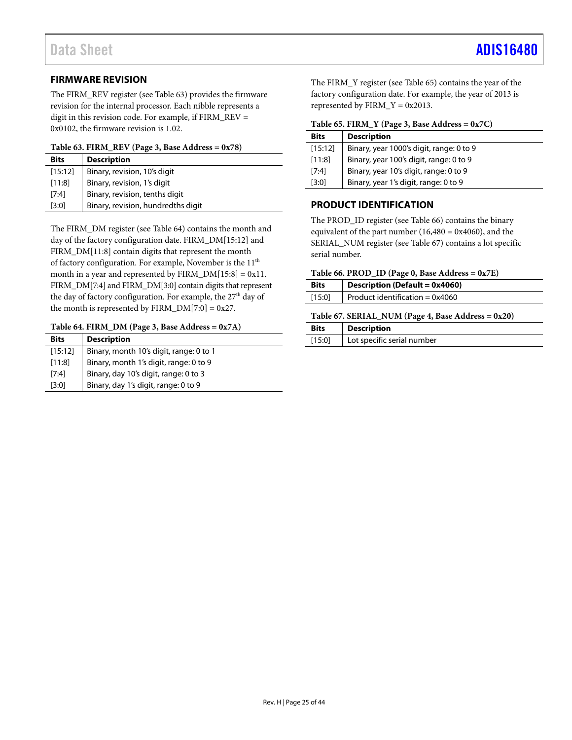## FIRMWARE REVISION

The FIRM_REV register (see Table 63) provides the firmware revision for the internal processor. Each nibble represents a digit in this revision code. For example, if FIRM_REV = 0x0102, the firmware revision is 1.02.

**Table 63. FIRM_REV (Page 3, Base Address = 0x78)**

| Bits | Description |
|---|---|
| [15:12] | Binary, revision, 10's digit |
| [11:8] | Binary, revision, 1's digit |
| [7:4] | Binary, revision, tenths digit |
| [3:0] | Binary, revision, hundredths digit |

The FIRM_DM register (see Table 64) contains the month and day of the factory configuration date. FIRM_DM[15:12] and FIRM_DM[11:8] contain digits that represent the month of factory configuration. For example, November is the 11th month in a year and represented by FIRM_DM[15:8] = 0x11. FIRM_DM[7:4] and FIRM_DM[3:0] contain digits that represent the day of factory configuration. For example, the 27th day of the month is represented by FIRM_DM[7:0] = 0x27.

**Table 64. FIRM_DM (Page 3, Base Address = 0x7A)**

| Bits | Description |
|---|---|
| [15:12] | Binary, month 10's digit, range: 0 to 1 |
| [11:8] | Binary, month 1's digit, range: 0 to 9 |
| [7:4] | Binary, day 10's digit, range: 0 to 3 |
| [3:0] | Binary, day 1's digit, range: 0 to 9 |

The FIRM_Y register (see Table 65) contains the year of the factory configuration date. For example, the year of 2013 is represented by FIRM_Y = 0x2013.

**Table 65. FIRM_Y (Page 3, Base Address = 0x7C)**

| Bits | Description |
|---|---|
| [15:12] | Binary, year 1000's digit, range: 0 to 9 |
| [11:8] | Binary, year 100's digit, range: 0 to 9 |
| [7:4] | Binary, year 10's digit, range: 0 to 9 |
| [3:0] | Binary, year 1's digit, range: 0 to 9 |

## PRODUCT IDENTIFICATION

The PROD_ID register (see Table 66) contains the binary equivalent of the part number (16,480 = 0x4060), and the SERIAL_NUM register (see Table 67) contains a lot specific serial number.

**Table 66. PROD_ID (Page 0, Base Address = 0x7E)**

| Bits | Description (Default = 0x4060) |
|---|---|
| [15:0] | Product identification = 0x4060 |

**Table 67. SERIAL_NUM (Page 4, Base Address = 0x20)**

| Bits | Description |
|---|---|
| [15:0] | Lot specific serial number |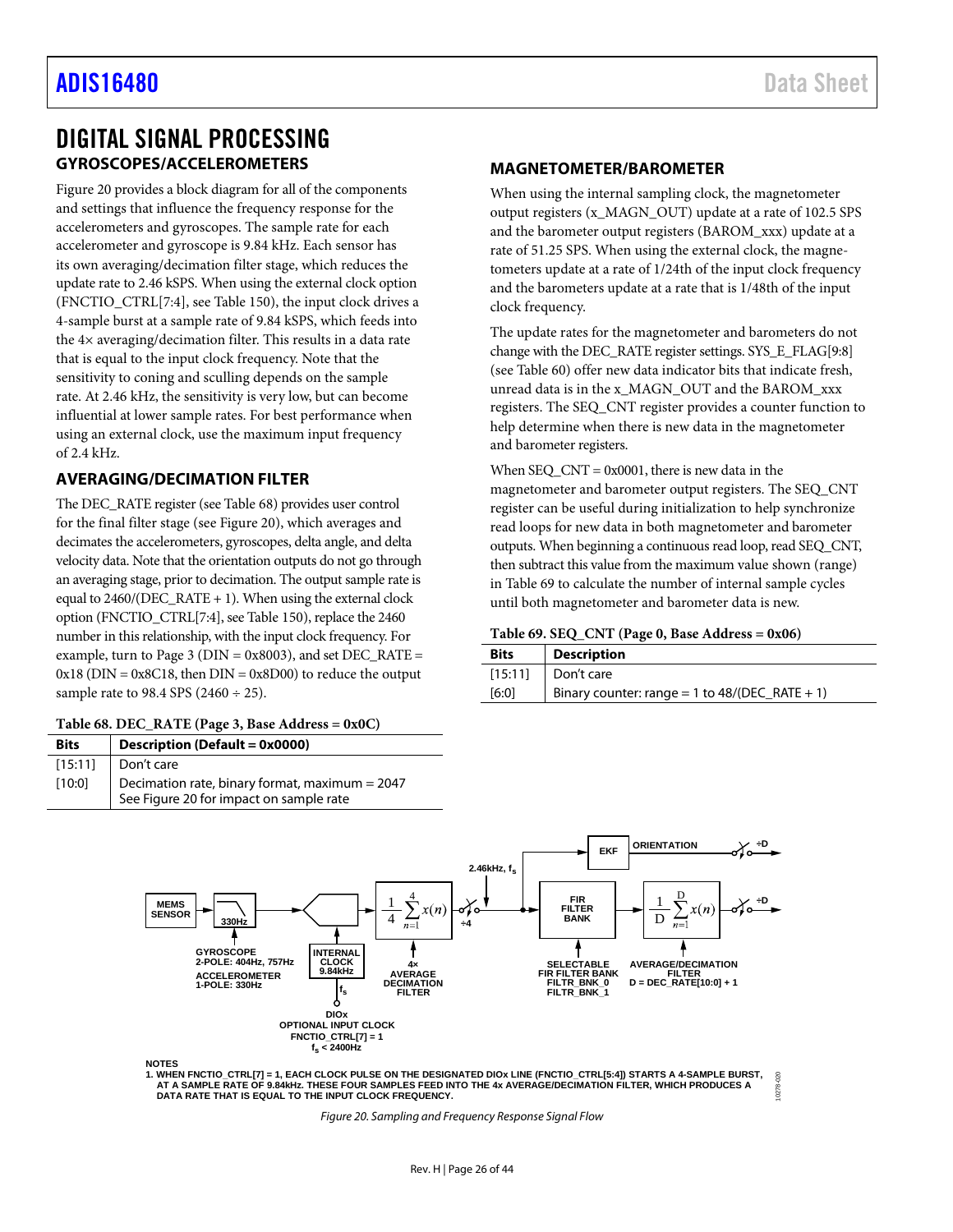# DIGITAL SIGNAL PROCESSING

## GYROSCOPES/ACCELEROMETERS

Figure 20 provides a block diagram for all of the components and settings that influence the frequency response for the accelerometers and gyroscopes. The sample rate for each accelerometer and gyroscope is 9.84 kHz. Each sensor has its own averaging/decimation filter stage, which reduces the update rate to 2.46 kSPS. When using the external clock option (FNCTIO_CTRL[7:4], see Table 150), the input clock drives a 4-sample burst at a sample rate of 9.84 kSPS, which feeds into the 4× averaging/decimation filter. This results in a data rate that is equal to the input clock frequency. Note that the sensitivity to coning and sculling depends on the sample rate. At 2.46 kHz, the sensitivity is very low, but can become influential at lower sample rates. For best performance when using an external clock, use the maximum input frequency of 2.4 kHz.

## AVERAGING/DECIMATION FILTER

The DEC_RATE register (see Table 68) provides user control for the final filter stage (see Figure 20), which averages and decimates the accelerometers, gyroscopes, delta angle, and delta velocity data. Note that the orientation outputs do not go through an averaging stage, prior to decimation. The output sample rate is equal to 2460/(DEC_RATE + 1). When using the external clock option (FNCTIO_CTRL[7:4], see Table 150), replace the 2460 number in this relationship, with the input clock frequency. For example, turn to Page 3 (DIN = 0x8003), and set DEC_RATE = 0x18 (DIN = 0x8C18, then DIN = 0x8D00) to reduce the output sample rate to 98.4 SPS (2460 ÷ 25).

**Table 68. DEC_RATE (Page 3, Base Address = 0x0C)**

| Bits | Description (Default = 0x0000) |
|---|---|
| [15:11] | Don't care |
| [10:0] | Decimation rate, binary format, maximum = 2047<br>See Figure 20 for impact on sample rate |

## MAGNETOMETER/BAROMETER

When using the internal sampling clock, the magnetometer output registers (x_MAGN_OUT) update at a rate of 102.5 SPS and the barometer output registers (BAROM_xxx) update at a rate of 51.25 SPS. When using the external clock, the magnetometers update at a rate of 1/24th of the input clock frequency and the barometers update at a rate that is 1/48th of the input clock frequency.

The update rates for the magnetometer and barometers do not change with the DEC_RATE register settings. SYS_E_FLAG[9:8] (see Table 60) offer new data indicator bits that indicate fresh, unread data is in the x_MAGN_OUT and the BAROM_xxx registers. The SEQ_CNT register provides a counter function to help determine when there is new data in the magnetometer and barometer registers.

When SEQ_CNT = 0x0001, there is new data in the magnetometer and barometer output registers. The SEQ_CNT register can be useful during initialization to help synchronize read loops for new data in both magnetometer and barometer outputs. When beginning a continuous read loop, read SEQ_CNT, then subtract this value from the maximum value shown (range) in Table 69 to calculate the number of internal sample cycles until both magnetometer and barometer data is new.

**Table 69. SEQ_CNT (Page 0, Base Address = 0x06)**

| Bits | Description |
|---|---|
| [15:11] | Don't care |
| [6:0] | Binary counter: range = 1 to 48/(DEC_RATE + 1) |

MEMS SENSOR → 330Hz → INTERNAL CLOCK 9.84kHz → $\frac{1}{4}\sum_{n=1}^{4} x(n)$ → ÷4 → 2.46kHz, $f_S$ → FIR FILTER BANK → $\frac{1}{D}\sum_{n=1}^{D} x(n)$ → ÷D

EKF → ORIENTATION → ÷D

GYROSCOPE 2-POLE: 404Hz, 757Hz
ACCELEROMETER 1-POLE: 330Hz
4× AVERAGE DECIMATION FILTER
SELECTABLE FIR FILTER BANK FILTR_BNK_0 FILTR_BNK_1
AVERAGE/DECIMATION FILTER D = DEC_RATE[10:0] + 1
DIOx OPTIONAL INPUT CLOCK FNCTIO_CTRL[7] = 1 $f_S$ < 2400Hz

NOTES
1. WHEN FNCTIO_CTRL[7] = 1, EACH CLOCK PULSE ON THE DESIGNATED DIOx LINE (FNCTIO_CTRL[5:4]) STARTS A 4-SAMPLE BURST, AT A SAMPLE RATE OF 9.84kHz. THESE FOUR SAMPLES FEED INTO THE 4x AVERAGE/DECIMATION FILTER, WHICH PRODUCES A DATA RATE THAT IS EQUAL TO THE INPUT CLOCK FREQUENCY.

*Figure 20. Sampling and Frequency Response Signal Flow*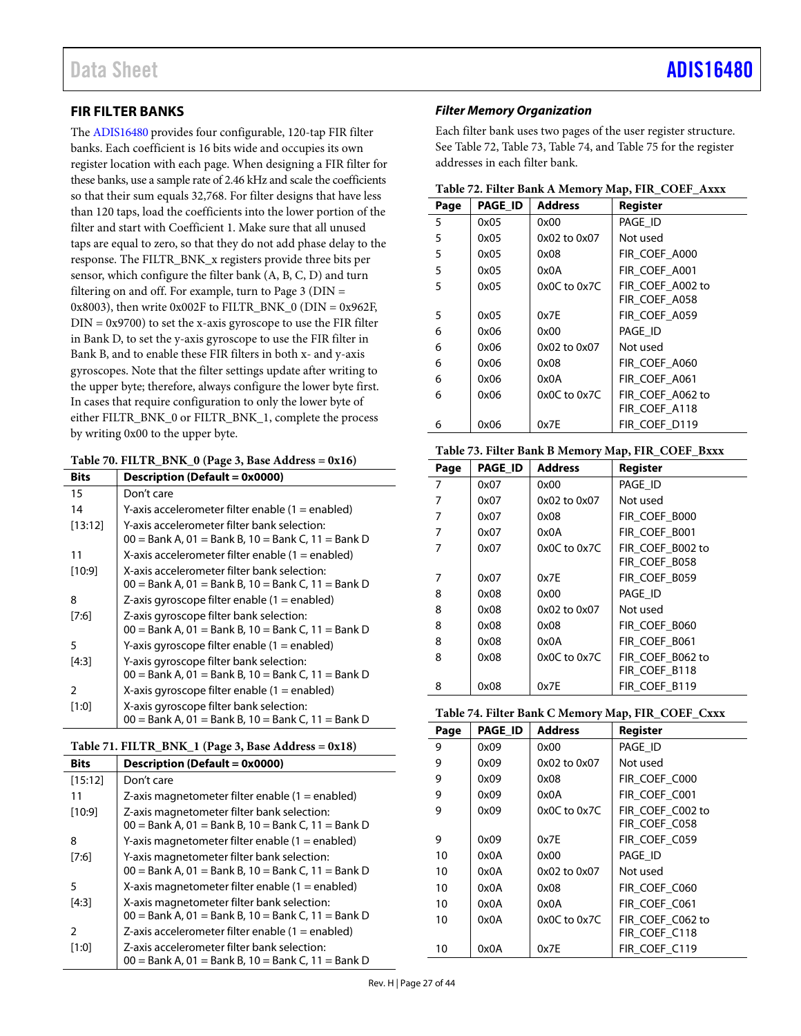## FIR FILTER BANKS

The ADIS16480 provides four configurable, 120-tap FIR filter banks. Each coefficient is 16 bits wide and occupies its own register location with each page. When designing a FIR filter for these banks, use a sample rate of 2.46 kHz and scale the coefficients so that their sum equals 32,768. For filter designs that have less than 120 taps, load the coefficients into the lower portion of the filter and start with Coefficient 1. Make sure that all unused taps are equal to zero, so that they do not add phase delay to the response. The FILTR_BNK_x registers provide three bits per sensor, which configure the filter bank (A, B, C, D) and turn filtering on and off. For example, turn to Page 3 (DIN = 0x8003), then write 0x002F to FILTR_BNK_0 (DIN = 0x962F, DIN = 0x9700) to set the x-axis gyroscope to use the FIR filter in Bank D, to set the y-axis gyroscope to use the FIR filter in Bank B, and to enable these FIR filters in both x- and y-axis gyroscopes. Note that the filter settings update after writing to the upper byte; therefore, always configure the lower byte first. In cases that require configuration to only the lower byte of either FILTR_BNK_0 or FILTR_BNK_1, complete the process by writing 0x00 to the upper byte.

**Table 70. FILTR_BNK_0 (Page 3, Base Address = 0x16)**

| Bits | Description (Default = 0x0000) |
|---|---|
| 15 | Don't care |
| 14 | Y-axis accelerometer filter enable (1 = enabled) |
| [13:12] | Y-axis accelerometer filter bank selection: 00 = Bank A, 01 = Bank B, 10 = Bank C, 11 = Bank D |
| 11 | X-axis accelerometer filter enable (1 = enabled) |
| [10:9] | X-axis accelerometer filter bank selection: 00 = Bank A, 01 = Bank B, 10 = Bank C, 11 = Bank D |
| 8 | Z-axis gyroscope filter enable (1 = enabled) |
| [7:6] | Z-axis gyroscope filter bank selection: 00 = Bank A, 01 = Bank B, 10 = Bank C, 11 = Bank D |
| 5 | Y-axis gyroscope filter enable (1 = enabled) |
| [4:3] | Y-axis gyroscope filter bank selection: 00 = Bank A, 01 = Bank B, 10 = Bank C, 11 = Bank D |
| 2 | X-axis gyroscope filter enable (1 = enabled) |
| [1:0] | X-axis gyroscope filter bank selection: 00 = Bank A, 01 = Bank B, 10 = Bank C, 11 = Bank D |

**Table 71. FILTR_BNK_1 (Page 3, Base Address = 0x18)**

| Bits | Description (Default = 0x0000) |
|---|---|
| [15:12] | Don't care |
| 11 | Z-axis magnetometer filter enable (1 = enabled) |
| [10:9] | Z-axis magnetometer filter bank selection: 00 = Bank A, 01 = Bank B, 10 = Bank C, 11 = Bank D |
| 8 | Y-axis magnetometer filter enable (1 = enabled) |
| [7:6] | Y-axis magnetometer filter bank selection: 00 = Bank A, 01 = Bank B, 10 = Bank C, 11 = Bank D |
| 5 | X-axis magnetometer filter enable (1 = enabled) |
| [4:3] | X-axis magnetometer filter bank selection: 00 = Bank A, 01 = Bank B, 10 = Bank C, 11 = Bank D |
| 2 | Z-axis accelerometer filter enable (1 = enabled) |
| [1:0] | Z-axis accelerometer filter bank selection: 00 = Bank A, 01 = Bank B, 10 = Bank C, 11 = Bank D |

### *Filter Memory Organization*

Each filter bank uses two pages of the user register structure. See Table 72, Table 73, Table 74, and Table 75 for the register addresses in each filter bank.

**Table 72. Filter Bank A Memory Map, FIR_COEF_Axxx**

| Page | PAGE_ID | Address | Register |
|---|---|---|---|
| 5 | 0x05 | 0x00 | PAGE_ID |
| 5 | 0x05 | 0x02 to 0x07 | Not used |
| 5 | 0x05 | 0x08 | FIR_COEF_A000 |
| 5 | 0x05 | 0x0A | FIR_COEF_A001 |
| 5 | 0x05 | 0x0C to 0x7C | FIR_COEF_A002 to FIR_COEF_A058 |
| 5 | 0x05 | 0x7E | FIR_COEF_A059 |
| 6 | 0x06 | 0x00 | PAGE_ID |
| 6 | 0x06 | 0x02 to 0x07 | Not used |
| 6 | 0x06 | 0x08 | FIR_COEF_A060 |
| 6 | 0x06 | 0x0A | FIR_COEF_A061 |
| 6 | 0x06 | 0x0C to 0x7C | FIR_COEF_A062 to FIR_COEF_A118 |
| 6 | 0x06 | 0x7E | FIR_COEF_D119 |

**Table 73. Filter Bank B Memory Map, FIR_COEF_Bxxx**

| Page | PAGE_ID | Address | Register |
|---|---|---|---|
| 7 | 0x07 | 0x00 | PAGE_ID |
| 7 | 0x07 | 0x02 to 0x07 | Not used |
| 7 | 0x07 | 0x08 | FIR_COEF_B000 |
| 7 | 0x07 | 0x0A | FIR_COEF_B001 |
| 7 | 0x07 | 0x0C to 0x7C | FIR_COEF_B002 to FIR_COEF_B058 |
| 7 | 0x07 | 0x7E | FIR_COEF_B059 |
| 8 | 0x08 | 0x00 | PAGE_ID |
| 8 | 0x08 | 0x02 to 0x07 | Not used |
| 8 | 0x08 | 0x08 | FIR_COEF_B060 |
| 8 | 0x08 | 0x0A | FIR_COEF_B061 |
| 8 | 0x08 | 0x0C to 0x7C | FIR_COEF_B062 to FIR_COEF_B118 |
| 8 | 0x08 | 0x7E | FIR_COEF_B119 |

**Table 74. Filter Bank C Memory Map, FIR_COEF_Cxxx**

| Page | PAGE_ID | Address | Register |
|---|---|---|---|
| 9 | 0x09 | 0x00 | PAGE_ID |
| 9 | 0x09 | 0x02 to 0x07 | Not used |
| 9 | 0x09 | 0x08 | FIR_COEF_C000 |
| 9 | 0x09 | 0x0A | FIR_COEF_C001 |
| 9 | 0x09 | 0x0C to 0x7C | FIR_COEF_C002 to FIR_COEF_C058 |
| 9 | 0x09 | 0x7E | FIR_COEF_C059 |
| 10 | 0x0A | 0x00 | PAGE_ID |
| 10 | 0x0A | 0x02 to 0x07 | Not used |
| 10 | 0x0A | 0x08 | FIR_COEF_C060 |
| 10 | 0x0A | 0x0A | FIR_COEF_C061 |
| 10 | 0x0A | 0x0C to 0x7C | FIR_COEF_C062 to FIR_COEF_C118 |
| 10 | 0x0A | 0x7E | FIR_COEF_C119 |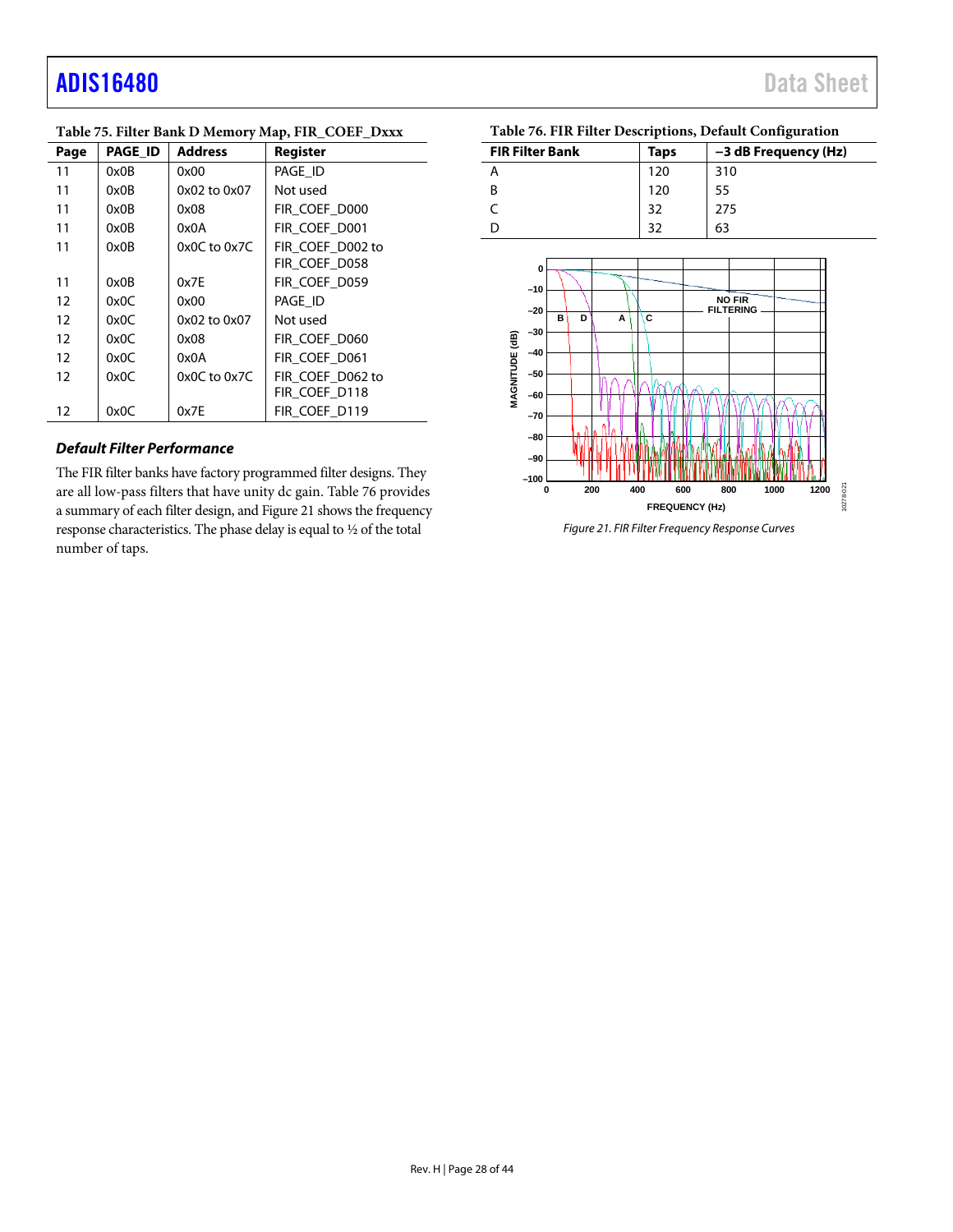**Table 75. Filter Bank D Memory Map, FIR_COEF_Dxxx**

| Page | PAGE_ID | Address | Register |
|---|---|---|---|
| 11 | 0x0B | 0x00 | PAGE_ID |
| 11 | 0x0B | 0x02 to 0x07 | Not used |
| 11 | 0x0B | 0x08 | FIR_COEF_D000 |
| 11 | 0x0B | 0x0A | FIR_COEF_D001 |
| 11 | 0x0B | 0x0C to 0x7C | FIR_COEF_D002 to FIR_COEF_D058 |
| 11 | 0x0B | 0x7E | FIR_COEF_D059 |
| 12 | 0x0C | 0x00 | PAGE_ID |
| 12 | 0x0C | 0x02 to 0x07 | Not used |
| 12 | 0x0C | 0x08 | FIR_COEF_D060 |
| 12 | 0x0C | 0x0A | FIR_COEF_D061 |
| 12 | 0x0C | 0x0C to 0x7C | FIR_COEF_D062 to FIR_COEF_D118 |
| 12 | 0x0C | 0x7E | FIR_COEF_D119 |

### *Default Filter Performance*

The FIR filter banks have factory programmed filter designs. They are all low-pass filters that have unity dc gain. Table 76 provides a summary of each filter design, and Figure 21 shows the frequency response characteristics. The phase delay is equal to ½ of the total number of taps.

**Table 76. FIR Filter Descriptions, Default Configuration**

| FIR Filter Bank | Taps | −3 dB Frequency (Hz) |
|---|---|---|
| A | 120 | 310 |
| B | 120 | 55 |
| C | 32 | 275 |
| D | 32 | 63 |

*Figure 21. FIR Filter Frequency Response Curves*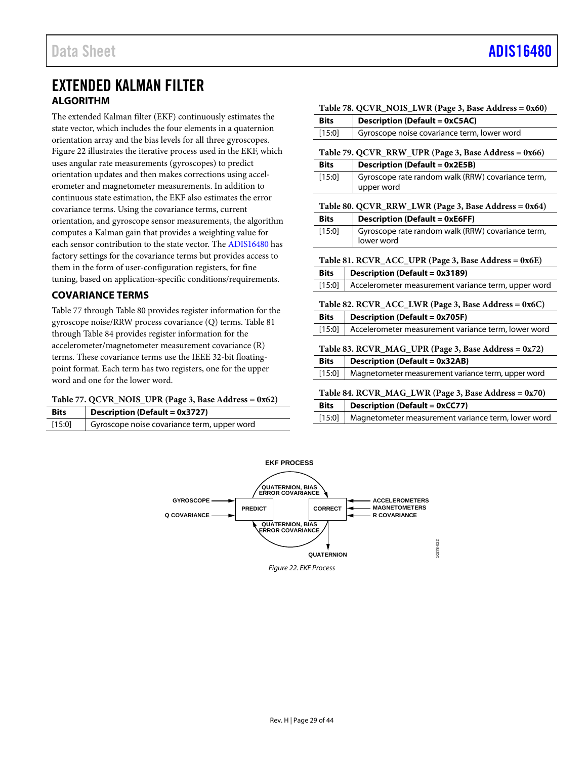# EXTENDED KALMAN FILTER

## ALGORITHM

The extended Kalman filter (EKF) continuously estimates the state vector, which includes the four elements in a quaternion orientation array and the bias levels for all three gyroscopes. Figure 22 illustrates the iterative process used in the EKF, which uses angular rate measurements (gyroscopes) to predict orientation updates and then makes corrections using accelerometer and magnetometer measurements. In addition to continuous state estimation, the EKF also estimates the error covariance terms. Using the covariance terms, current orientation, and gyroscope sensor measurements, the algorithm computes a Kalman gain that provides a weighting value for each sensor contribution to the state vector. The ADIS16480 has factory settings for the covariance terms but provides access to them in the form of user-configuration registers, for fine tuning, based on application-specific conditions/requirements.

## COVARIANCE TERMS

Table 77 through Table 80 provides register information for the gyroscope noise/RRW process covariance (Q) terms. Table 81 through Table 84 provides register information for the accelerometer/magnetometer measurement covariance (R) terms. These covariance terms use the IEEE 32-bit floating-point format. Each term has two registers, one for the upper word and one for the lower word.

Table 77. QCVR_NOIS_UPR (Page 3, Base Address = 0x62)

| Bits | Description (Default = 0x3727) |
|---|---|
| [15:0] | Gyroscope noise covariance term, upper word |

Table 78. QCVR_NOIS_LWR (Page 3, Base Address = 0x60)

| Bits | Description (Default = 0xC5AC) |
|---|---|
| [15:0] | Gyroscope noise covariance term, lower word |

Table 79. QCVR_RRW_UPR (Page 3, Base Address = 0x66)

| Bits | Description (Default = 0x2E5B) |
|---|---|
| [15:0] | Gyroscope rate random walk (RRW) covariance term, upper word |

Table 80. QCVR_RRW_LWR (Page 3, Base Address = 0x64)

| Bits | Description (Default = 0xE6FF) |
|---|---|
| [15:0] | Gyroscope rate random walk (RRW) covariance term, lower word |

Table 81. RCVR_ACC_UPR (Page 3, Base Address = 0x6E)

| Bits | Description (Default = 0x3189) |
|---|---|
| [15:0] | Accelerometer measurement variance term, upper word |

Table 82. RCVR_ACC_LWR (Page 3, Base Address = 0x6C)

| Bits | Description (Default = 0x705F) |
|---|---|
| [15:0] | Accelerometer measurement variance term, lower word |

Table 83. RCVR_MAG_UPR (Page 3, Base Address = 0x72)

| Bits | Description (Default = 0x32AB) |
|---|---|
| [15:0] | Magnetometer measurement variance term, upper word |

Table 84. RCVR_MAG_LWR (Page 3, Base Address = 0x70)

| Bits | Description (Default = 0xCC77) |
|---|---|
| [15:0] | Magnetometer measurement variance term, lower word |

EKF PROCESS

GYROSCOPE, Q COVARIANCE → PREDICT → (QUATERNION, BIAS ERROR COVARIANCE) → CORRECT ← ACCELEROMETERS, MAGNETOMETERS, R COVARIANCE

CORRECT → (QUATERNION, BIAS ERROR COVARIANCE) → PREDICT; CORRECT → QUATERNION

*Figure 22. EKF Process*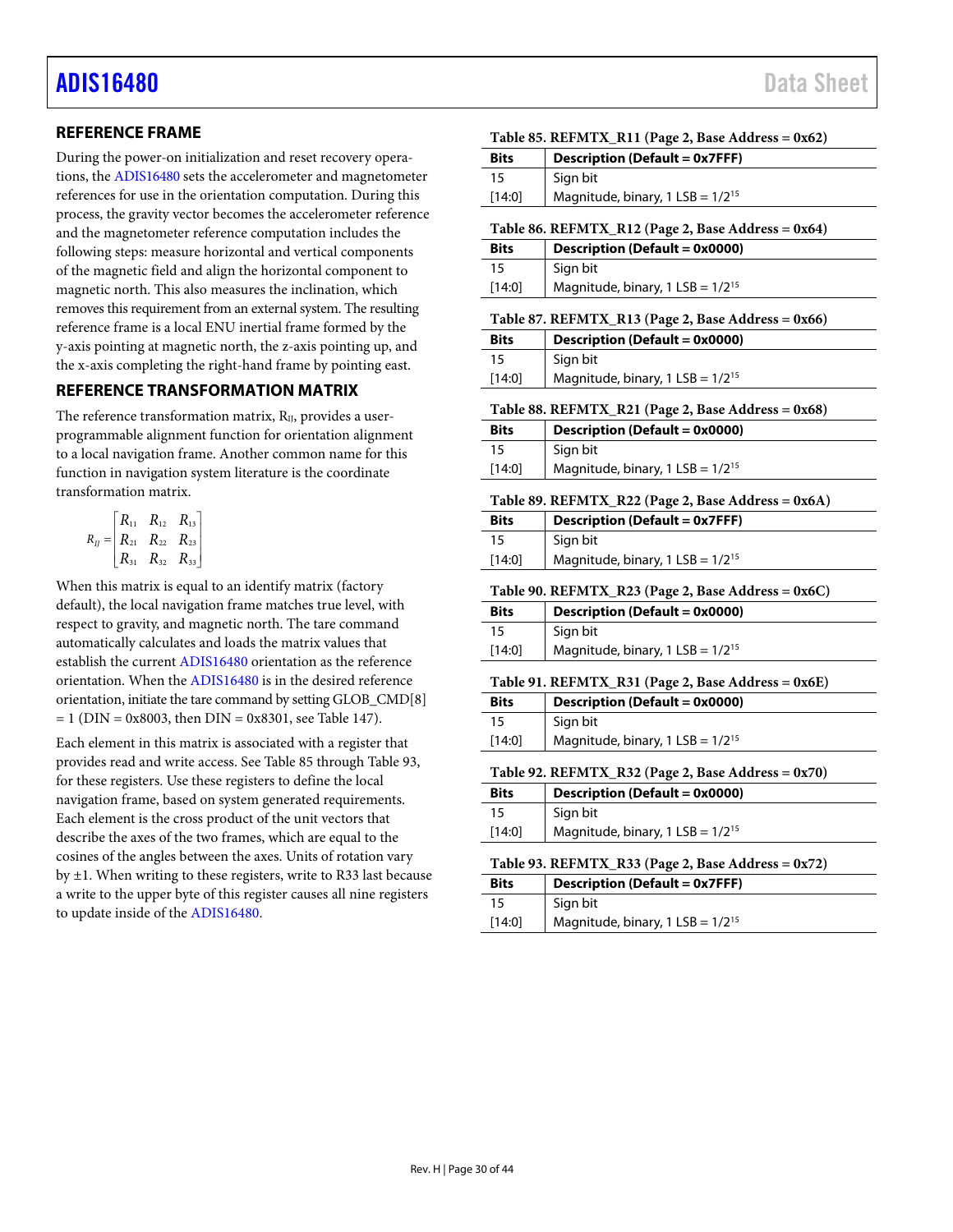## REFERENCE FRAME

During the power-on initialization and reset recovery operations, the ADIS16480 sets the accelerometer and magnetometer references for use in the orientation computation. During this process, the gravity vector becomes the accelerometer reference and the magnetometer reference computation includes the following steps: measure horizontal and vertical components of the magnetic field and align the horizontal component to magnetic north. This also measures the inclination, which removes this requirement from an external system. The resulting reference frame is a local ENU inertial frame formed by the y-axis pointing at magnetic north, the z-axis pointing up, and the x-axis completing the right-hand frame by pointing east.

## REFERENCE TRANSFORMATION MATRIX

The reference transformation matrix, $R_{IJ}$, provides a user-programmable alignment function for orientation alignment to a local navigation frame. Another common name for this function in navigation system literature is the coordinate transformation matrix.

$$R_{IJ} = \begin{bmatrix} R_{11} & R_{12} & R_{13} \\ R_{21} & R_{22} & R_{23} \\ R_{31} & R_{32} & R_{33} \end{bmatrix}$$

When this matrix is equal to an identify matrix (factory default), the local navigation frame matches true level, with respect to gravity, and magnetic north. The tare command automatically calculates and loads the matrix values that establish the current ADIS16480 orientation as the reference orientation. When the ADIS16480 is in the desired reference orientation, initiate the tare command by setting GLOB_CMD[8] = 1 (DIN = 0x8003, then DIN = 0x8301, see Table 147).

Each element in this matrix is associated with a register that provides read and write access. See Table 85 through Table 93, for these registers. Use these registers to define the local navigation frame, based on system generated requirements. Each element is the cross product of the unit vectors that describe the axes of the two frames, which are equal to the cosines of the angles between the axes. Units of rotation vary by ±1. When writing to these registers, write to R33 last because a write to the upper byte of this register causes all nine registers to update inside of the ADIS16480.

**Table 85. REFMTX_R11 (Page 2, Base Address = 0x62)**

| Bits | Description (Default = 0x7FFF) |
|---|---|
| 15 | Sign bit |
| [14:0] | Magnitude, binary, 1 LSB = $1/2^{15}$ |

**Table 86. REFMTX_R12 (Page 2, Base Address = 0x64)**

| Bits | Description (Default = 0x0000) |
|---|---|
| 15 | Sign bit |
| [14:0] | Magnitude, binary, 1 LSB = $1/2^{15}$ |

**Table 87. REFMTX_R13 (Page 2, Base Address = 0x66)**

| Bits | Description (Default = 0x0000) |
|---|---|
| 15 | Sign bit |
| [14:0] | Magnitude, binary, 1 LSB = $1/2^{15}$ |

**Table 88. REFMTX_R21 (Page 2, Base Address = 0x68)**

| Bits | Description (Default = 0x0000) |
|---|---|
| 15 | Sign bit |
| [14:0] | Magnitude, binary, 1 LSB = $1/2^{15}$ |

**Table 89. REFMTX_R22 (Page 2, Base Address = 0x6A)**

| Bits | Description (Default = 0x7FFF) |
|---|---|
| 15 | Sign bit |
| [14:0] | Magnitude, binary, 1 LSB = $1/2^{15}$ |

**Table 90. REFMTX_R23 (Page 2, Base Address = 0x6C)**

| Bits | Description (Default = 0x0000) |
|---|---|
| 15 | Sign bit |
| [14:0] | Magnitude, binary, 1 LSB = $1/2^{15}$ |

**Table 91. REFMTX_R31 (Page 2, Base Address = 0x6E)**

| Bits | Description (Default = 0x0000) |
|---|---|
| 15 | Sign bit |
| [14:0] | Magnitude, binary, 1 LSB = $1/2^{15}$ |

**Table 92. REFMTX_R32 (Page 2, Base Address = 0x70)**

| Bits | Description (Default = 0x0000) |
|---|---|
| 15 | Sign bit |
| [14:0] | Magnitude, binary, 1 LSB = $1/2^{15}$ |

**Table 93. REFMTX_R33 (Page 2, Base Address = 0x72)**

| Bits | Description (Default = 0x7FFF) |
|---|---|
| 15 | Sign bit |
| [14:0] | Magnitude, binary, 1 LSB = $1/2^{15}$ |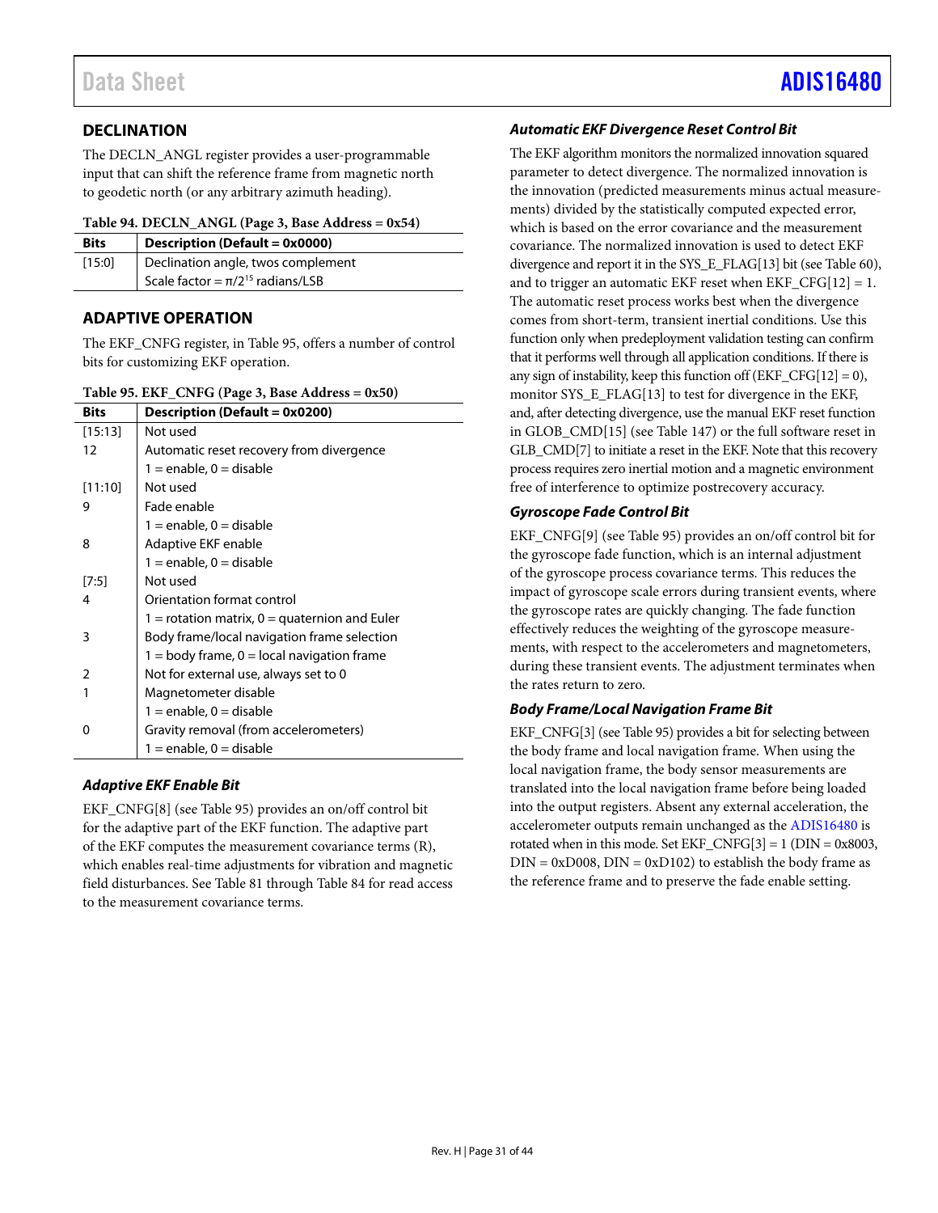## DECLINATION

The DECLN_ANGL register provides a user-programmable input that can shift the reference frame from magnetic north to geodetic north (or any arbitrary azimuth heading).

**Table 94. DECLN_ANGL (Page 3, Base Address = 0x54)**

| Bits | Description (Default = 0x0000) |
|---|---|
| [15:0] | Declination angle, twos complement<br>Scale factor = $\pi/2^{15}$ radians/LSB |

## ADAPTIVE OPERATION

The EKF_CNFG register, in Table 95, offers a number of control bits for customizing EKF operation.

**Table 95. EKF_CNFG (Page 3, Base Address = 0x50)**

| Bits | Description (Default = 0x0200) |
|---|---|
| [15:13] | Not used |
| 12 | Automatic reset recovery from divergence<br>1 = enable, 0 = disable |
| [11:10] | Not used |
| 9 | Fade enable<br>1 = enable, 0 = disable |
| 8 | Adaptive EKF enable<br>1 = enable, 0 = disable |
| [7:5] | Not used |
| 4 | Orientation format control<br>1 = rotation matrix, 0 = quaternion and Euler |
| 3 | Body frame/local navigation frame selection<br>1 = body frame, 0 = local navigation frame |
| 2 | Not for external use, always set to 0 |
| 1 | Magnetometer disable<br>1 = enable, 0 = disable |
| 0 | Gravity removal (from accelerometers)<br>1 = enable, 0 = disable |

### *Adaptive EKF Enable Bit*

EKF_CNFG[8] (see Table 95) provides an on/off control bit for the adaptive part of the EKF function. The adaptive part of the EKF computes the measurement covariance terms (R), which enables real-time adjustments for vibration and magnetic field disturbances. See Table 81 through Table 84 for read access to the measurement covariance terms.

### *Automatic EKF Divergence Reset Control Bit*

The EKF algorithm monitors the normalized innovation squared parameter to detect divergence. The normalized innovation is the innovation (predicted measurements minus actual measurements) divided by the statistically computed expected error, which is based on the error covariance and the measurement covariance. The normalized innovation is used to detect EKF divergence and report it in the SYS_E_FLAG[13] bit (see Table 60), and to trigger an automatic EKF reset when EKF_CFG[12] = 1. The automatic reset process works best when the divergence comes from short-term, transient inertial conditions. Use this function only when predeployment validation testing can confirm that it performs well through all application conditions. If there is any sign of instability, keep this function off (EKF_CFG[12] = 0), monitor SYS_E_FLAG[13] to test for divergence in the EKF, and, after detecting divergence, use the manual EKF reset function in GLOB_CMD[15] (see Table 147) or the full software reset in GLB_CMD[7] to initiate a reset in the EKF. Note that this recovery process requires zero inertial motion and a magnetic environment free of interference to optimize postrecovery accuracy.

### *Gyroscope Fade Control Bit*

EKF_CNFG[9] (see Table 95) provides an on/off control bit for the gyroscope fade function, which is an internal adjustment of the gyroscope process covariance terms. This reduces the impact of gyroscope scale errors during transient events, where the gyroscope rates are quickly changing. The fade function effectively reduces the weighting of the gyroscope measurements, with respect to the accelerometers and magnetometers, during these transient events. The adjustment terminates when the rates return to zero.

### *Body Frame/Local Navigation Frame Bit*

EKF_CNFG[3] (see Table 95) provides a bit for selecting between the body frame and local navigation frame. When using the local navigation frame, the body sensor measurements are translated into the local navigation frame before being loaded into the output registers. Absent any external acceleration, the accelerometer outputs remain unchanged as the ADIS16480 is rotated when in this mode. Set EKF_CNFG[3] = 1 (DIN = 0x8003, DIN = 0xD008, DIN = 0xD102) to establish the body frame as the reference frame and to preserve the fade enable setting.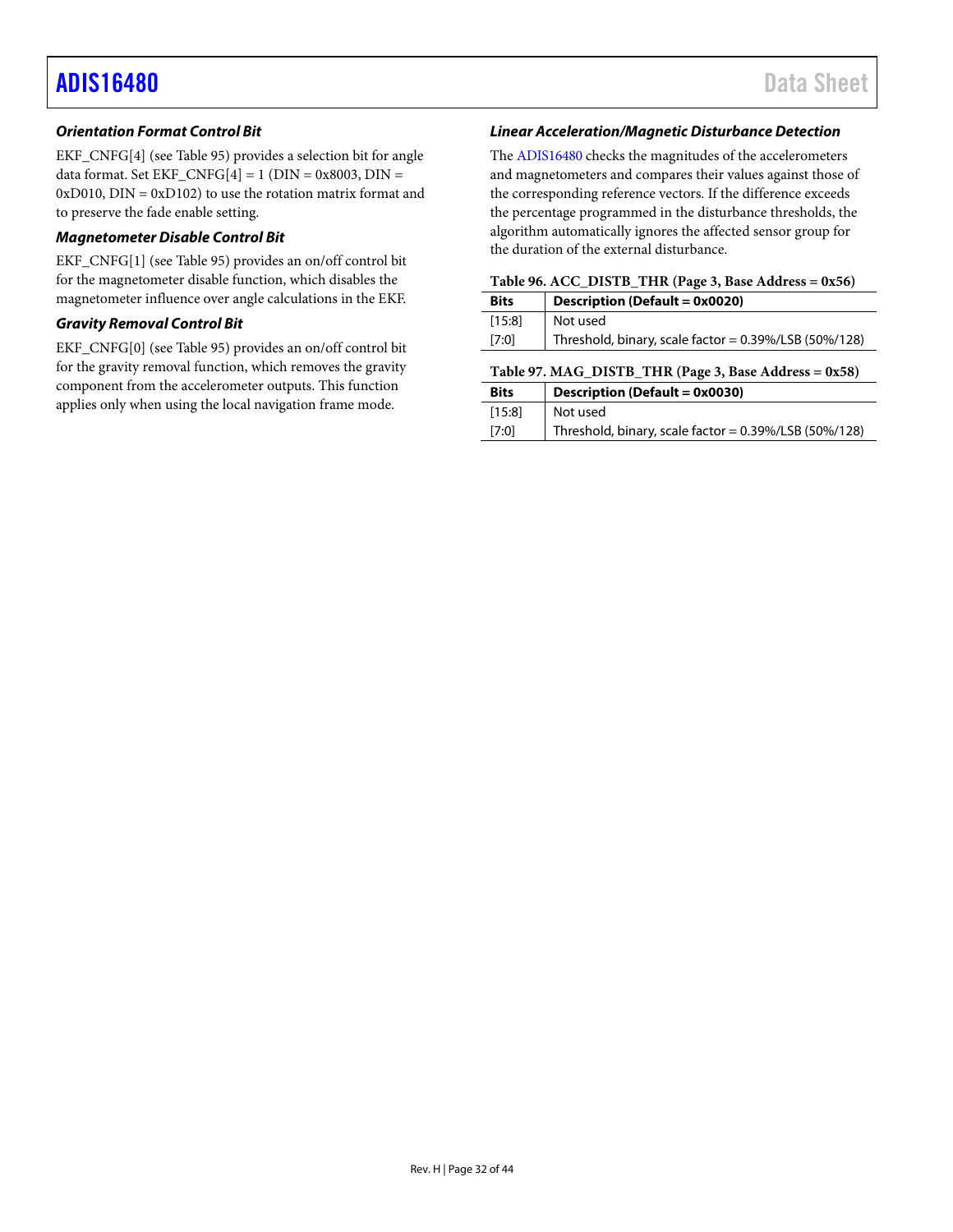### *Orientation Format Control Bit*

EKF_CNFG[4] (see Table 95) provides a selection bit for angle data format. Set EKF_CNFG[4] = 1 (DIN = 0x8003, DIN = 0xD010, DIN = 0xD102) to use the rotation matrix format and to preserve the fade enable setting.

### *Magnetometer Disable Control Bit*

EKF_CNFG[1] (see Table 95) provides an on/off control bit for the magnetometer disable function, which disables the magnetometer influence over angle calculations in the EKF.

### *Gravity Removal Control Bit*

EKF_CNFG[0] (see Table 95) provides an on/off control bit for the gravity removal function, which removes the gravity component from the accelerometer outputs. This function applies only when using the local navigation frame mode.

### *Linear Acceleration/Magnetic Disturbance Detection*

The ADIS16480 checks the magnitudes of the accelerometers and magnetometers and compares their values against those of the corresponding reference vectors. If the difference exceeds the percentage programmed in the disturbance thresholds, the algorithm automatically ignores the affected sensor group for the duration of the external disturbance.

**Table 96. ACC_DISTB_THR (Page 3, Base Address = 0x56)**

| Bits | Description (Default = 0x0020) |
|---|---|
| [15:8] | Not used |
| [7:0] | Threshold, binary, scale factor = 0.39%/LSB (50%/128) |

**Table 97. MAG_DISTB_THR (Page 3, Base Address = 0x58)**

| Bits | Description (Default = 0x0030) |
|---|---|
| [15:8] | Not used |
| [7:0] | Threshold, binary, scale factor = 0.39%/LSB (50%/128) |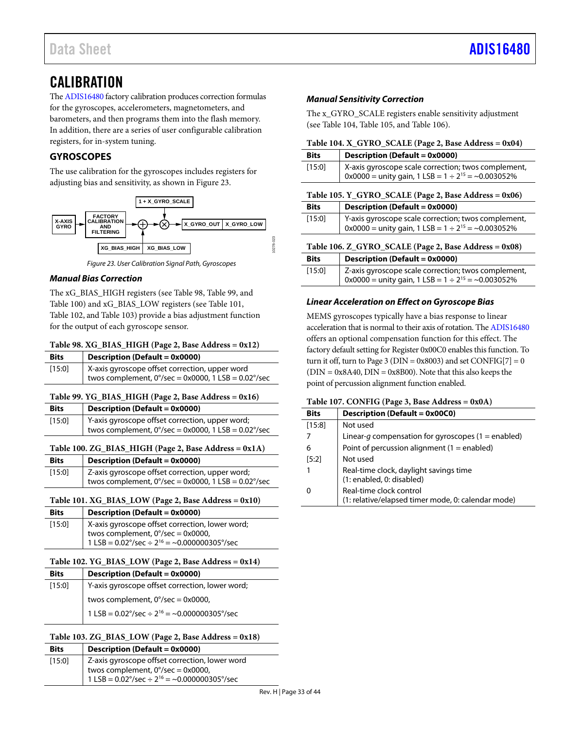# CALIBRATION

The ADIS16480 factory calibration produces correction formulas for the gyroscopes, accelerometers, magnetometers, and barometers, and then programs them into the flash memory. In addition, there are a series of user configurable calibration registers, for in-system tuning.

## GYROSCOPES

The use calibration for the gyroscopes includes registers for adjusting bias and sensitivity, as shown in Figure 23.

*Figure 23. User Calibration Signal Path, Gyroscopes*

### Manual Bias Correction

The xG_BIAS_HIGH registers (see Table 98, Table 99, and Table 100) and xG_BIAS_LOW registers (see Table 101, Table 102, and Table 103) provide a bias adjustment function for the output of each gyroscope sensor.

**Table 98. XG_BIAS_HIGH (Page 2, Base Address = 0x12)**

| Bits | Description (Default = 0x0000) |
|---|---|
| [15:0] | X-axis gyroscope offset correction, upper word twos complement, 0°/sec = 0x0000, 1 LSB = 0.02°/sec |

**Table 99. YG_BIAS_HIGH (Page 2, Base Address = 0x16)**

| Bits | Description (Default = 0x0000) |
|---|---|
| [15:0] | Y-axis gyroscope offset correction, upper word; twos complement, 0°/sec = 0x0000, 1 LSB = 0.02°/sec |

**Table 100. ZG_BIAS_HIGH (Page 2, Base Address = 0x1A)**

| Bits | Description (Default = 0x0000) |
|---|---|
| [15:0] | Z-axis gyroscope offset correction, upper word; twos complement, 0°/sec = 0x0000, 1 LSB = 0.02°/sec |

**Table 101. XG_BIAS_LOW (Page 2, Base Address = 0x10)**

| Bits | Description (Default = 0x0000) |
|---|---|
| [15:0] | X-axis gyroscope offset correction, lower word; twos complement, 0°/sec = 0x0000, 1 LSB = 0.02°/sec ÷ $2^{16}$ = ~0.000000305°/sec |

**Table 102. YG_BIAS_LOW (Page 2, Base Address = 0x14)**

| Bits | Description (Default = 0x0000) |
|---|---|
| [15:0] | Y-axis gyroscope offset correction, lower word; twos complement, 0°/sec = 0x0000, 1 LSB = 0.02°/sec ÷ $2^{16}$ = ~0.000000305°/sec |

**Table 103. ZG_BIAS_LOW (Page 2, Base Address = 0x18)**

| Bits | Description (Default = 0x0000) |
|---|---|
| [15:0] | Z-axis gyroscope offset correction, lower word twos complement, 0°/sec = 0x0000, 1 LSB = 0.02°/sec ÷ $2^{16}$ = ~0.000000305°/sec |

### Manual Sensitivity Correction

The x_GYRO_SCALE registers enable sensitivity adjustment (see Table 104, Table 105, and Table 106).

**Table 104. X_GYRO_SCALE (Page 2, Base Address = 0x04)**

| Bits | Description (Default = 0x0000) |
|---|---|
| [15:0] | X-axis gyroscope scale correction; twos complement, 0x0000 = unity gain, 1 LSB = 1 ÷ $2^{15}$ = ~0.003052% |

**Table 105. Y_GYRO_SCALE (Page 2, Base Address = 0x06)**

| Bits | Description (Default = 0x0000) |
|---|---|
| [15:0] | Y-axis gyroscope scale correction; twos complement, 0x0000 = unity gain, 1 LSB = 1 ÷ $2^{15}$ = ~0.003052% |

**Table 106. Z_GYRO_SCALE (Page 2, Base Address = 0x08)**

| Bits | Description (Default = 0x0000) |
|---|---|
| [15:0] | Z-axis gyroscope scale correction; twos complement, 0x0000 = unity gain, 1 LSB = 1 ÷ $2^{15}$ = ~0.003052% |

### Linear Acceleration on Effect on Gyroscope Bias

MEMS gyroscopes typically have a bias response to linear acceleration that is normal to their axis of rotation. The ADIS16480 offers an optional compensation function for this effect. The factory default setting for Register 0x00C0 enables this function. To turn it off, turn to Page 3 (DIN = 0x8003) and set CONFIG[7] = 0 (DIN = 0x8A40, DIN = 0x8B00). Note that this also keeps the point of percussion alignment function enabled.

**Table 107. CONFIG (Page 3, Base Address = 0x0A)**

| Bits | Description (Default = 0x00C0) |
|---|---|
| [15:8] | Not used |
| 7 | Linear-*g* compensation for gyroscopes (1 = enabled) |
| 6 | Point of percussion alignment (1 = enabled) |
| [5:2] | Not used |
| 1 | Real-time clock, daylight savings time (1: enabled, 0: disabled) |
| 0 | Real-time clock control (1: relative/elapsed timer mode, 0: calendar mode) |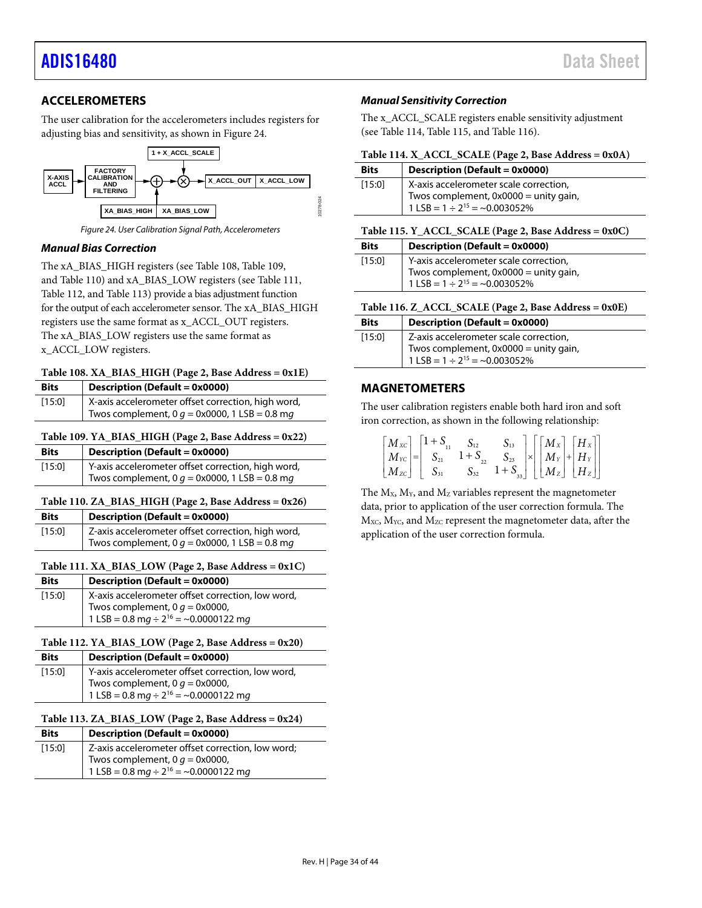## ACCELEROMETERS

The user calibration for the accelerometers includes registers for adjusting bias and sensitivity, as shown in Figure 24.

Figure 24. User Calibration Signal Path, Accelerometers

### *Manual Bias Correction*

The xA_BIAS_HIGH registers (see Table 108, Table 109, and Table 110) and xA_BIAS_LOW registers (see Table 111, Table 112, and Table 113) provide a bias adjustment function for the output of each accelerometer sensor. The xA_BIAS_HIGH registers use the same format as x_ACCL_OUT registers. The xA_BIAS_LOW registers use the same format as x_ACCL_LOW registers.

**Table 108. XA_BIAS_HIGH (Page 2, Base Address = 0x1E)**

| Bits | Description (Default = 0x0000) |
|---|---|
| [15:0] | X-axis accelerometer offset correction, high word, Twos complement, 0 *g* = 0x0000, 1 LSB = 0.8 m*g* |

**Table 109. YA_BIAS_HIGH (Page 2, Base Address = 0x22)**

| Bits | Description (Default = 0x0000) |
|---|---|
| [15:0] | Y-axis accelerometer offset correction, high word, Twos complement, 0 *g* = 0x0000, 1 LSB = 0.8 m*g* |

**Table 110. ZA_BIAS_HIGH (Page 2, Base Address = 0x26)**

| Bits | Description (Default = 0x0000) |
|---|---|
| [15:0] | Z-axis accelerometer offset correction, high word, Twos complement, 0 *g* = 0x0000, 1 LSB = 0.8 m*g* |

**Table 111. XA_BIAS_LOW (Page 2, Base Address = 0x1C)**

| Bits | Description (Default = 0x0000) |
|---|---|
| [15:0] | X-axis accelerometer offset correction, low word, Twos complement, 0 *g* = 0x0000, 1 LSB = 0.8 m*g* ÷ $2^{16}$ = ~0.0000122 m*g* |

**Table 112. YA_BIAS_LOW (Page 2, Base Address = 0x20)**

| Bits | Description (Default = 0x0000) |
|---|---|
| [15:0] | Y-axis accelerometer offset correction, low word, Twos complement, 0 *g* = 0x0000, 1 LSB = 0.8 m*g* ÷ $2^{16}$ = ~0.0000122 m*g* |

**Table 113. ZA_BIAS_LOW (Page 2, Base Address = 0x24)**

| Bits | Description (Default = 0x0000) |
|---|---|
| [15:0] | Z-axis accelerometer offset correction, low word; Twos complement, 0 *g* = 0x0000, 1 LSB = 0.8 m*g* ÷ $2^{16}$ = ~0.0000122 m*g* |

### *Manual Sensitivity Correction*

The x_ACCL_SCALE registers enable sensitivity adjustment (see Table 114, Table 115, and Table 116).

**Table 114. X_ACCL_SCALE (Page 2, Base Address = 0x0A)**

| Bits | Description (Default = 0x0000) |
|---|---|
| [15:0] | X-axis accelerometer scale correction, Twos complement, 0x0000 = unity gain, 1 LSB = 1 ÷ $2^{15}$ = ~0.003052% |

**Table 115. Y_ACCL_SCALE (Page 2, Base Address = 0x0C)**

| Bits | Description (Default = 0x0000) |
|---|---|
| [15:0] | Y-axis accelerometer scale correction, Twos complement, 0x0000 = unity gain, 1 LSB = 1 ÷ $2^{15}$ = ~0.003052% |

**Table 116. Z_ACCL_SCALE (Page 2, Base Address = 0x0E)**

| Bits | Description (Default = 0x0000) |
|---|---|
| [15:0] | Z-axis accelerometer scale correction, Twos complement, 0x0000 = unity gain, 1 LSB = 1 ÷ $2^{15}$ = ~0.003052% |

## MAGNETOMETERS

The user calibration registers enable both hard iron and soft iron correction, as shown in the following relationship:

$$\begin{bmatrix} M_{XC} \\ M_{YC} \\ M_{ZC} \end{bmatrix} = \begin{bmatrix} 1+S_{11} & S_{12} & S_{13} \\ S_{21} & 1+S_{22} & S_{23} \\ S_{31} & S_{32} & 1+S_{33} \end{bmatrix} \times \left( \begin{bmatrix} M_X \\ M_Y \\ M_Z \end{bmatrix} + \begin{bmatrix} H_X \\ H_Y \\ H_Z \end{bmatrix} \right)$$

The $M_X$, $M_Y$, and $M_Z$ variables represent the magnetometer data, prior to application of the user correction formula. The $M_{XC}$, $M_{YC}$, and $M_{ZC}$ represent the magnetometer data, after the application of the user correction formula.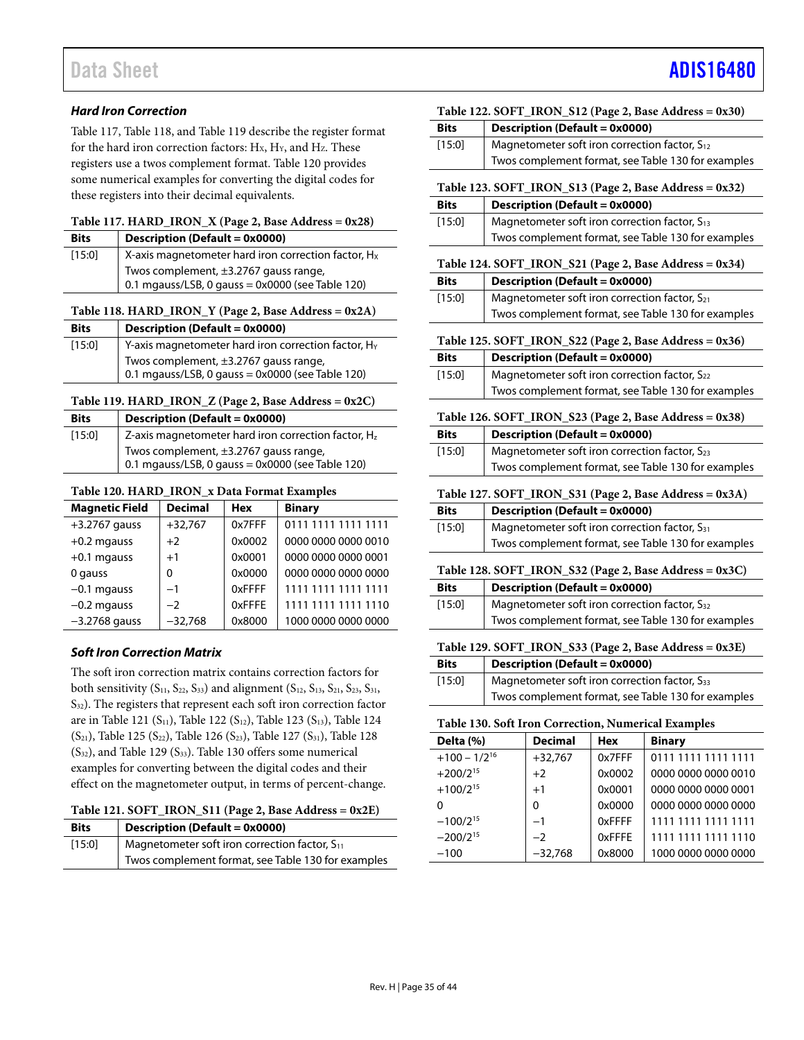### Hard Iron Correction

Table 117, Table 118, and Table 119 describe the register format for the hard iron correction factors: $H_X$, $H_Y$, and $H_Z$. These registers use a twos complement format. Table 120 provides some numerical examples for converting the digital codes for these registers into their decimal equivalents.

**Table 117. HARD_IRON_X (Page 2, Base Address = 0x28)**

| Bits | Description (Default = 0x0000) |
|---|---|
| [15:0] | X-axis magnetometer hard iron correction factor, $H_X$<br>Twos complement, ±3.2767 gauss range,<br>0.1 mgauss/LSB, 0 gauss = 0x0000 (see Table 120) |

**Table 118. HARD_IRON_Y (Page 2, Base Address = 0x2A)**

| Bits | Description (Default = 0x0000) |
|---|---|
| [15:0] | Y-axis magnetometer hard iron correction factor, $H_Y$<br>Twos complement, ±3.2767 gauss range,<br>0.1 mgauss/LSB, 0 gauss = 0x0000 (see Table 120) |

**Table 119. HARD_IRON_Z (Page 2, Base Address = 0x2C)**

| Bits | Description (Default = 0x0000) |
|---|---|
| [15:0] | Z-axis magnetometer hard iron correction factor, $H_Z$<br>Twos complement, ±3.2767 gauss range,<br>0.1 mgauss/LSB, 0 gauss = 0x0000 (see Table 120) |

**Table 120. HARD_IRON_x Data Format Examples**

| Magnetic Field | Decimal | Hex | Binary |
|---|---|---|---|
| +3.2767 gauss | +32,767 | 0x7FFF | 0111 1111 1111 1111 |
| +0.2 mgauss | +2 | 0x0002 | 0000 0000 0000 0010 |
| +0.1 mgauss | +1 | 0x0001 | 0000 0000 0000 0001 |
| 0 gauss | 0 | 0x0000 | 0000 0000 0000 0000 |
| −0.1 mgauss | −1 | 0xFFFF | 1111 1111 1111 1111 |
| −0.2 mgauss | −2 | 0xFFFE | 1111 1111 1111 1110 |
| −3.2768 gauss | −32,768 | 0x8000 | 1000 0000 0000 0000 |

### Soft Iron Correction Matrix

The soft iron correction matrix contains correction factors for both sensitivity ($S_{11}$, $S_{22}$, $S_{33}$) and alignment ($S_{12}$, $S_{13}$, $S_{21}$, $S_{23}$, $S_{31}$, $S_{32}$). The registers that represent each soft iron correction factor are in Table 121 ($S_{11}$), Table 122 ($S_{12}$), Table 123 ($S_{13}$), Table 124 ($S_{21}$), Table 125 ($S_{22}$), Table 126 ($S_{23}$), Table 127 ($S_{31}$), Table 128 ($S_{32}$), and Table 129 ($S_{33}$). Table 130 offers some numerical examples for converting between the digital codes and their effect on the magnetometer output, in terms of percent-change.

**Table 121. SOFT_IRON_S11 (Page 2, Base Address = 0x2E)**

| Bits | Description (Default = 0x0000) |
|---|---|
| [15:0] | Magnetometer soft iron correction factor, $S_{11}$<br>Twos complement format, see Table 130 for examples |

**Table 122. SOFT_IRON_S12 (Page 2, Base Address = 0x30)**

| Bits | Description (Default = 0x0000) |
|---|---|
| [15:0] | Magnetometer soft iron correction factor, $S_{12}$<br>Twos complement format, see Table 130 for examples |

**Table 123. SOFT_IRON_S13 (Page 2, Base Address = 0x32)**

| Bits | Description (Default = 0x0000) |
|---|---|
| [15:0] | Magnetometer soft iron correction factor, $S_{13}$<br>Twos complement format, see Table 130 for examples |

**Table 124. SOFT_IRON_S21 (Page 2, Base Address = 0x34)**

| Bits | Description (Default = 0x0000) |
|---|---|
| [15:0] | Magnetometer soft iron correction factor, $S_{21}$<br>Twos complement format, see Table 130 for examples |

**Table 125. SOFT_IRON_S22 (Page 2, Base Address = 0x36)**

| Bits | Description (Default = 0x0000) |
|---|---|
| [15:0] | Magnetometer soft iron correction factor, $S_{22}$<br>Twos complement format, see Table 130 for examples |

**Table 126. SOFT_IRON_S23 (Page 2, Base Address = 0x38)**

| Bits | Description (Default = 0x0000) |
|---|---|
| [15:0] | Magnetometer soft iron correction factor, $S_{23}$<br>Twos complement format, see Table 130 for examples |

**Table 127. SOFT_IRON_S31 (Page 2, Base Address = 0x3A)**

| Bits | Description (Default = 0x0000) |
|---|---|
| [15:0] | Magnetometer soft iron correction factor, $S_{31}$<br>Twos complement format, see Table 130 for examples |

**Table 128. SOFT_IRON_S32 (Page 2, Base Address = 0x3C)**

| Bits | Description (Default = 0x0000) |
|---|---|
| [15:0] | Magnetometer soft iron correction factor, $S_{32}$<br>Twos complement format, see Table 130 for examples |

**Table 129. SOFT_IRON_S33 (Page 2, Base Address = 0x3E)**

| Bits | Description (Default = 0x0000) |
|---|---|
| [15:0] | Magnetometer soft iron correction factor, $S_{33}$<br>Twos complement format, see Table 130 for examples |

**Table 130. Soft Iron Correction, Numerical Examples**

| Delta (%) | Decimal | Hex | Binary |
|---|---|---|---|
| $+100 - 1/2^{16}$ | +32,767 | 0x7FFF | 0111 1111 1111 1111 |
| $+200/2^{15}$ | +2 | 0x0002 | 0000 0000 0000 0010 |
| $+100/2^{15}$ | +1 | 0x0001 | 0000 0000 0000 0001 |
| 0 | 0 | 0x0000 | 0000 0000 0000 0000 |
| $-100/2^{15}$ | −1 | 0xFFFF | 1111 1111 1111 1111 |
| $-200/2^{15}$ | −2 | 0xFFFE | 1111 1111 1111 1110 |
| −100 | −32,768 | 0x8000 | 1000 0000 0000 0000 |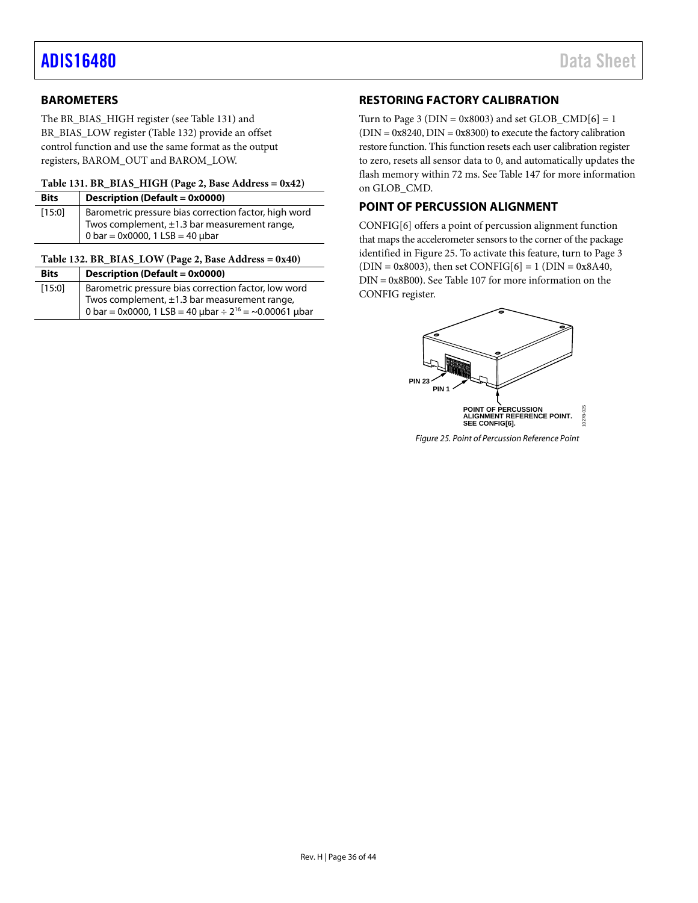## BAROMETERS

The BR_BIAS_HIGH register (see Table 131) and BR_BIAS_LOW register (Table 132) provide an offset control function and use the same format as the output registers, BAROM_OUT and BAROM_LOW.

**Table 131. BR_BIAS_HIGH (Page 2, Base Address = 0x42)**

| Bits | Description (Default = 0x0000) |
|---|---|
| [15:0] | Barometric pressure bias correction factor, high word Twos complement, ±1.3 bar measurement range, 0 bar = 0x0000, 1 LSB = 40 μbar |

**Table 132. BR_BIAS_LOW (Page 2, Base Address = 0x40)**

| Bits | Description (Default = 0x0000) |
|---|---|
| [15:0] | Barometric pressure bias correction factor, low word Twos complement, ±1.3 bar measurement range, 0 bar = 0x0000, 1 LSB = 40 μbar ÷ $2^{16}$ = ~0.00061 μbar |

## RESTORING FACTORY CALIBRATION

Turn to Page 3 (DIN = 0x8003) and set GLOB_CMD[6] = 1 (DIN = 0x8240, DIN = 0x8300) to execute the factory calibration restore function. This function resets each user calibration register to zero, resets all sensor data to 0, and automatically updates the flash memory within 72 ms. See Table 147 for more information on GLOB_CMD.

## POINT OF PERCUSSION ALIGNMENT

CONFIG[6] offers a point of percussion alignment function that maps the accelerometer sensors to the corner of the package identified in Figure 25. To activate this feature, turn to Page 3 (DIN = 0x8003), then set CONFIG[6] = 1 (DIN = 0x8A40, DIN = 0x8B00). See Table 107 for more information on the CONFIG register.

PIN 23

PIN 1

POINT OF PERCUSSION ALIGNMENT REFERENCE POINT. SEE CONFIG[6].

*Figure 25. Point of Percussion Reference Point*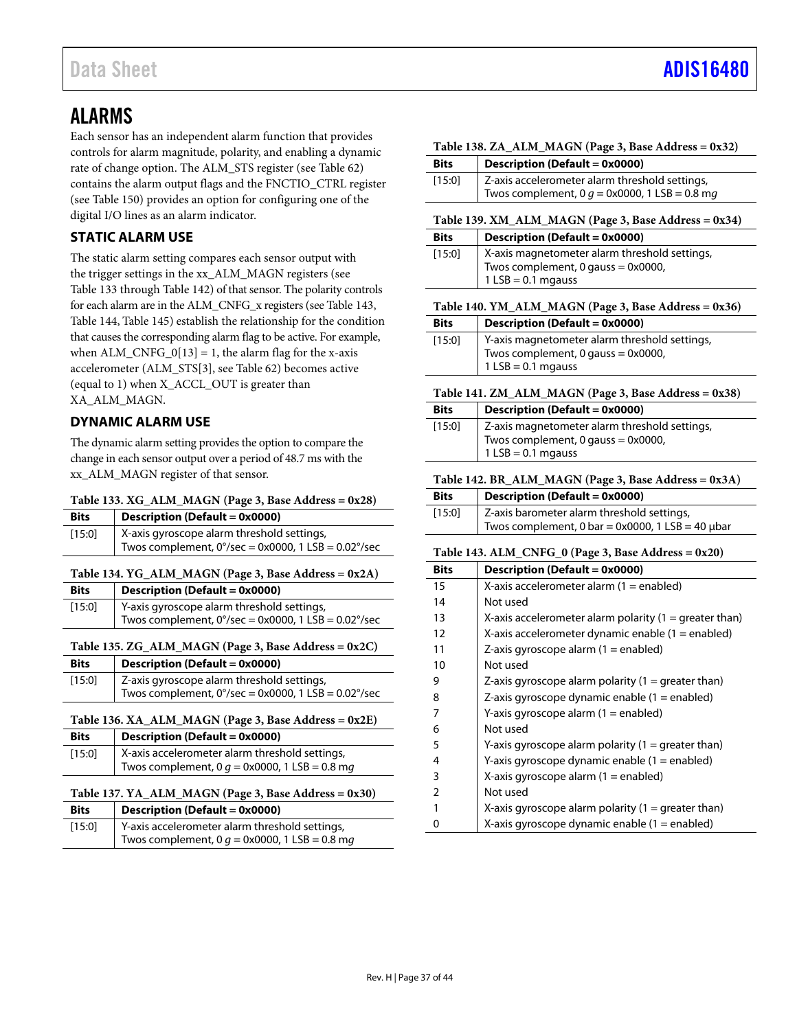## ALARMS

Each sensor has an independent alarm function that provides controls for alarm magnitude, polarity, and enabling a dynamic rate of change option. The ALM_STS register (see Table 62) contains the alarm output flags and the FNCTIO_CTRL register (see Table 150) provides an option for configuring one of the digital I/O lines as an alarm indicator.

### STATIC ALARM USE

The static alarm setting compares each sensor output with the trigger settings in the xx_ALM_MAGN registers (see Table 133 through Table 142) of that sensor. The polarity controls for each alarm are in the ALM_CNFG_x registers (see Table 143, Table 144, Table 145) establish the relationship for the condition that causes the corresponding alarm flag to be active. For example, when ALM_CNFG_0[13] = 1, the alarm flag for the x-axis accelerometer (ALM_STS[3], see Table 62) becomes active (equal to 1) when X_ACCL_OUT is greater than XA_ALM_MAGN.

### DYNAMIC ALARM USE

The dynamic alarm setting provides the option to compare the change in each sensor output over a period of 48.7 ms with the xx_ALM_MAGN register of that sensor.

**Table 133. XG_ALM_MAGN (Page 3, Base Address = 0x28)**

| Bits | Description (Default = 0x0000) |
|---|---|
| [15:0] | X-axis gyroscope alarm threshold settings, Twos complement, 0°/sec = 0x0000, 1 LSB = 0.02°/sec |

**Table 134. YG_ALM_MAGN (Page 3, Base Address = 0x2A)**

| Bits | Description (Default = 0x0000) |
|---|---|
| [15:0] | Y-axis gyroscope alarm threshold settings, Twos complement, 0°/sec = 0x0000, 1 LSB = 0.02°/sec |

**Table 135. ZG_ALM_MAGN (Page 3, Base Address = 0x2C)**

| Bits | Description (Default = 0x0000) |
|---|---|
| [15:0] | Z-axis gyroscope alarm threshold settings, Twos complement, 0°/sec = 0x0000, 1 LSB = 0.02°/sec |

**Table 136. XA_ALM_MAGN (Page 3, Base Address = 0x2E)**

| Bits | Description (Default = 0x0000) |
|---|---|
| [15:0] | X-axis accelerometer alarm threshold settings, Twos complement, 0 *g* = 0x0000, 1 LSB = 0.8 m*g* |

**Table 137. YA_ALM_MAGN (Page 3, Base Address = 0x30)**

| Bits | Description (Default = 0x0000) |
|---|---|
| [15:0] | Y-axis accelerometer alarm threshold settings, Twos complement, 0 *g* = 0x0000, 1 LSB = 0.8 m*g* |

**Table 138. ZA_ALM_MAGN (Page 3, Base Address = 0x32)**

| Bits | Description (Default = 0x0000) |
|---|---|
| [15:0] | Z-axis accelerometer alarm threshold settings, Twos complement, 0 *g* = 0x0000, 1 LSB = 0.8 m*g* |

**Table 139. XM_ALM_MAGN (Page 3, Base Address = 0x34)**

| Bits | Description (Default = 0x0000) |
|---|---|
| [15:0] | X-axis magnetometer alarm threshold settings, Twos complement, 0 gauss = 0x0000, 1 LSB = 0.1 mgauss |

**Table 140. YM_ALM_MAGN (Page 3, Base Address = 0x36)**

| Bits | Description (Default = 0x0000) |
|---|---|
| [15:0] | Y-axis magnetometer alarm threshold settings, Twos complement, 0 gauss = 0x0000, 1 LSB = 0.1 mgauss |

**Table 141. ZM_ALM_MAGN (Page 3, Base Address = 0x38)**

| Bits | Description (Default = 0x0000) |
|---|---|
| [15:0] | Z-axis magnetometer alarm threshold settings, Twos complement, 0 gauss = 0x0000, 1 LSB = 0.1 mgauss |

**Table 142. BR_ALM_MAGN (Page 3, Base Address = 0x3A)**

| Bits | Description (Default = 0x0000) |
|---|---|
| [15:0] | Z-axis barometer alarm threshold settings, Twos complement, 0 bar = 0x0000, 1 LSB = 40 μbar |

**Table 143. ALM_CNFG_0 (Page 3, Base Address = 0x20)**

| Bits | Description (Default = 0x0000) |
|---|---|
| 15 | X-axis accelerometer alarm (1 = enabled) |
| 14 | Not used |
| 13 | X-axis accelerometer alarm polarity (1 = greater than) |
| 12 | X-axis accelerometer dynamic enable (1 = enabled) |
| 11 | Z-axis gyroscope alarm (1 = enabled) |
| 10 | Not used |
| 9 | Z-axis gyroscope alarm polarity (1 = greater than) |
| 8 | Z-axis gyroscope dynamic enable (1 = enabled) |
| 7 | Y-axis gyroscope alarm (1 = enabled) |
| 6 | Not used |
| 5 | Y-axis gyroscope alarm polarity (1 = greater than) |
| 4 | Y-axis gyroscope dynamic enable (1 = enabled) |
| 3 | X-axis gyroscope alarm (1 = enabled) |
| 2 | Not used |
| 1 | X-axis gyroscope alarm polarity (1 = greater than) |
| 0 | X-axis gyroscope dynamic enable (1 = enabled) |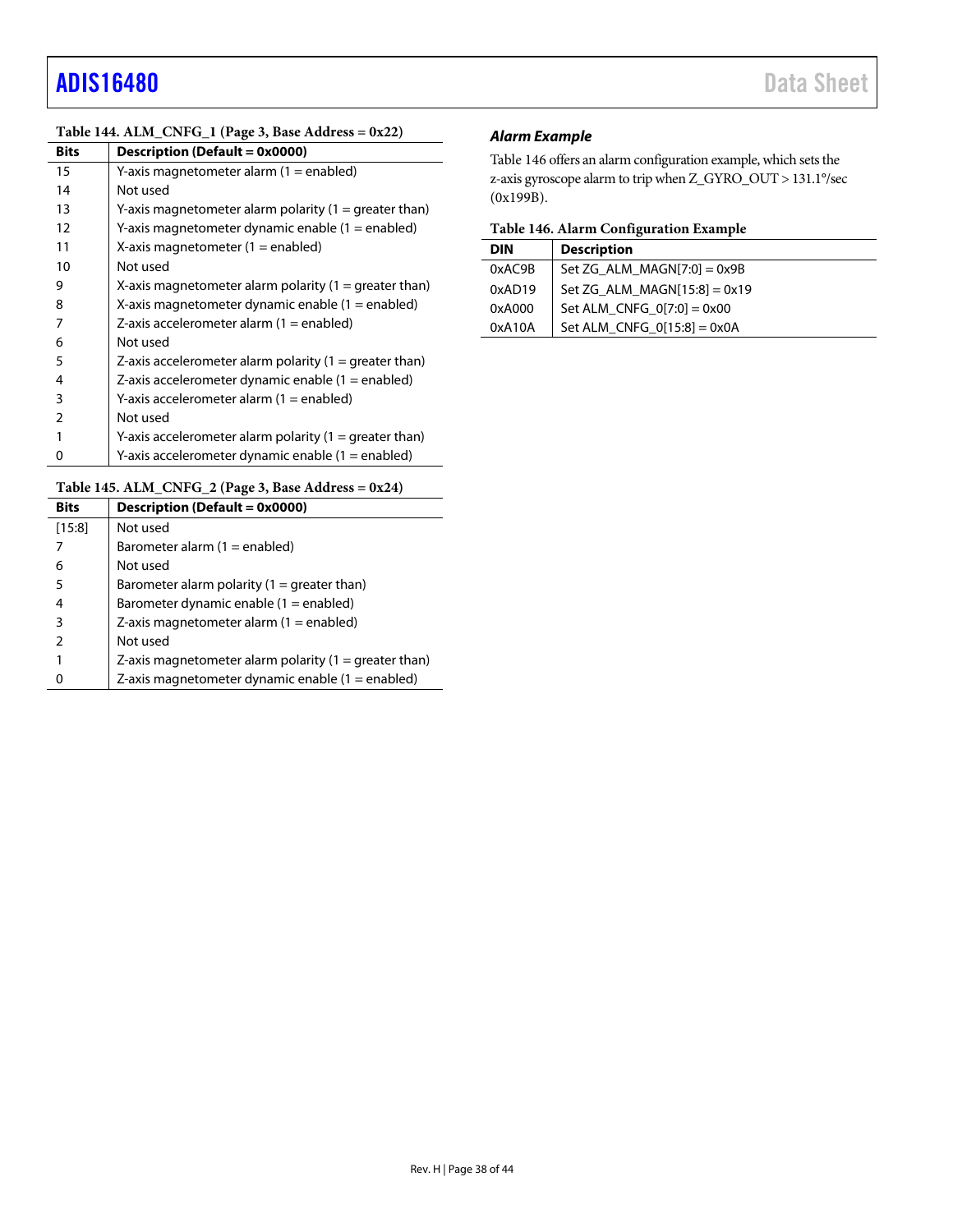**Table 144. ALM_CNFG_1 (Page 3, Base Address = 0x22)**

| Bits | Description (Default = 0x0000) |
|---|---|
| 15 | Y-axis magnetometer alarm (1 = enabled) |
| 14 | Not used |
| 13 | Y-axis magnetometer alarm polarity (1 = greater than) |
| 12 | Y-axis magnetometer dynamic enable (1 = enabled) |
| 11 | X-axis magnetometer (1 = enabled) |
| 10 | Not used |
| 9 | X-axis magnetometer alarm polarity (1 = greater than) |
| 8 | X-axis magnetometer dynamic enable (1 = enabled) |
| 7 | Z-axis accelerometer alarm (1 = enabled) |
| 6 | Not used |
| 5 | Z-axis accelerometer alarm polarity (1 = greater than) |
| 4 | Z-axis accelerometer dynamic enable (1 = enabled) |
| 3 | Y-axis accelerometer alarm (1 = enabled) |
| 2 | Not used |
| 1 | Y-axis accelerometer alarm polarity (1 = greater than) |
| 0 | Y-axis accelerometer dynamic enable (1 = enabled) |

**Table 145. ALM_CNFG_2 (Page 3, Base Address = 0x24)**

| Bits | Description (Default = 0x0000) |
|---|---|
| [15:8] | Not used |
| 7 | Barometer alarm (1 = enabled) |
| 6 | Not used |
| 5 | Barometer alarm polarity (1 = greater than) |
| 4 | Barometer dynamic enable (1 = enabled) |
| 3 | Z-axis magnetometer alarm (1 = enabled) |
| 2 | Not used |
| 1 | Z-axis magnetometer alarm polarity (1 = greater than) |
| 0 | Z-axis magnetometer dynamic enable (1 = enabled) |

### *Alarm Example*

Table 146 offers an alarm configuration example, which sets the z-axis gyroscope alarm to trip when Z_GYRO_OUT > 131.1°/sec (0x199B).

**Table 146. Alarm Configuration Example**

| DIN | Description |
|---|---|
| 0xAC9B | Set ZG_ALM_MAGN[7:0] = 0x9B |
| 0xAD19 | Set ZG_ALM_MAGN[15:8] = 0x19 |
| 0xA000 | Set ALM_CNFG_0[7:0] = 0x00 |
| 0xA10A | Set ALM_CNFG_0[15:8] = 0x0A |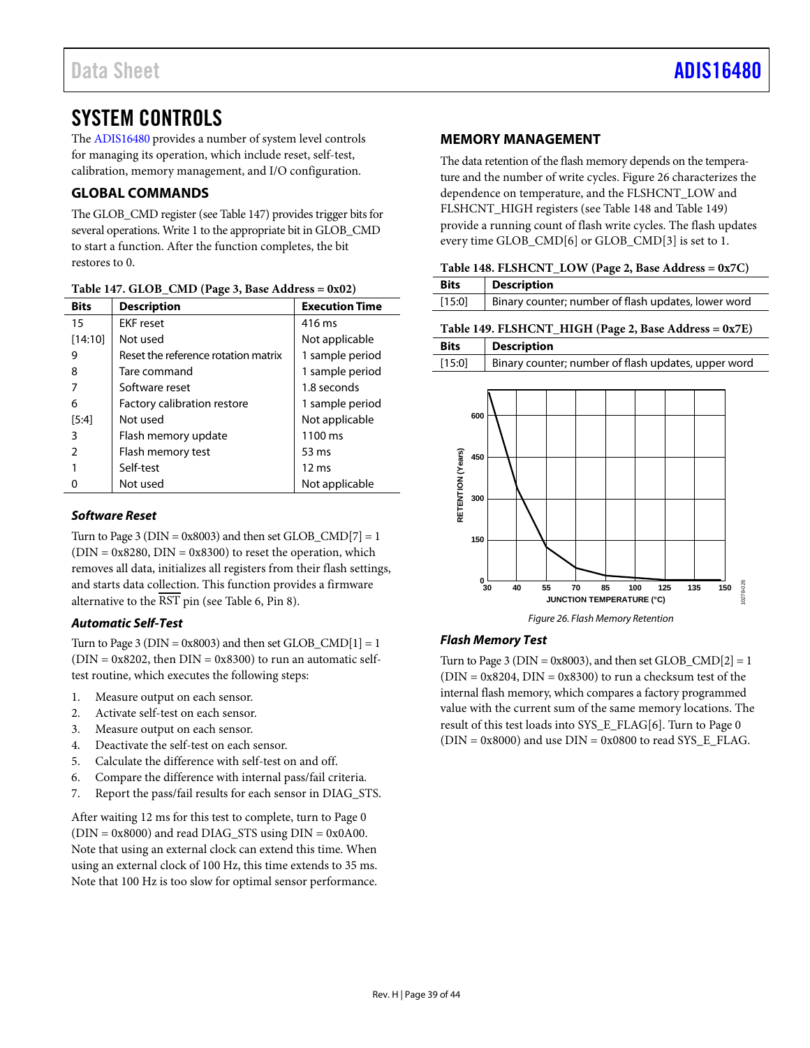# SYSTEM CONTROLS

The ADIS16480 provides a number of system level controls for managing its operation, which include reset, self-test, calibration, memory management, and I/O configuration.

## GLOBAL COMMANDS

The GLOB_CMD register (see Table 147) provides trigger bits for several operations. Write 1 to the appropriate bit in GLOB_CMD to start a function. After the function completes, the bit restores to 0.

**Table 147. GLOB_CMD (Page 3, Base Address = 0x02)**

| Bits | Description | Execution Time |
|---|---|---|
| 15 | EKF reset | 416 ms |
| [14:10] | Not used | Not applicable |
| 9 | Reset the reference rotation matrix | 1 sample period |
| 8 | Tare command | 1 sample period |
| 7 | Software reset | 1.8 seconds |
| 6 | Factory calibration restore | 1 sample period |
| [5:4] | Not used | Not applicable |
| 3 | Flash memory update | 1100 ms |
| 2 | Flash memory test | 53 ms |
| 1 | Self-test | 12 ms |
| 0 | Not used | Not applicable |

### *Software Reset*

Turn to Page 3 (DIN = 0x8003) and then set GLOB_CMD[7] = 1 (DIN = 0x8280, DIN = 0x8300) to reset the operation, which removes all data, initializes all registers from their flash settings, and starts data collection. This function provides a firmware alternative to the RST pin (see Table 6, Pin 8).

### *Automatic Self-Test*

Turn to Page 3 (DIN = 0x8003) and then set GLOB_CMD[1] = 1 (DIN = 0x8202, then DIN = 0x8300) to run an automatic self-test routine, which executes the following steps:

1. Measure output on each sensor.
2. Activate self-test on each sensor.
3. Measure output on each sensor.
4. Deactivate the self-test on each sensor.
5. Calculate the difference with self-test on and off.
6. Compare the difference with internal pass/fail criteria.
7. Report the pass/fail results for each sensor in DIAG_STS.

After waiting 12 ms for this test to complete, turn to Page 0 (DIN = 0x8000) and read DIAG_STS using DIN = 0x0A00. Note that using an external clock can extend this time. When using an external clock of 100 Hz, this time extends to 35 ms. Note that 100 Hz is too slow for optimal sensor performance.

## MEMORY MANAGEMENT

The data retention of the flash memory depends on the temperature and the number of write cycles. Figure 26 characterizes the dependence on temperature, and the FLSHCNT_LOW and FLSHCNT_HIGH registers (see Table 148 and Table 149) provide a running count of flash write cycles. The flash updates every time GLOB_CMD[6] or GLOB_CMD[3] is set to 1.

**Table 148. FLSHCNT_LOW (Page 2, Base Address = 0x7C)**

| Bits | Description |
|---|---|
| [15:0] | Binary counter; number of flash updates, lower word |

**Table 149. FLSHCNT_HIGH (Page 2, Base Address = 0x7E)**

| Bits | Description |
|---|---|
| [15:0] | Binary counter; number of flash updates, upper word |

*Figure 26. Flash Memory Retention*

### *Flash Memory Test*

Turn to Page 3 (DIN = 0x8003), and then set GLOB_CMD[2] = 1 (DIN = 0x8204, DIN = 0x8300) to run a checksum test of the internal flash memory, which compares a factory programmed value with the current sum of the same memory locations. The result of this test loads into SYS_E_FLAG[6]. Turn to Page 0 (DIN = 0x8000) and use DIN = 0x0800 to read SYS_E_FLAG.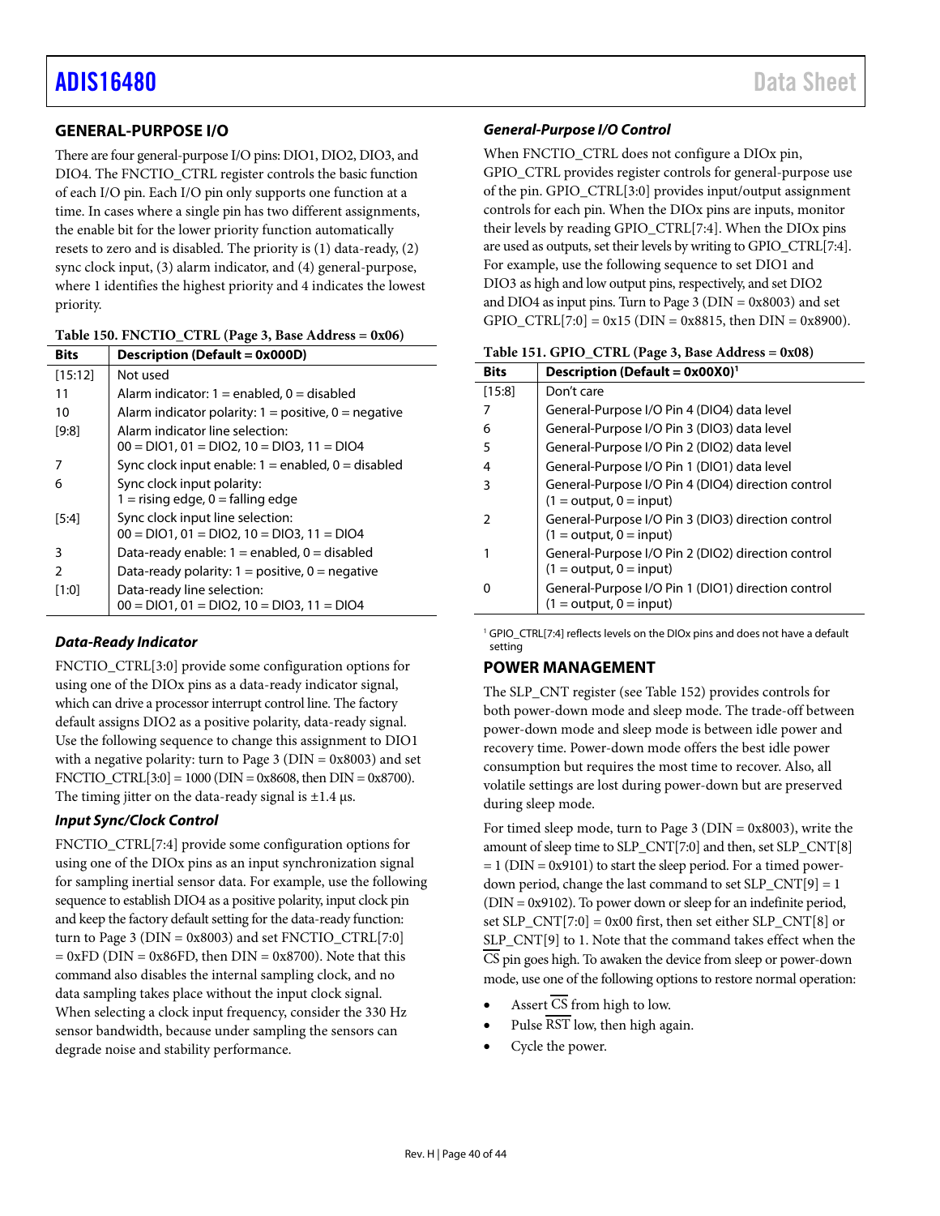## GENERAL-PURPOSE I/O

There are four general-purpose I/O pins: DIO1, DIO2, DIO3, and DIO4. The FNCTIO_CTRL register controls the basic function of each I/O pin. Each I/O pin only supports one function at a time. In cases where a single pin has two different assignments, the enable bit for the lower priority function automatically resets to zero and is disabled. The priority is (1) data-ready, (2) sync clock input, (3) alarm indicator, and (4) general-purpose, where 1 identifies the highest priority and 4 indicates the lowest priority.

**Table 150. FNCTIO_CTRL (Page 3, Base Address = 0x06)**

| Bits | Description (Default = 0x000D) |
|---|---|
| [15:12] | Not used |
| 11 | Alarm indicator: 1 = enabled, 0 = disabled |
| 10 | Alarm indicator polarity: 1 = positive, 0 = negative |
| [9:8] | Alarm indicator line selection: 00 = DIO1, 01 = DIO2, 10 = DIO3, 11 = DIO4 |
| 7 | Sync clock input enable: 1 = enabled, 0 = disabled |
| 6 | Sync clock input polarity: 1 = rising edge, 0 = falling edge |
| [5:4] | Sync clock input line selection: 00 = DIO1, 01 = DIO2, 10 = DIO3, 11 = DIO4 |
| 3 | Data-ready enable: 1 = enabled, 0 = disabled |
| 2 | Data-ready polarity: 1 = positive, 0 = negative |
| [1:0] | Data-ready line selection: 00 = DIO1, 01 = DIO2, 10 = DIO3, 11 = DIO4 |

### *Data-Ready Indicator*

FNCTIO_CTRL[3:0] provide some configuration options for using one of the DIOx pins as a data-ready indicator signal, which can drive a processor interrupt control line. The factory default assigns DIO2 as a positive polarity, data-ready signal. Use the following sequence to change this assignment to DIO1 with a negative polarity: turn to Page 3 (DIN = 0x8003) and set FNCTIO_CTRL[3:0] = 1000 (DIN = 0x8608, then DIN = 0x8700). The timing jitter on the data-ready signal is ±1.4 µs.

### *Input Sync/Clock Control*

FNCTIO_CTRL[7:4] provide some configuration options for using one of the DIOx pins as an input synchronization signal for sampling inertial sensor data. For example, use the following sequence to establish DIO4 as a positive polarity, input clock pin and keep the factory default setting for the data-ready function: turn to Page 3 (DIN = 0x8003) and set FNCTIO_CTRL[7:0] = 0xFD (DIN = 0x86FD, then DIN = 0x8700). Note that this command also disables the internal sampling clock, and no data sampling takes place without the input clock signal. When selecting a clock input frequency, consider the 330 Hz sensor bandwidth, because under sampling the sensors can degrade noise and stability performance.

### *General-Purpose I/O Control*

When FNCTIO_CTRL does not configure a DIOx pin, GPIO_CTRL provides register controls for general-purpose use of the pin. GPIO_CTRL[3:0] provides input/output assignment controls for each pin. When the DIOx pins are inputs, monitor their levels by reading GPIO_CTRL[7:4]. When the DIOx pins are used as outputs, set their levels by writing to GPIO_CTRL[7:4]. For example, use the following sequence to set DIO1 and DIO3 as high and low output pins, respectively, and set DIO2 and DIO4 as input pins. Turn to Page 3 (DIN = 0x8003) and set GPIO_CTRL[7:0] = 0x15 (DIN = 0x8815, then DIN = 0x8900).

**Table 151. GPIO_CTRL (Page 3, Base Address = 0x08)**

| Bits | Description (Default = 0x00X0)[1] |
|---|---|
| [15:8] | Don't care |
| 7 | General-Purpose I/O Pin 4 (DIO4) data level |
| 6 | General-Purpose I/O Pin 3 (DIO3) data level |
| 5 | General-Purpose I/O Pin 2 (DIO2) data level |
| 4 | General-Purpose I/O Pin 1 (DIO1) data level |
| 3 | General-Purpose I/O Pin 4 (DIO4) direction control (1 = output, 0 = input) |
| 2 | General-Purpose I/O Pin 3 (DIO3) direction control (1 = output, 0 = input) |
| 1 | General-Purpose I/O Pin 2 (DIO2) direction control (1 = output, 0 = input) |
| 0 | General-Purpose I/O Pin 1 (DIO1) direction control (1 = output, 0 = input) |

[1] GPIO_CTRL[7:4] reflects levels on the DIOx pins and does not have a default setting

## POWER MANAGEMENT

The SLP_CNT register (see Table 152) provides controls for both power-down mode and sleep mode. The trade-off between power-down mode and sleep mode is between idle power and recovery time. Power-down mode offers the best idle power consumption but requires the most time to recover. Also, all volatile settings are lost during power-down but are preserved during sleep mode.

For timed sleep mode, turn to Page 3 (DIN = 0x8003), write the amount of sleep time to SLP_CNT[7:0] and then, set SLP_CNT[8] = 1 (DIN = 0x9101) to start the sleep period. For a timed power-down period, change the last command to set SLP_CNT[9] = 1 (DIN = 0x9102). To power down or sleep for an indefinite period, set SLP_CNT[7:0] = 0x00 first, then set either SLP_CNT[8] or SLP_CNT[9] to 1. Note that the command takes effect when the $\overline{\text{CS}}$ pin goes high. To awaken the device from sleep or power-down mode, use one of the following options to restore normal operation:

- Assert $\overline{\text{CS}}$ from high to low.
- Pulse $\overline{\text{RST}}$ low, then high again.
- Cycle the power.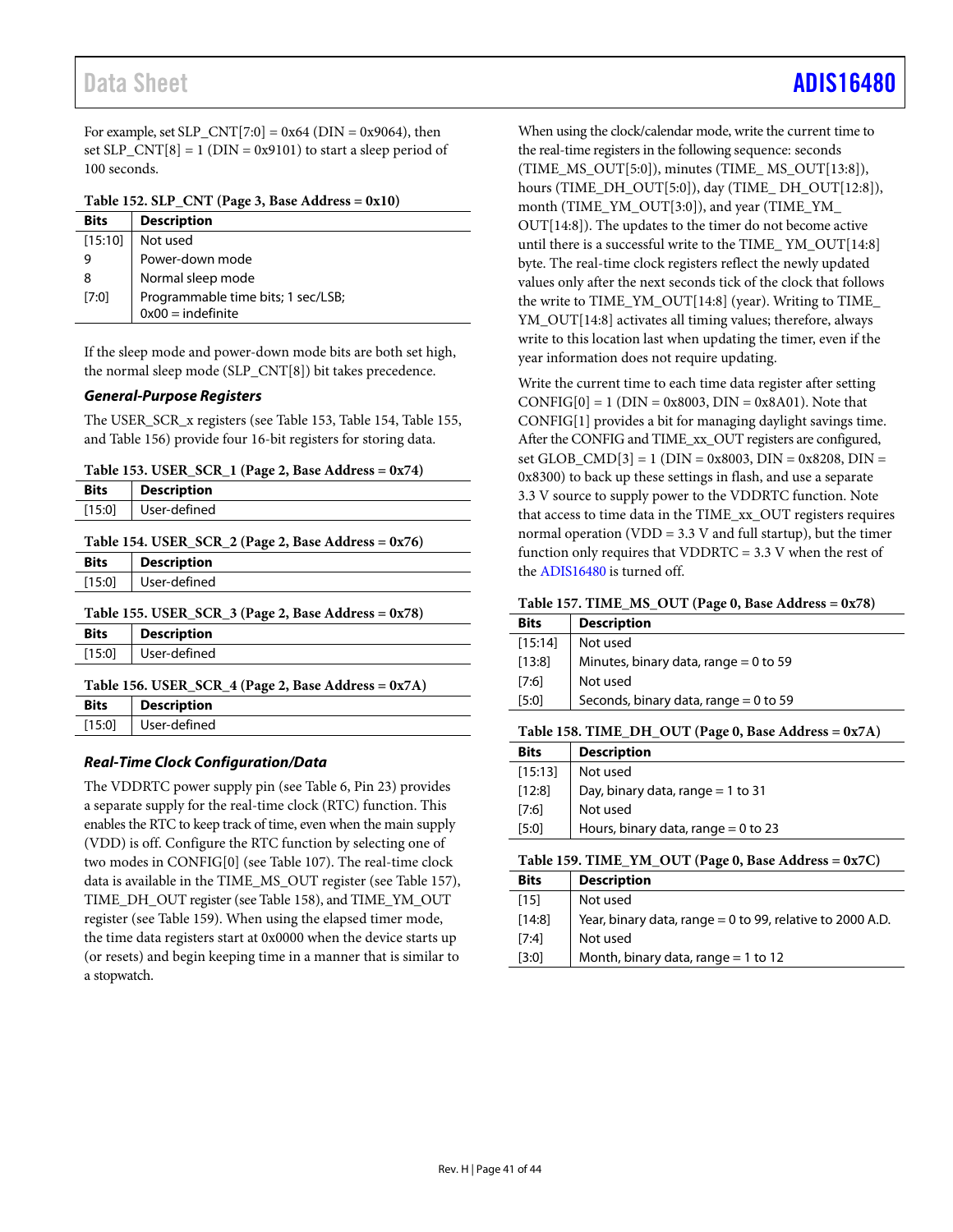For example, set SLP_CNT[7:0] = 0x64 (DIN = 0x9064), then set SLP_CNT[8] = 1 (DIN = 0x9101) to start a sleep period of 100 seconds.

**Table 152. SLP_CNT (Page 3, Base Address = 0x10)**

| Bits | Description |
|---|---|
| [15:10] | Not used |
| 9 | Power-down mode |
| 8 | Normal sleep mode |
| [7:0] | Programmable time bits; 1 sec/LSB; 0x00 = indefinite |

If the sleep mode and power-down mode bits are both set high, the normal sleep mode (SLP_CNT[8]) bit takes precedence.

### *General-Purpose Registers*

The USER_SCR_x registers (see Table 153, Table 154, Table 155, and Table 156) provide four 16-bit registers for storing data.

**Table 153. USER_SCR_1 (Page 2, Base Address = 0x74)**

| Bits | Description |
|---|---|
| [15:0] | User-defined |

**Table 154. USER_SCR_2 (Page 2, Base Address = 0x76)**

| Bits | Description |
|---|---|
| [15:0] | User-defined |

**Table 155. USER_SCR_3 (Page 2, Base Address = 0x78)**

| Bits | Description |
|---|---|
| [15:0] | User-defined |

**Table 156. USER_SCR_4 (Page 2, Base Address = 0x7A)**

| Bits | Description |
|---|---|
| [15:0] | User-defined |

### *Real-Time Clock Configuration/Data*

The VDDRTC power supply pin (see Table 6, Pin 23) provides a separate supply for the real-time clock (RTC) function. This enables the RTC to keep track of time, even when the main supply (VDD) is off. Configure the RTC function by selecting one of two modes in CONFIG[0] (see Table 107). The real-time clock data is available in the TIME_MS_OUT register (see Table 157), TIME_DH_OUT register (see Table 158), and TIME_YM_OUT register (see Table 159). When using the elapsed timer mode, the time data registers start at 0x0000 when the device starts up (or resets) and begin keeping time in a manner that is similar to a stopwatch.

When using the clock/calendar mode, write the current time to the real-time registers in the following sequence: seconds (TIME_MS_OUT[5:0]), minutes (TIME_ MS_OUT[13:8]), hours (TIME_DH_OUT[5:0]), day (TIME_ DH_OUT[12:8]), month (TIME_YM_OUT[3:0]), and year (TIME_YM_ OUT[14:8]). The updates to the timer do not become active until there is a successful write to the TIME_ YM_OUT[14:8] byte. The real-time clock registers reflect the newly updated values only after the next seconds tick of the clock that follows the write to TIME_YM_OUT[14:8] (year). Writing to TIME_ YM_OUT[14:8] activates all timing values; therefore, always write to this location last when updating the timer, even if the year information does not require updating.

Write the current time to each time data register after setting CONFIG[0] = 1 (DIN = 0x8003, DIN = 0x8A01). Note that CONFIG[1] provides a bit for managing daylight savings time. After the CONFIG and TIME_xx_OUT registers are configured, set GLOB_CMD[3] = 1 (DIN = 0x8003, DIN = 0x8208, DIN = 0x8300) to back up these settings in flash, and use a separate 3.3 V source to supply power to the VDDRTC function. Note that access to time data in the TIME_xx_OUT registers requires normal operation (VDD = 3.3 V and full startup), but the timer function only requires that VDDRTC = 3.3 V when the rest of the ADIS16480 is turned off.

**Table 157. TIME_MS_OUT (Page 0, Base Address = 0x78)**

| Bits | Description |
|---|---|
| [15:14] | Not used |
| [13:8] | Minutes, binary data, range = 0 to 59 |
| [7:6] | Not used |
| [5:0] | Seconds, binary data, range = 0 to 59 |

**Table 158. TIME_DH_OUT (Page 0, Base Address = 0x7A)**

| Bits | Description |
|---|---|
| [15:13] | Not used |
| [12:8] | Day, binary data, range = 1 to 31 |
| [7:6] | Not used |
| [5:0] | Hours, binary data, range = 0 to 23 |

**Table 159. TIME_YM_OUT (Page 0, Base Address = 0x7C)**

| Bits | Description |
|---|---|
| [15] | Not used |
| [14:8] | Year, binary data, range = 0 to 99, relative to 2000 A.D. |
| [7:4] | Not used |
| [3:0] | Month, binary data, range = 1 to 12 |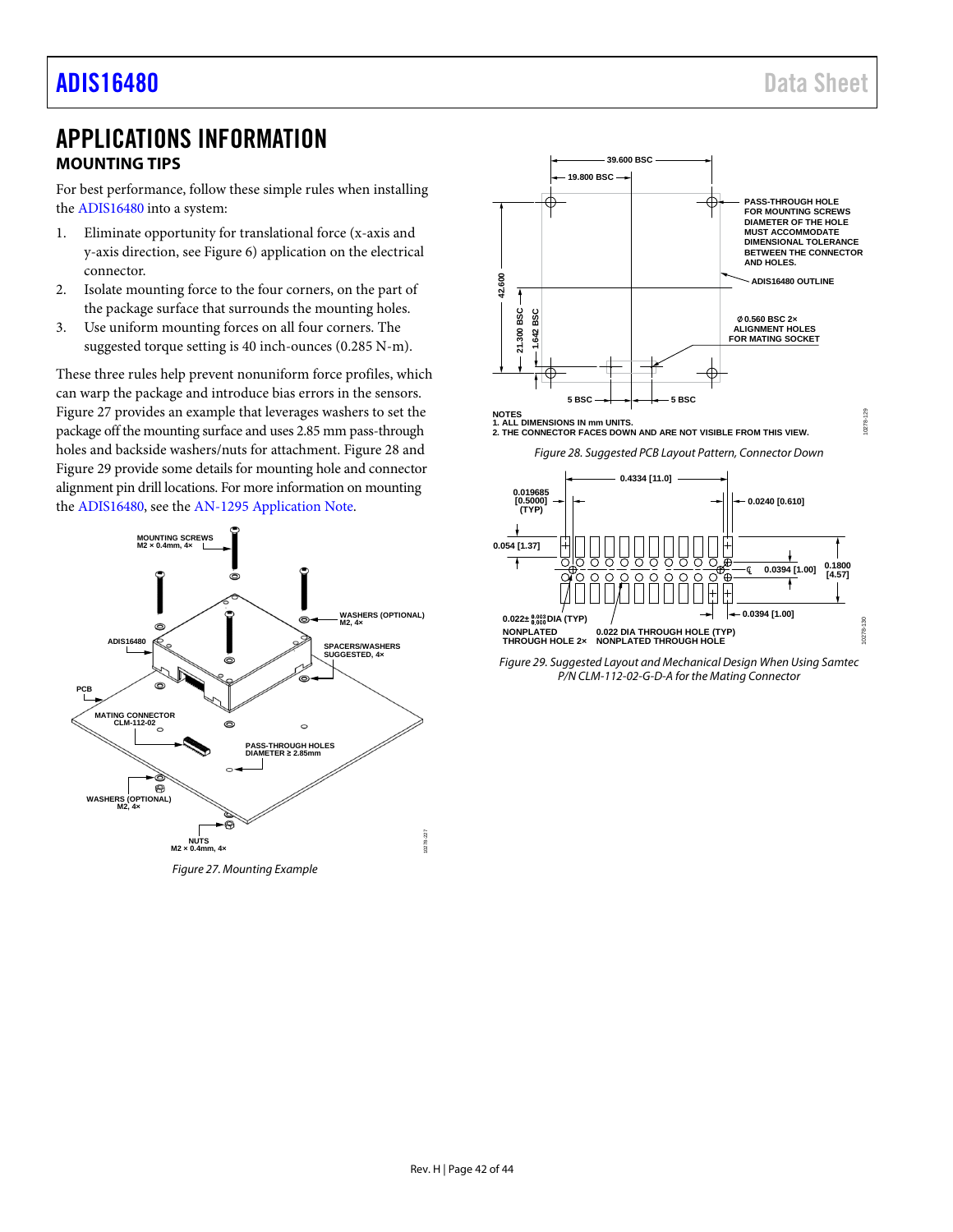# APPLICATIONS INFORMATION

## MOUNTING TIPS

For best performance, follow these simple rules when installing the ADIS16480 into a system:

1. Eliminate opportunity for translational force (x-axis and y-axis direction, see Figure 6) application on the electrical connector.
2. Isolate mounting force to the four corners, on the part of the package surface that surrounds the mounting holes.
3. Use uniform mounting forces on all four corners. The suggested torque setting is 40 inch-ounces (0.285 N-m).

These three rules help prevent nonuniform force profiles, which can warp the package and introduce bias errors in the sensors. Figure 27 provides an example that leverages washers to set the package off the mounting surface and uses 2.85 mm pass-through holes and backside washers/nuts for attachment. Figure 28 and Figure 29 provide some details for mounting hole and connector alignment pin drill locations. For more information on mounting the ADIS16480, see the AN-1295 Application Note.

*Figure 27. Mounting Example*

*Figure 28. Suggested PCB Layout Pattern, Connector Down*

*Figure 29. Suggested Layout and Mechanical Design When Using Samtec P/N CLM-112-02-G-D-A for the Mating Connector*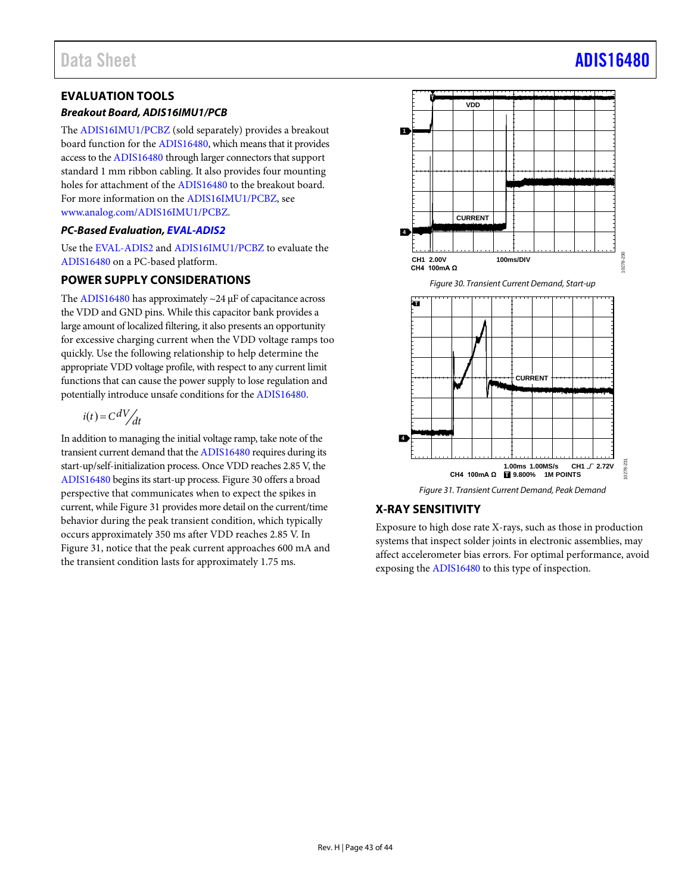## EVALUATION TOOLS

### *Breakout Board, ADIS16IMU1/PCB*

The ADIS16IMU1/PCBZ (sold separately) provides a breakout board function for the ADIS16480, which means that it provides access to the ADIS16480 through larger connectors that support standard 1 mm ribbon cabling. It also provides four mounting holes for attachment of the ADIS16480 to the breakout board. For more information on the ADIS16IMU1/PCBZ, see www.analog.com/ADIS16IMU1/PCBZ.

### *PC-Based Evaluation, EVAL-ADIS2*

Use the EVAL-ADIS2 and ADIS16IMU1/PCBZ to evaluate the ADIS16480 on a PC-based platform.

## POWER SUPPLY CONSIDERATIONS

The ADIS16480 has approximately ~24 µF of capacitance across the VDD and GND pins. While this capacitor bank provides a large amount of localized filtering, it also presents an opportunity for excessive charging current when the VDD voltage ramps too quickly. Use the following relationship to help determine the appropriate VDD voltage profile, with respect to any current limit functions that can cause the power supply to lose regulation and potentially introduce unsafe conditions for the ADIS16480.

$$i(t) = C\frac{dV}{dt}$$

In addition to managing the initial voltage ramp, take note of the transient current demand that the ADIS16480 requires during its start-up/self-initialization process. Once VDD reaches 2.85 V, the ADIS16480 begins its start-up process. Figure 30 offers a broad perspective that communicates when to expect the spikes in current, while Figure 31 provides more detail on the current/time behavior during the peak transient condition, which typically occurs approximately 350 ms after VDD reaches 2.85 V. In Figure 31, notice that the peak current approaches 600 mA and the transient condition lasts for approximately 1.75 ms.

*Figure 30. Transient Current Demand, Start-up*

*Figure 31. Transient Current Demand, Peak Demand*

## X-RAY SENSITIVITY

Exposure to high dose rate X-rays, such as those in production systems that inspect solder joints in electronic assemblies, may affect accelerometer bias errors. For optimal performance, avoid exposing the ADIS16480 to this type of inspection.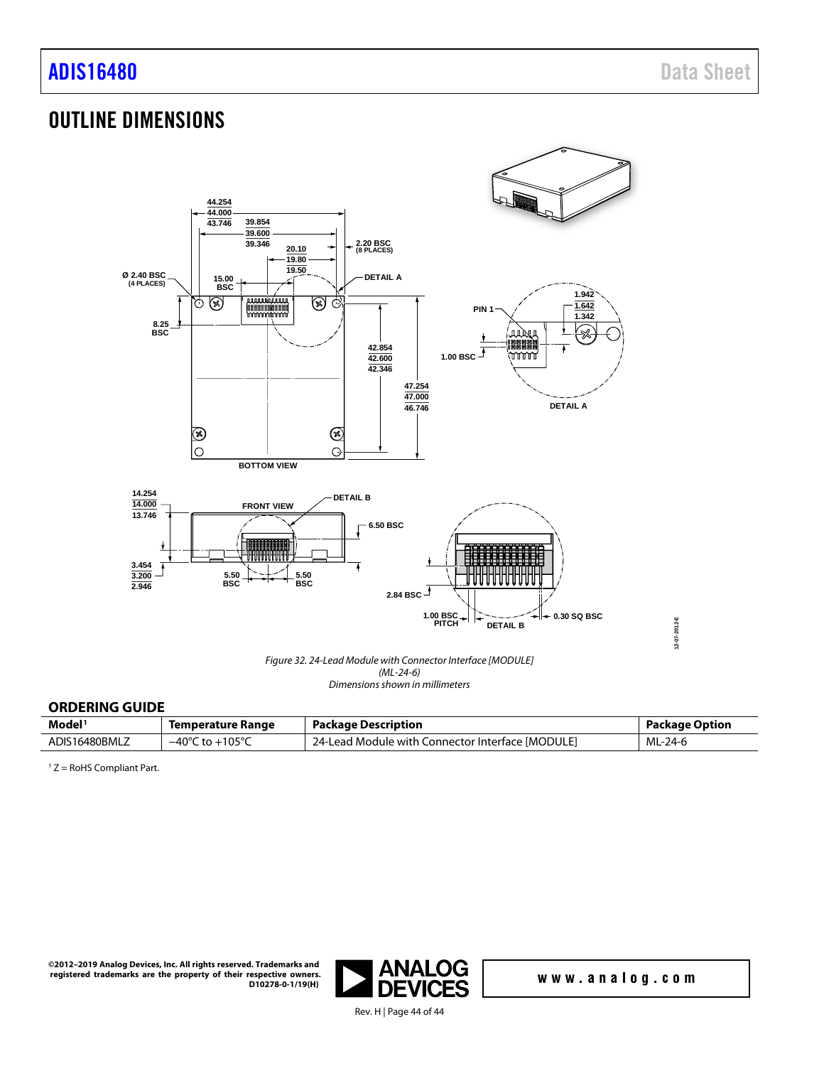## OUTLINE DIMENSIONS

44.254
44.000
43.746
39.854
39.600
39.346
20.10
19.80
19.50
2.20 BSC
(8 PLACES)
Ø 2.40 BSC
(4 PLACES)
15.00
BSC
DETAIL A
8.25
BSC
42.854
42.600
42.346
47.254
47.000
46.746
BOTTOM VIEW
PIN 1
1.942
1.642
1.342
1.00 BSC
DETAIL A
14.254
14.000
13.746
FRONT VIEW
DETAIL B
6.50 BSC
3.454
3.200
2.946
5.50
BSC
5.50
BSC
2.84 BSC
1.00 BSC
PITCH
DETAIL B
0.30 SQ BSC
12-07-2012-E

*Figure 32. 24-Lead Module with Connector Interface [MODULE]*
*(ML-24-6)*
*Dimensions shown in millimeters*

### ORDERING GUIDE

| Model[1] | Temperature Range | Package Description | Package Option |
|---|---|---|---|
| ADIS16480BMLZ | −40°C to +105°C | 24-Lead Module with Connector Interface [MODULE] | ML-24-6 |

[1] Z = RoHS Compliant Part.

©2012–2019 Analog Devices, Inc. All rights reserved. Trademarks and registered trademarks are the property of their respective owners.
D10278-0-1/19(H)

www.analog.com